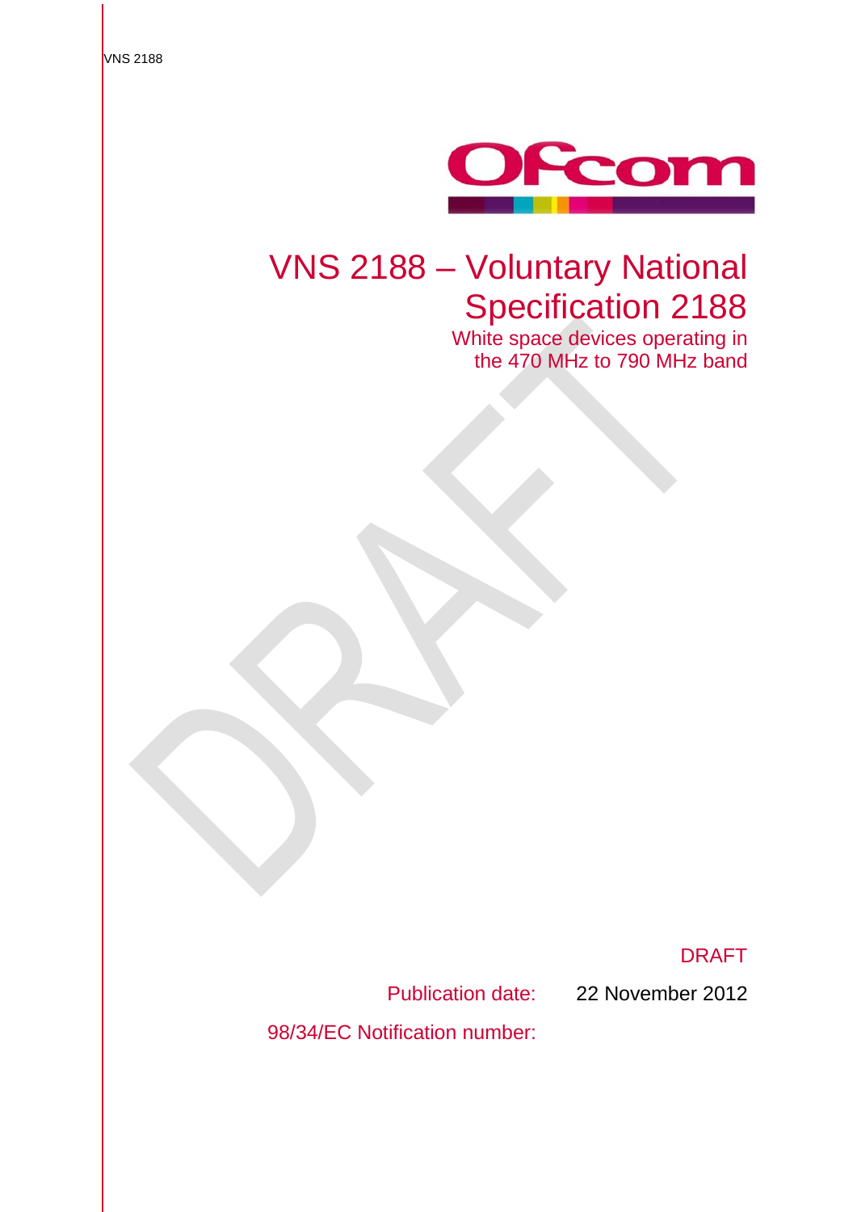# VNS 2188 – Voluntary National Specification 2188

## White space devices operating in the 470 MHz to 790 MHz band

DRAFT

Publication date: 22 November 2012

98/34/EC Notification number: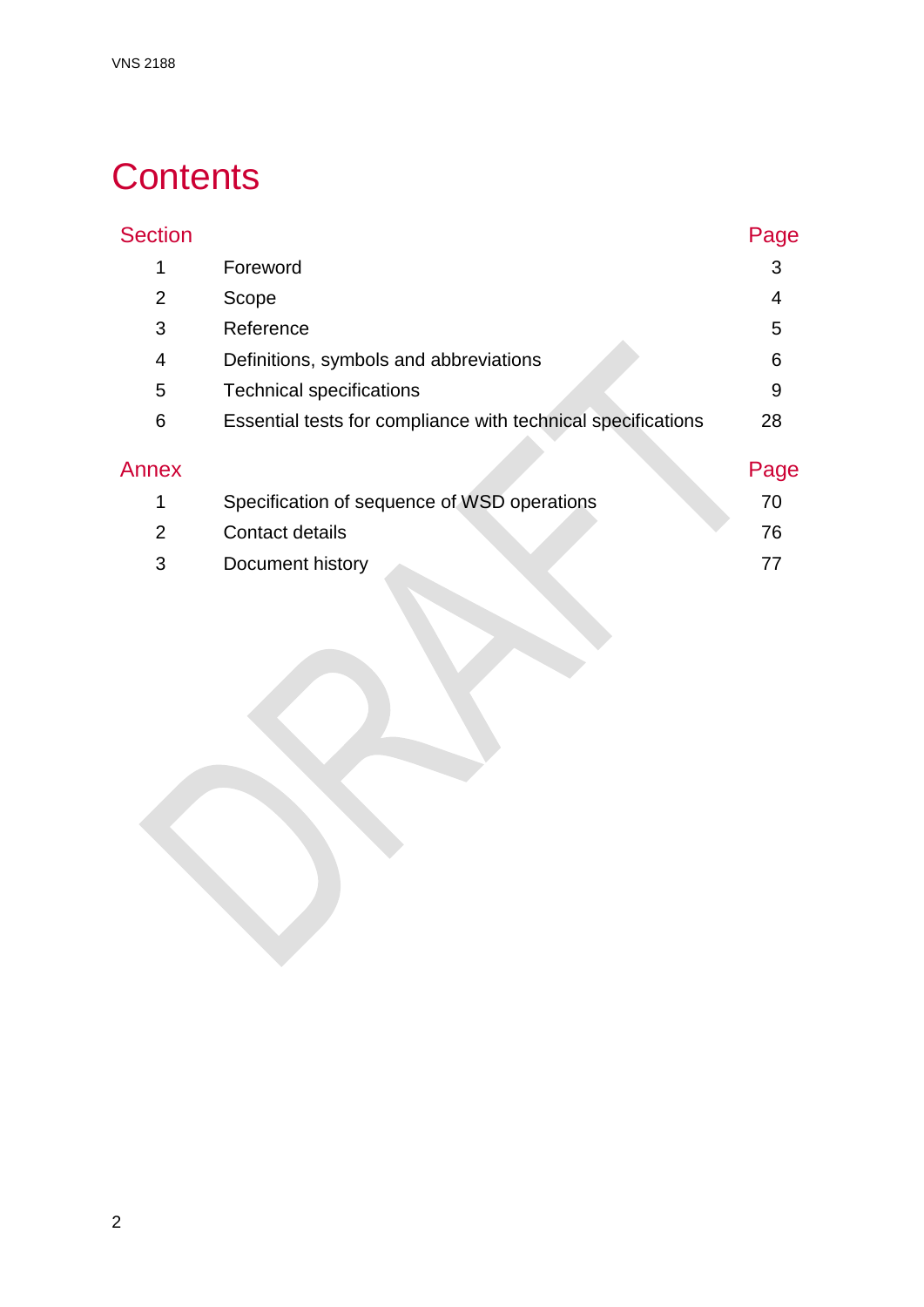# Contents

| Section | | Page |
|---|---|---|
| 1 | Foreword | 3 |
| 2 | Scope | 4 |
| 3 | Reference | 5 |
| 4 | Definitions, symbols and abbreviations | 6 |
| 5 | Technical specifications | 9 |
| 6 | Essential tests for compliance with technical specifications | 28 |

| Annex | | Page |
|---|---|---|
| 1 | Specification of sequence of WSD operations | 70 |
| 2 | Contact details | 76 |
| 3 | Document history | 77 |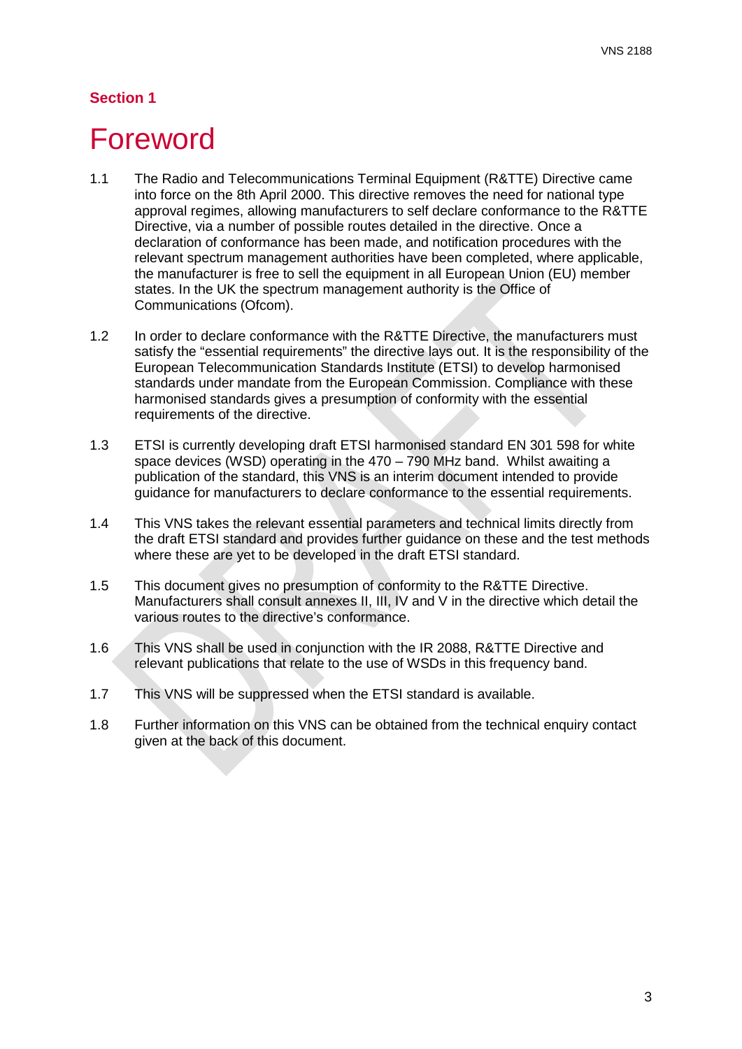## Section 1

# Foreword

1.1 The Radio and Telecommunications Terminal Equipment (R&TTE) Directive came into force on the 8th April 2000. This directive removes the need for national type approval regimes, allowing manufacturers to self declare conformance to the R&TTE Directive, via a number of possible routes detailed in the directive. Once a declaration of conformance has been made, and notification procedures with the relevant spectrum management authorities have been completed, where applicable, the manufacturer is free to sell the equipment in all European Union (EU) member states. In the UK the spectrum management authority is the Office of Communications (Ofcom).

1.2 In order to declare conformance with the R&TTE Directive, the manufacturers must satisfy the "essential requirements" the directive lays out. It is the responsibility of the European Telecommunication Standards Institute (ETSI) to develop harmonised standards under mandate from the European Commission. Compliance with these harmonised standards gives a presumption of conformity with the essential requirements of the directive.

1.3 ETSI is currently developing draft ETSI harmonised standard EN 301 598 for white space devices (WSD) operating in the 470 – 790 MHz band. Whilst awaiting a publication of the standard, this VNS is an interim document intended to provide guidance for manufacturers to declare conformance to the essential requirements.

1.4 This VNS takes the relevant essential parameters and technical limits directly from the draft ETSI standard and provides further guidance on these and the test methods where these are yet to be developed in the draft ETSI standard.

1.5 This document gives no presumption of conformity to the R&TTE Directive. Manufacturers shall consult annexes II, III, IV and V in the directive which detail the various routes to the directive's conformance.

1.6 This VNS shall be used in conjunction with the IR 2088, R&TTE Directive and relevant publications that relate to the use of WSDs in this frequency band.

1.7 This VNS will be suppressed when the ETSI standard is available.

1.8 Further information on this VNS can be obtained from the technical enquiry contact given at the back of this document.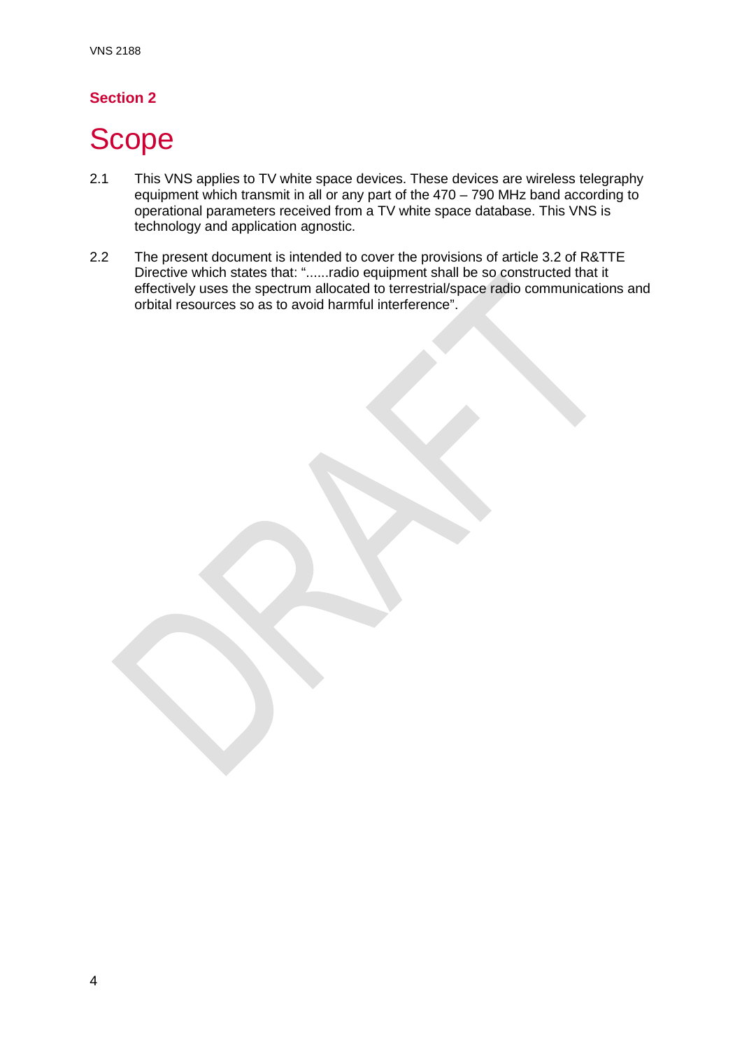## Section 2

# Scope

2.1 This VNS applies to TV white space devices. These devices are wireless telegraphy equipment which transmit in all or any part of the 470 – 790 MHz band according to operational parameters received from a TV white space database. This VNS is technology and application agnostic.

2.2 The present document is intended to cover the provisions of article 3.2 of R&TTE Directive which states that: "......radio equipment shall be so constructed that it effectively uses the spectrum allocated to terrestrial/space radio communications and orbital resources so as to avoid harmful interference".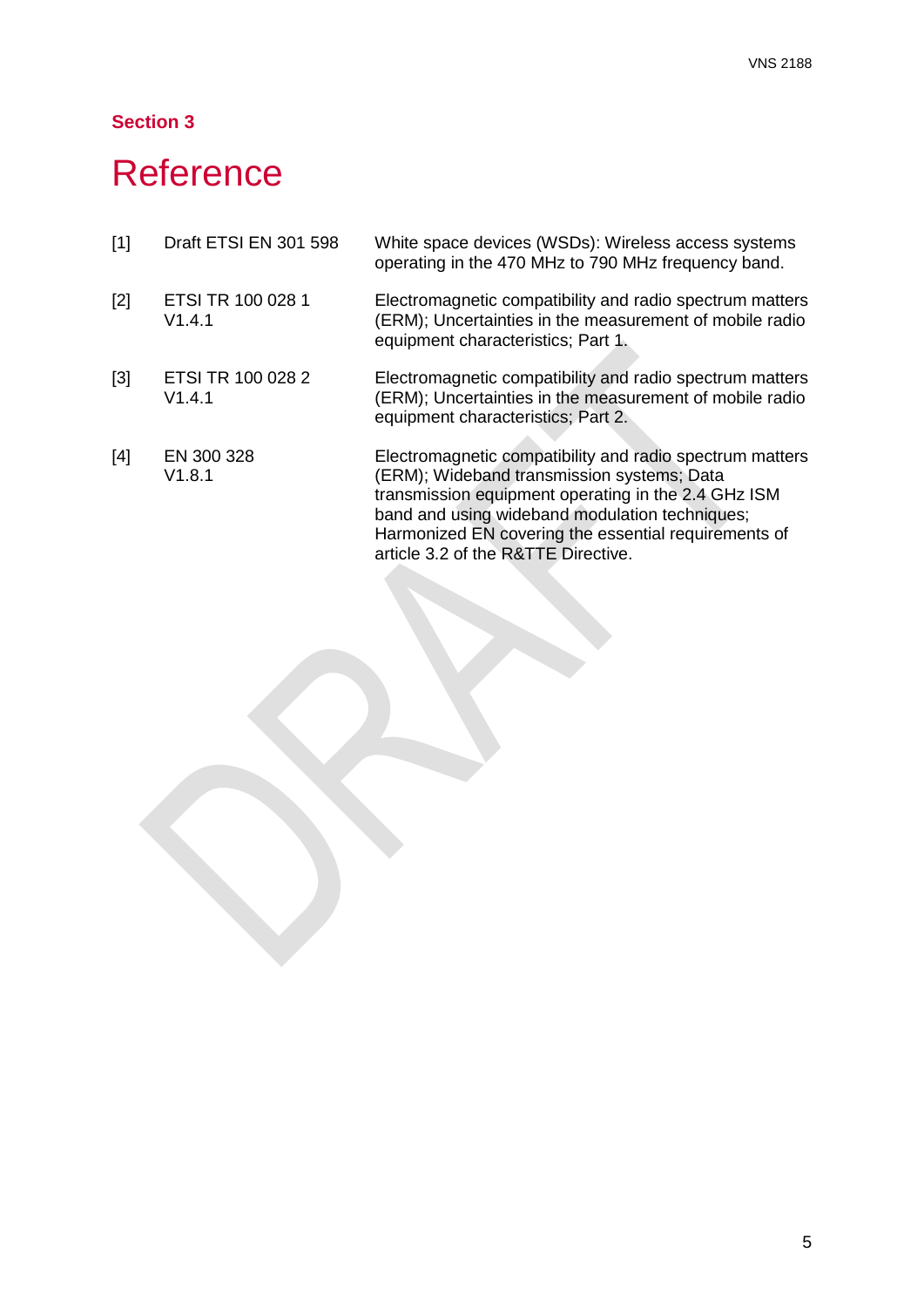## Section 3

# Reference

| | | |
|---|---|---|
| [1] | Draft ETSI EN 301 598 | White space devices (WSDs): Wireless access systems operating in the 470 MHz to 790 MHz frequency band. |
| [2] | ETSI TR 100 028 1 V1.4.1 | Electromagnetic compatibility and radio spectrum matters (ERM); Uncertainties in the measurement of mobile radio equipment characteristics; Part 1. |
| [3] | ETSI TR 100 028 2 V1.4.1 | Electromagnetic compatibility and radio spectrum matters (ERM); Uncertainties in the measurement of mobile radio equipment characteristics; Part 2. |
| [4] | EN 300 328 V1.8.1 | Electromagnetic compatibility and radio spectrum matters (ERM); Wideband transmission systems; Data transmission equipment operating in the 2.4 GHz ISM band and using wideband modulation techniques; Harmonized EN covering the essential requirements of article 3.2 of the R&TTE Directive. |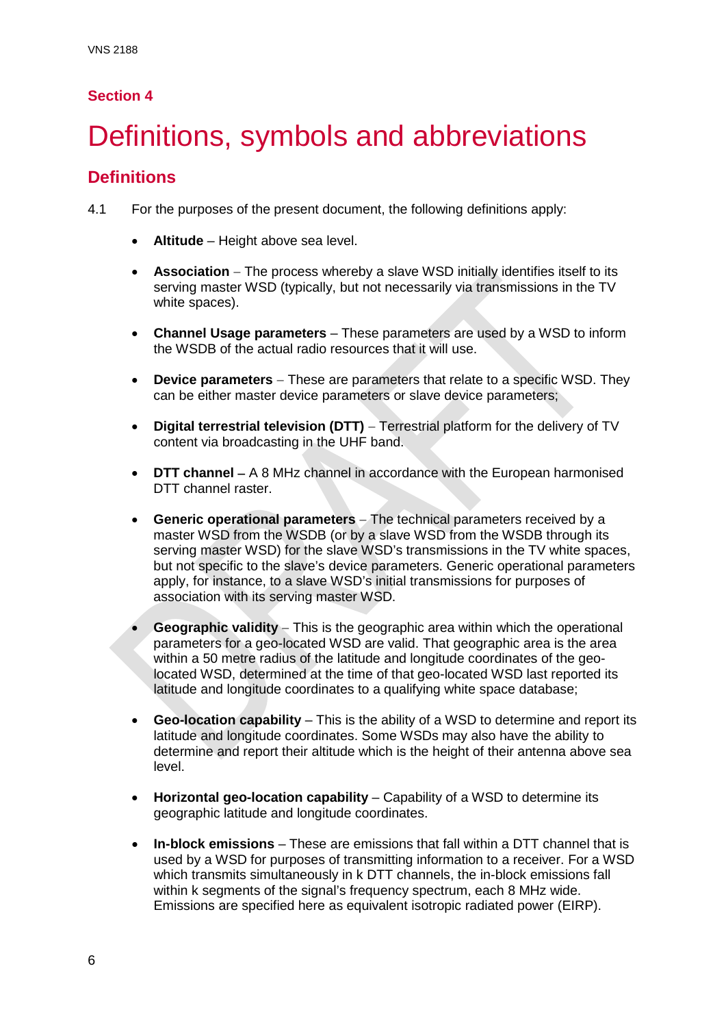## Section 4

# Definitions, symbols and abbreviations

## Definitions

4.1 For the purposes of the present document, the following definitions apply:

- **Altitude** – Height above sea level.
- **Association** – The process whereby a slave WSD initially identifies itself to its serving master WSD (typically, but not necessarily via transmissions in the TV white spaces).
- **Channel Usage parameters** – These parameters are used by a WSD to inform the WSDB of the actual radio resources that it will use.
- **Device parameters** – These are parameters that relate to a specific WSD. They can be either master device parameters or slave device parameters;
- **Digital terrestrial television (DTT)** – Terrestrial platform for the delivery of TV content via broadcasting in the UHF band.
- **DTT channel** – A 8 MHz channel in accordance with the European harmonised DTT channel raster.
- **Generic operational parameters** – The technical parameters received by a master WSD from the WSDB (or by a slave WSD from the WSDB through its serving master WSD) for the slave WSD's transmissions in the TV white spaces, but not specific to the slave's device parameters. Generic operational parameters apply, for instance, to a slave WSD's initial transmissions for purposes of association with its serving master WSD.
- **Geographic validity** – This is the geographic area within which the operational parameters for a geo-located WSD are valid. That geographic area is the area within a 50 metre radius of the latitude and longitude coordinates of the geo-located WSD, determined at the time of that geo-located WSD last reported its latitude and longitude coordinates to a qualifying white space database;
- **Geo-location capability** – This is the ability of a WSD to determine and report its latitude and longitude coordinates. Some WSDs may also have the ability to determine and report their altitude which is the height of their antenna above sea level.
- **Horizontal geo-location capability** – Capability of a WSD to determine its geographic latitude and longitude coordinates.
- **In-block emissions** – These are emissions that fall within a DTT channel that is used by a WSD for purposes of transmitting information to a receiver. For a WSD which transmits simultaneously in k DTT channels, the in-block emissions fall within k segments of the signal's frequency spectrum, each 8 MHz wide. Emissions are specified here as equivalent isotropic radiated power (EIRP).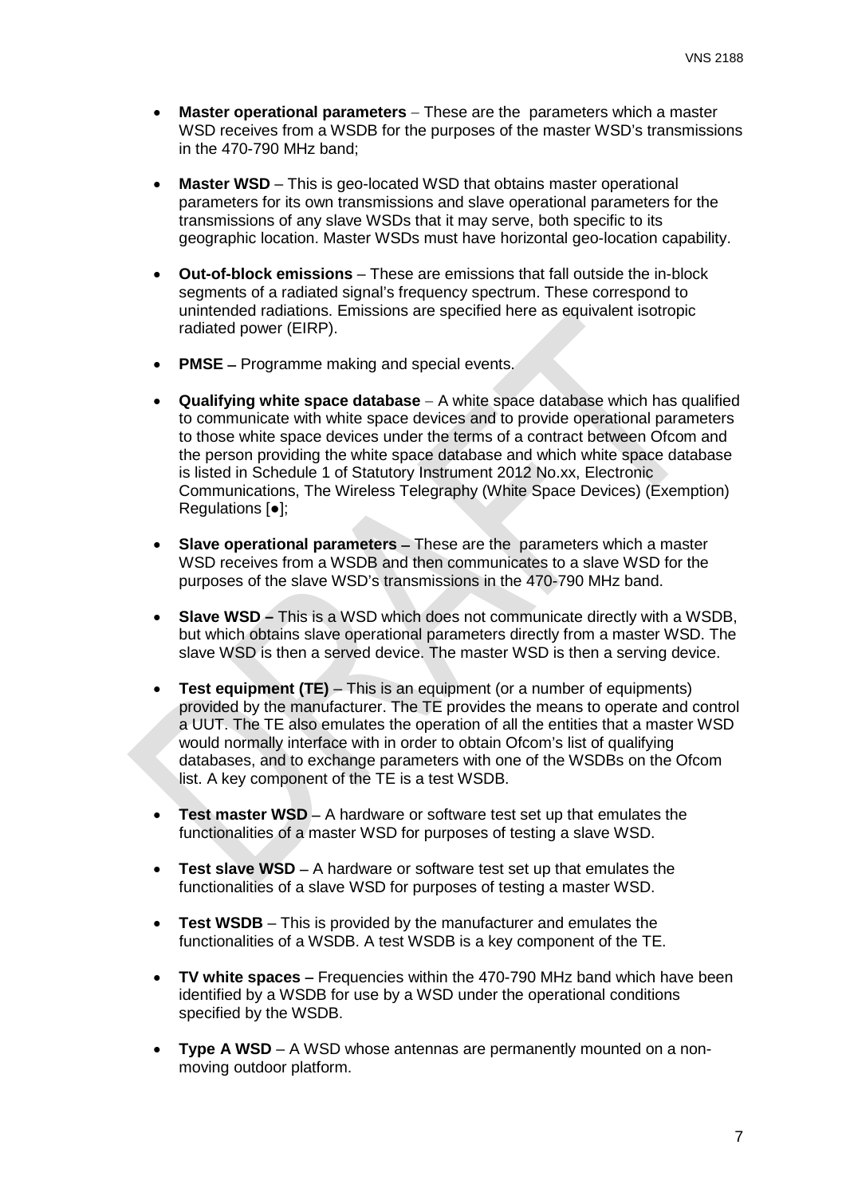- **Master operational parameters** – These are the parameters which a master WSD receives from a WSDB for the purposes of the master WSD's transmissions in the 470-790 MHz band;

- **Master WSD** – This is geo-located WSD that obtains master operational parameters for its own transmissions and slave operational parameters for the transmissions of any slave WSDs that it may serve, both specific to its geographic location. Master WSDs must have horizontal geo-location capability.

- **Out-of-block emissions** – These are emissions that fall outside the in-block segments of a radiated signal's frequency spectrum. These correspond to unintended radiations. Emissions are specified here as equivalent isotropic radiated power (EIRP).

- **PMSE –** Programme making and special events.

- **Qualifying white space database** – A white space database which has qualified to communicate with white space devices and to provide operational parameters to those white space devices under the terms of a contract between Ofcom and the person providing the white space database and which white space database is listed in Schedule 1 of Statutory Instrument 2012 No.xx, Electronic Communications, The Wireless Telegraphy (White Space Devices) (Exemption) Regulations [●];

- **Slave operational parameters –** These are the parameters which a master WSD receives from a WSDB and then communicates to a slave WSD for the purposes of the slave WSD's transmissions in the 470-790 MHz band.

- **Slave WSD –** This is a WSD which does not communicate directly with a WSDB, but which obtains slave operational parameters directly from a master WSD. The slave WSD is then a served device. The master WSD is then a serving device.

- **Test equipment (TE)** – This is an equipment (or a number of equipments) provided by the manufacturer. The TE provides the means to operate and control a UUT. The TE also emulates the operation of all the entities that a master WSD would normally interface with in order to obtain Ofcom's list of qualifying databases, and to exchange parameters with one of the WSDBs on the Ofcom list. A key component of the TE is a test WSDB.

- **Test master WSD** – A hardware or software test set up that emulates the functionalities of a master WSD for purposes of testing a slave WSD.

- **Test slave WSD** – A hardware or software test set up that emulates the functionalities of a slave WSD for purposes of testing a master WSD.

- **Test WSDB** – This is provided by the manufacturer and emulates the functionalities of a WSDB. A test WSDB is a key component of the TE.

- **TV white spaces –** Frequencies within the 470-790 MHz band which have been identified by a WSDB for use by a WSD under the operational conditions specified by the WSDB.

- **Type A WSD** – A WSD whose antennas are permanently mounted on a non-moving outdoor platform.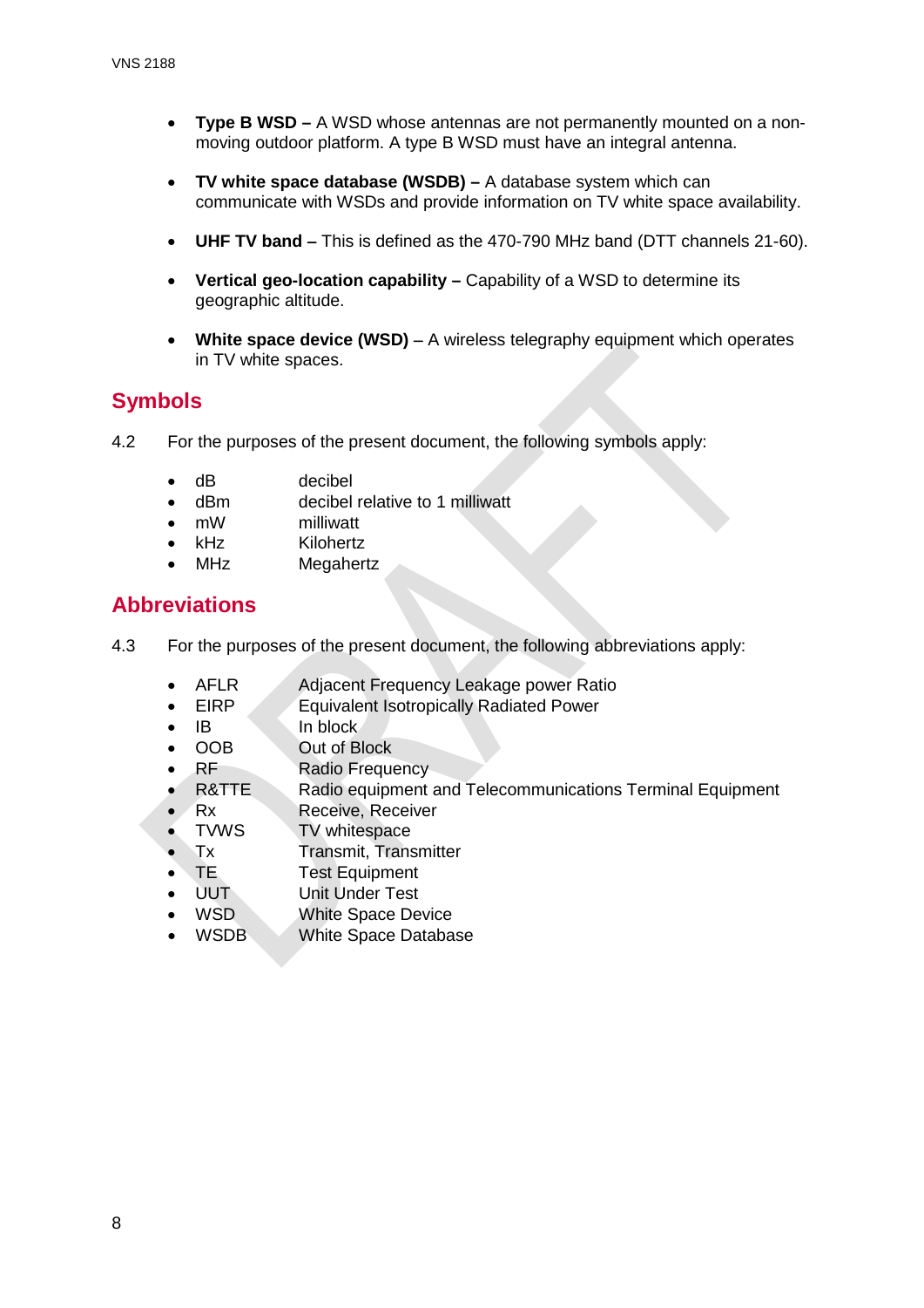- **Type B WSD –** A WSD whose antennas are not permanently mounted on a non-moving outdoor platform. A type B WSD must have an integral antenna.

- **TV white space database (WSDB) –** A database system which can communicate with WSDs and provide information on TV white space availability.

- **UHF TV band –** This is defined as the 470-790 MHz band (DTT channels 21-60).

- **Vertical geo-location capability –** Capability of a WSD to determine its geographic altitude.

- **White space device (WSD)** – A wireless telegraphy equipment which operates in TV white spaces.

## Symbols

4.2 For the purposes of the present document, the following symbols apply:

- dB decibel
- dBm decibel relative to 1 milliwatt
- mW milliwatt
- kHz Kilohertz
- MHz Megahertz

## Abbreviations

4.3 For the purposes of the present document, the following abbreviations apply:

- AFLR Adjacent Frequency Leakage power Ratio
- EIRP Equivalent Isotropically Radiated Power
- IB In block
- OOB Out of Block
- RF Radio Frequency
- R&TTE Radio equipment and Telecommunications Terminal Equipment
- Rx Receive, Receiver
- TVWS TV whitespace
- Tx Transmit, Transmitter
- TE Test Equipment
- UUT Unit Under Test
- WSD White Space Device
- WSDB White Space Database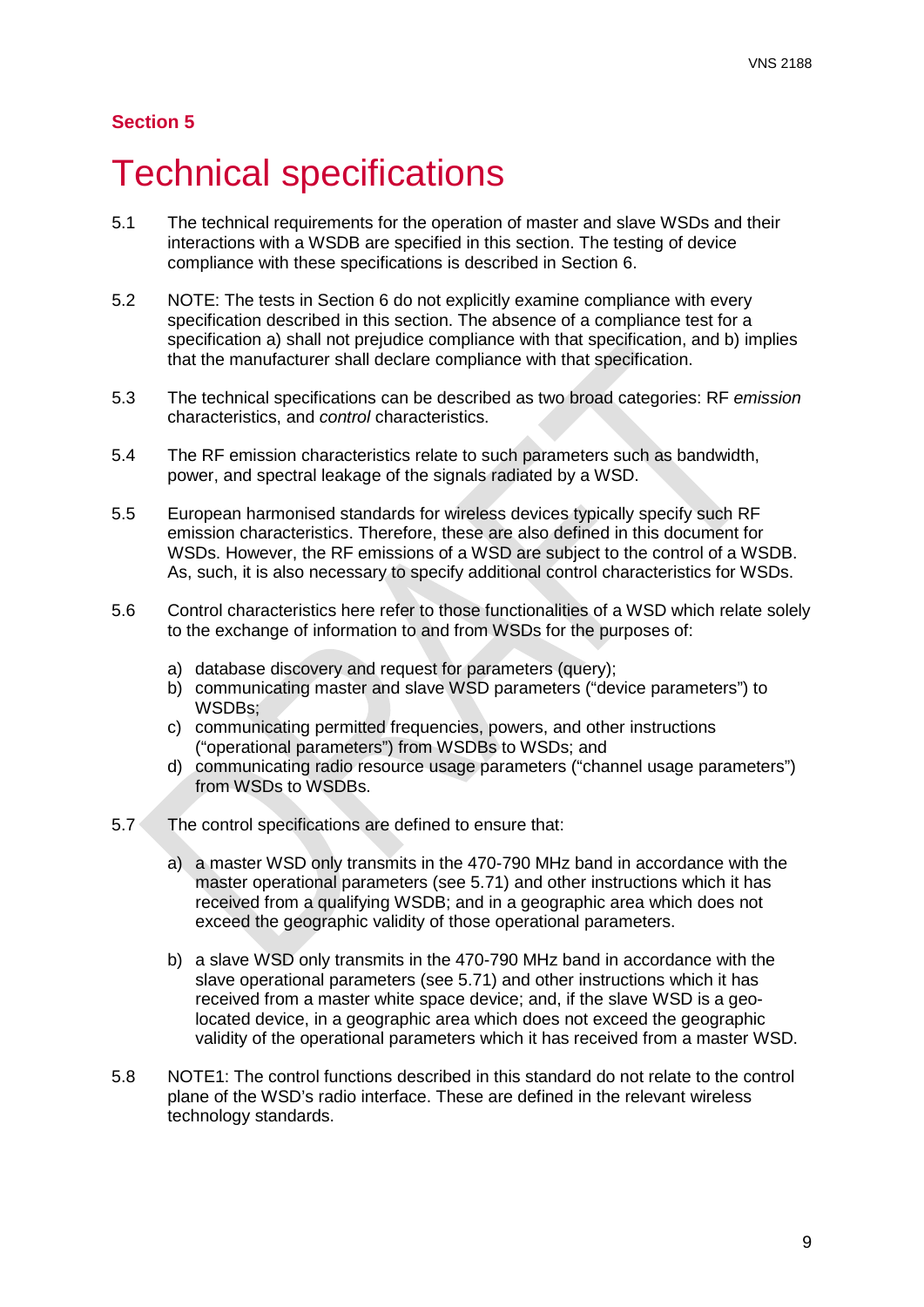## Section 5

# Technical specifications

5.1 The technical requirements for the operation of master and slave WSDs and their interactions with a WSDB are specified in this section. The testing of device compliance with these specifications is described in Section 6.

5.2 NOTE: The tests in Section 6 do not explicitly examine compliance with every specification described in this section. The absence of a compliance test for a specification a) shall not prejudice compliance with that specification, and b) implies that the manufacturer shall declare compliance with that specification.

5.3 The technical specifications can be described as two broad categories: RF *emission* characteristics, and *control* characteristics.

5.4 The RF emission characteristics relate to such parameters such as bandwidth, power, and spectral leakage of the signals radiated by a WSD.

5.5 European harmonised standards for wireless devices typically specify such RF emission characteristics. Therefore, these are also defined in this document for WSDs. However, the RF emissions of a WSD are subject to the control of a WSDB. As, such, it is also necessary to specify additional control characteristics for WSDs.

5.6 Control characteristics here refer to those functionalities of a WSD which relate solely to the exchange of information to and from WSDs for the purposes of:

a) database discovery and request for parameters (query);
b) communicating master and slave WSD parameters ("device parameters") to WSDBs;
c) communicating permitted frequencies, powers, and other instructions ("operational parameters") from WSDBs to WSDs; and
d) communicating radio resource usage parameters ("channel usage parameters") from WSDs to WSDBs.

5.7 The control specifications are defined to ensure that:

a) a master WSD only transmits in the 470-790 MHz band in accordance with the master operational parameters (see 5.71) and other instructions which it has received from a qualifying WSDB; and in a geographic area which does not exceed the geographic validity of those operational parameters.

b) a slave WSD only transmits in the 470-790 MHz band in accordance with the slave operational parameters (see 5.71) and other instructions which it has received from a master white space device; and, if the slave WSD is a geo-located device, in a geographic area which does not exceed the geographic validity of the operational parameters which it has received from a master WSD.

5.8 NOTE1: The control functions described in this standard do not relate to the control plane of the WSD's radio interface. These are defined in the relevant wireless technology standards.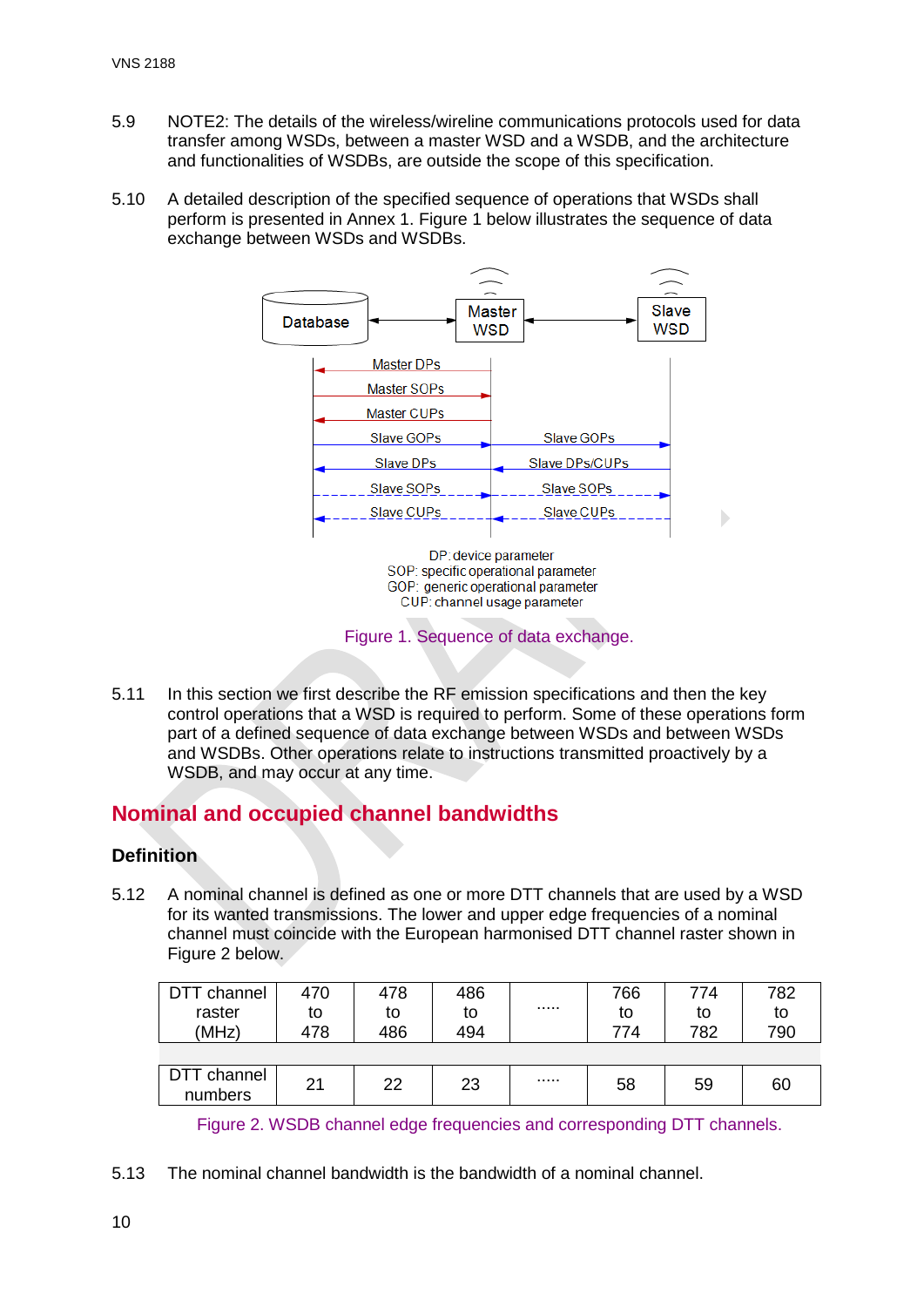5.9 NOTE2: The details of the wireless/wireline communications protocols used for data transfer among WSDs, between a master WSD and a WSDB, and the architecture and functionalities of WSDBs, are outside the scope of this specification.

5.10 A detailed description of the specified sequence of operations that WSDs shall perform is presented in Annex 1. Figure 1 below illustrates the sequence of data exchange between WSDs and WSDBs.

Database ↔ Master WSD ↔ Slave WSD

Master DPs
Master SOPs
Master CUPs
Slave GOPs — Slave GOPs
Slave DPs — Slave DPs/CUPs
Slave SOPs — Slave SOPs
Slave CUPs — Slave CUPs

DP: device parameter
SOP: specific operational parameter
GOP: generic operational parameter
CUP: channel usage parameter

Figure 1. Sequence of data exchange.

5.11 In this section we first describe the RF emission specifications and then the key control operations that a WSD is required to perform. Some of these operations form part of a defined sequence of data exchange between WSDs and between WSDs and WSDBs. Other operations relate to instructions transmitted proactively by a WSDB, and may occur at any time.

## Nominal and occupied channel bandwidths

### Definition

5.12 A nominal channel is defined as one or more DTT channels that are used by a WSD for its wanted transmissions. The lower and upper edge frequencies of a nominal channel must coincide with the European harmonised DTT channel raster shown in Figure 2 below.

| DTT channel raster (MHz) | 470 to 478 | 478 to 486 | 486 to 494 | ..... | 766 to 774 | 774 to 782 | 782 to 790 |
|---|---|---|---|---|---|---|---|
| DTT channel numbers | 21 | 22 | 23 | ..... | 58 | 59 | 60 |

Figure 2. WSDB channel edge frequencies and corresponding DTT channels.

5.13 The nominal channel bandwidth is the bandwidth of a nominal channel.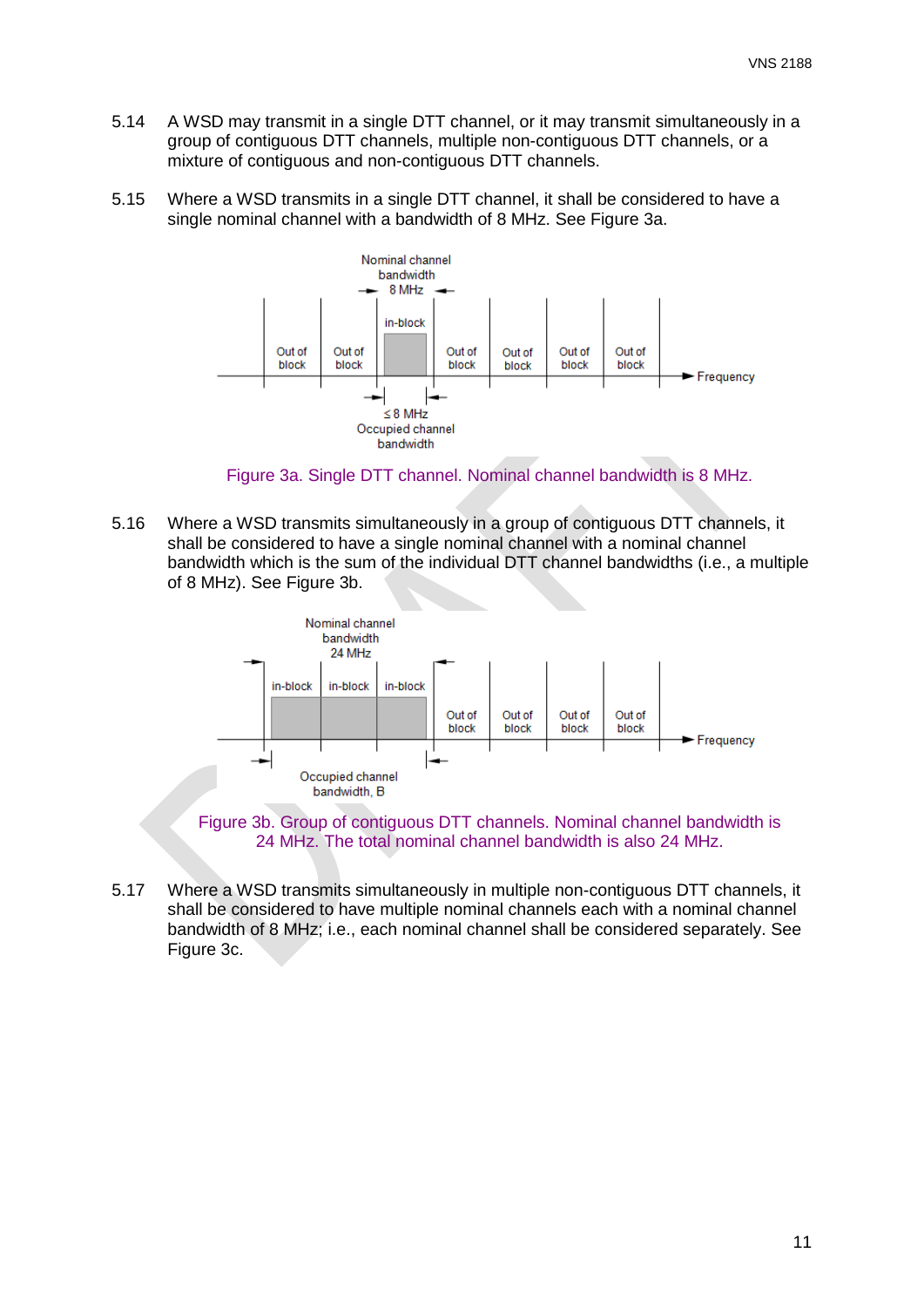5.14 A WSD may transmit in a single DTT channel, or it may transmit simultaneously in a group of contiguous DTT channels, multiple non-contiguous DTT channels, or a mixture of contiguous and non-contiguous DTT channels.

5.15 Where a WSD transmits in a single DTT channel, it shall be considered to have a single nominal channel with a bandwidth of 8 MHz. See Figure 3a.

Figure 3a. Single DTT channel. Nominal channel bandwidth is 8 MHz.

5.16 Where a WSD transmits simultaneously in a group of contiguous DTT channels, it shall be considered to have a single nominal channel with a nominal channel bandwidth which is the sum of the individual DTT channel bandwidths (i.e., a multiple of 8 MHz). See Figure 3b.

Figure 3b. Group of contiguous DTT channels. Nominal channel bandwidth is 24 MHz. The total nominal channel bandwidth is also 24 MHz.

5.17 Where a WSD transmits simultaneously in multiple non-contiguous DTT channels, it shall be considered to have multiple nominal channels each with a nominal channel bandwidth of 8 MHz; i.e., each nominal channel shall be considered separately. See Figure 3c.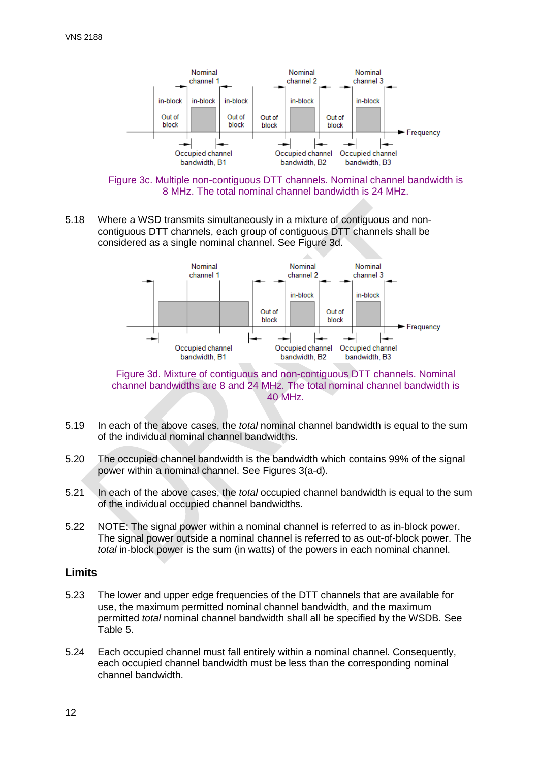Figure 3c. Multiple non-contiguous DTT channels. Nominal channel bandwidth is 8 MHz. The total nominal channel bandwidth is 24 MHz.

5.18 Where a WSD transmits simultaneously in a mixture of contiguous and non-contiguous DTT channels, each group of contiguous DTT channels shall be considered as a single nominal channel. See Figure 3d.

Figure 3d. Mixture of contiguous and non-contiguous DTT channels. Nominal channel bandwidths are 8 and 24 MHz. The total nominal channel bandwidth is 40 MHz.

5.19 In each of the above cases, the *total* nominal channel bandwidth is equal to the sum of the individual nominal channel bandwidths.

5.20 The occupied channel bandwidth is the bandwidth which contains 99% of the signal power within a nominal channel. See Figures 3(a-d).

5.21 In each of the above cases, the *total* occupied channel bandwidth is equal to the sum of the individual occupied channel bandwidths.

5.22 NOTE: The signal power within a nominal channel is referred to as in-block power. The signal power outside a nominal channel is referred to as out-of-block power. The *total* in-block power is the sum (in watts) of the powers in each nominal channel.

## Limits

5.23 The lower and upper edge frequencies of the DTT channels that are available for use, the maximum permitted nominal channel bandwidth, and the maximum permitted *total* nominal channel bandwidth shall all be specified by the WSDB. See Table 5.

5.24 Each occupied channel must fall entirely within a nominal channel. Consequently, each occupied channel bandwidth must be less than the corresponding nominal channel bandwidth.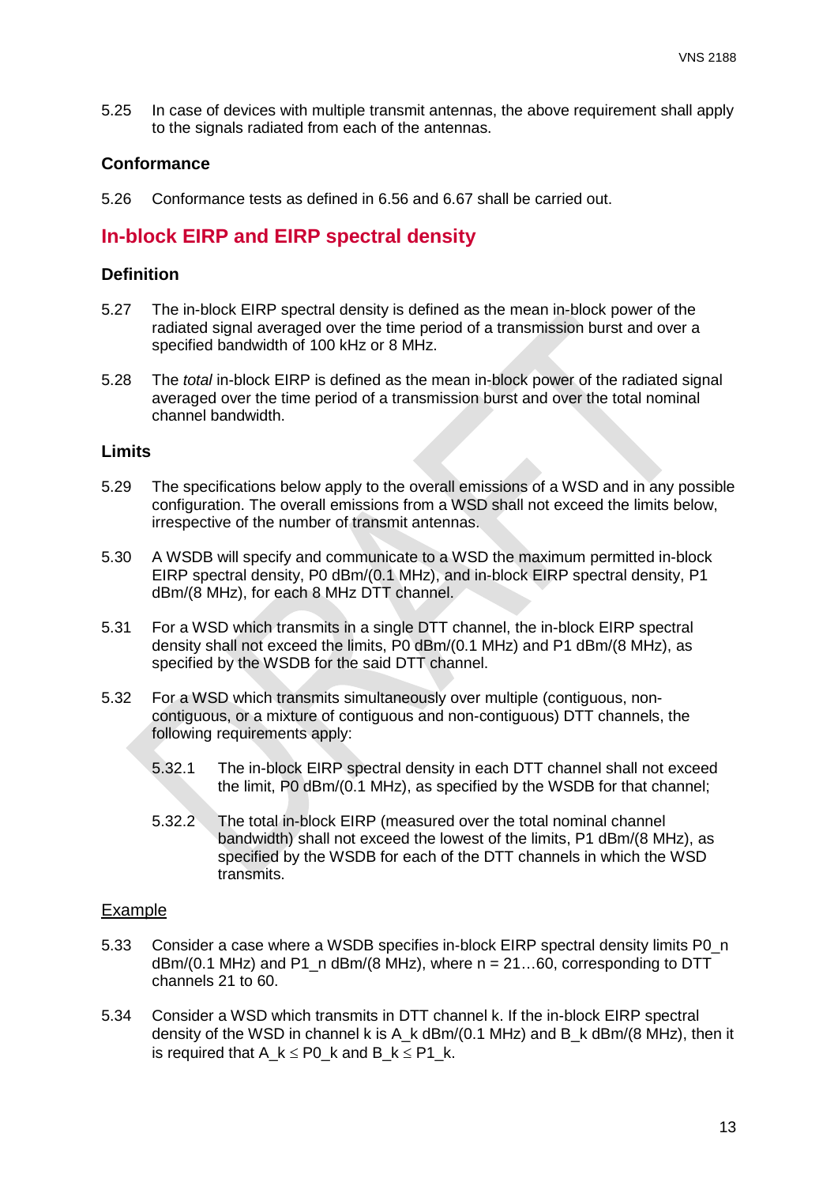5.25 In case of devices with multiple transmit antennas, the above requirement shall apply to the signals radiated from each of the antennas.

### Conformance

5.26 Conformance tests as defined in 6.56 and 6.67 shall be carried out.

## In-block EIRP and EIRP spectral density

### Definition

5.27 The in-block EIRP spectral density is defined as the mean in-block power of the radiated signal averaged over the time period of a transmission burst and over a specified bandwidth of 100 kHz or 8 MHz.

5.28 The *total* in-block EIRP is defined as the mean in-block power of the radiated signal averaged over the time period of a transmission burst and over the total nominal channel bandwidth.

### Limits

5.29 The specifications below apply to the overall emissions of a WSD and in any possible configuration. The overall emissions from a WSD shall not exceed the limits below, irrespective of the number of transmit antennas.

5.30 A WSDB will specify and communicate to a WSD the maximum permitted in-block EIRP spectral density, P0 dBm/(0.1 MHz), and in-block EIRP spectral density, P1 dBm/(8 MHz), for each 8 MHz DTT channel.

5.31 For a WSD which transmits in a single DTT channel, the in-block EIRP spectral density shall not exceed the limits, P0 dBm/(0.1 MHz) and P1 dBm/(8 MHz), as specified by the WSDB for the said DTT channel.

5.32 For a WSD which transmits simultaneously over multiple (contiguous, non-contiguous, or a mixture of contiguous and non-contiguous) DTT channels, the following requirements apply:

5.32.1 The in-block EIRP spectral density in each DTT channel shall not exceed the limit, P0 dBm/(0.1 MHz), as specified by the WSDB for that channel;

5.32.2 The total in-block EIRP (measured over the total nominal channel bandwidth) shall not exceed the lowest of the limits, P1 dBm/(8 MHz), as specified by the WSDB for each of the DTT channels in which the WSD transmits.

<u>Example</u>

5.33 Consider a case where a WSDB specifies in-block EIRP spectral density limits $P0_n$ dBm/(0.1 MHz) and $P1_n$ dBm/(8 MHz), where n = 21…60, corresponding to DTT channels 21 to 60.

5.34 Consider a WSD which transmits in DTT channel k. If the in-block EIRP spectral density of the WSD in channel k is $A_k$ dBm/(0.1 MHz) and $B_k$ dBm/(8 MHz), then it is required that $A_k \leq P0_k$ and $B_k \leq P1_k$.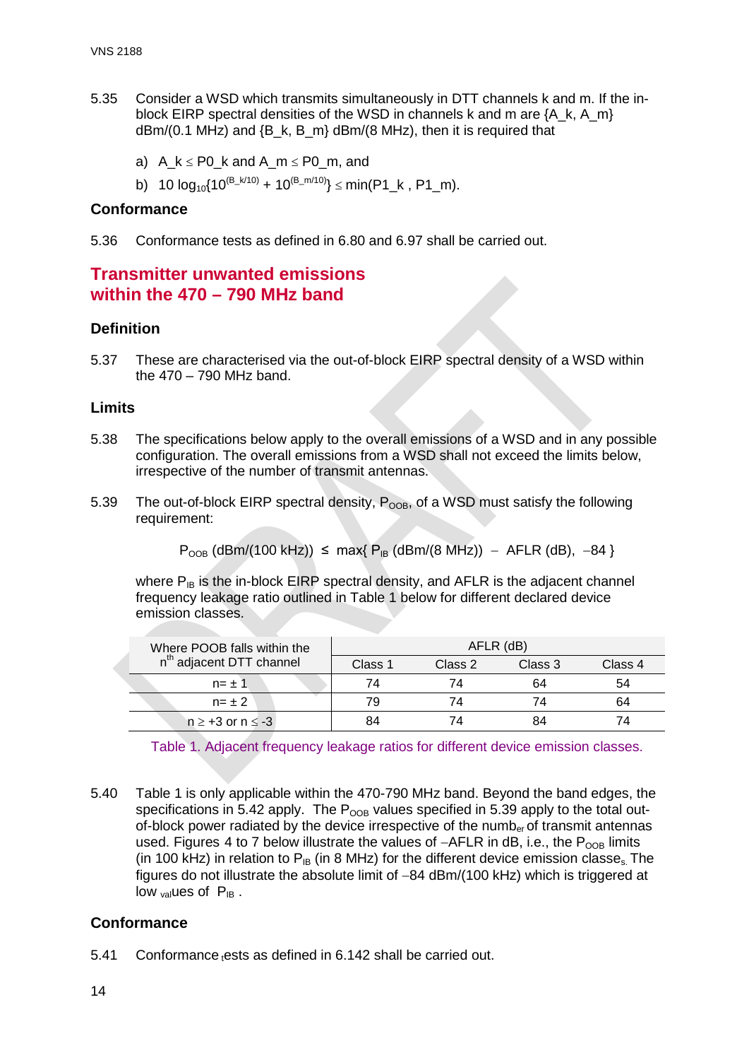5.35 Consider a WSD which transmits simultaneously in DTT channels k and m. If the in-block EIRP spectral densities of the WSD in channels k and m are {A_k, A_m} dBm/(0.1 MHz) and {B_k, B_m} dBm/(8 MHz), then it is required that

a) $A\_k \leq P0\_k$ and $A\_m \leq P0\_m$, and

b) $10 \log_{10}\{10^{(B\_k/10)} + 10^{(B\_m/10)}\} \leq \min(P1\_k , P1\_m)$.

### Conformance

5.36 Conformance tests as defined in 6.80 and 6.97 shall be carried out.

## Transmitter unwanted emissions within the 470 – 790 MHz band

### Definition

5.37 These are characterised via the out-of-block EIRP spectral density of a WSD within the 470 – 790 MHz band.

### Limits

5.38 The specifications below apply to the overall emissions of a WSD and in any possible configuration. The overall emissions from a WSD shall not exceed the limits below, irrespective of the number of transmit antennas.

5.39 The out-of-block EIRP spectral density, $P_{OOB}$, of a WSD must satisfy the following requirement:

$$P_{OOB}\ (\text{dBm}/(100\ \text{kHz})) \leq \max\{\ P_{IB}\ (\text{dBm}/(8\ \text{MHz})) - \text{AFLR}\ (\text{dB}),\ -84\ \}$$

where $P_{IB}$ is the in-block EIRP spectral density, and AFLR is the adjacent channel frequency leakage ratio outlined in Table 1 below for different declared device emission classes.

| Where POOB falls within the n[th] adjacent DTT channel | AFLR (dB) | | | |
|---|---|---|---|---|
| | Class 1 | Class 2 | Class 3 | Class 4 |
| n= ± 1 | 74 | 74 | 64 | 54 |
| n= ± 2 | 79 | 74 | 74 | 64 |
| n ≥ +3 or n ≤ -3 | 84 | 74 | 84 | 74 |

Table 1. Adjacent frequency leakage ratios for different device emission classes.

5.40 Table 1 is only applicable within the 470-790 MHz band. Beyond the band edges, the specifications in 5.42 apply. The $P_{OOB}$ values specified in 5.39 apply to the total out-of-block power radiated by the device irrespective of the number of transmit antennas used. Figures 4 to 7 below illustrate the values of −AFLR in dB, i.e., the $P_{OOB}$ limits (in 100 kHz) in relation to $P_{IB}$ (in 8 MHz) for the different device emission classes. The figures do not illustrate the absolute limit of −84 dBm/(100 kHz) which is triggered at low values of $P_{IB}$ .

### Conformance

5.41 Conformance tests as defined in 6.142 shall be carried out.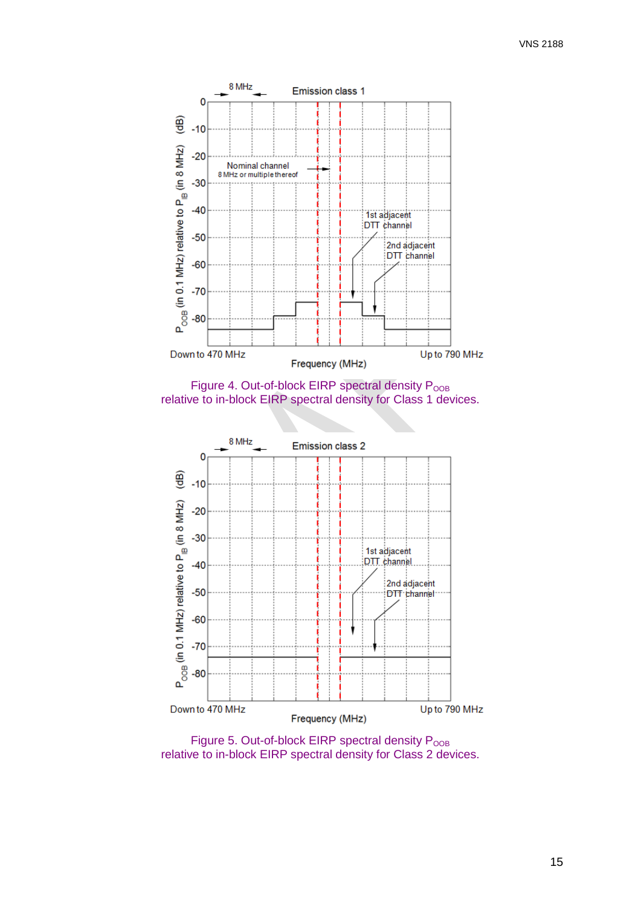Figure 4. Out-of-block EIRP spectral density $P_{OOB}$ relative to in-block EIRP spectral density for Class 1 devices.

Figure 5. Out-of-block EIRP spectral density $P_{OOB}$ relative to in-block EIRP spectral density for Class 2 devices.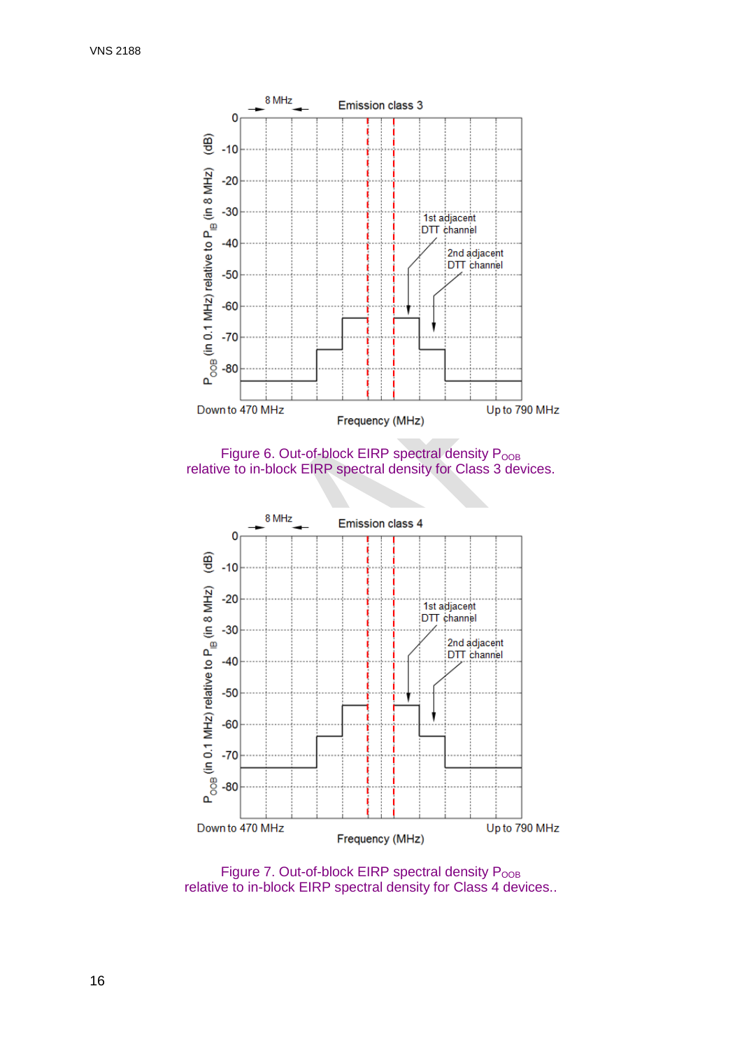Figure 6. Out-of-block EIRP spectral density $P_{OOB}$ relative to in-block EIRP spectral density for Class 3 devices.

Figure 7. Out-of-block EIRP spectral density $P_{OOB}$ relative to in-block EIRP spectral density for Class 4 devices..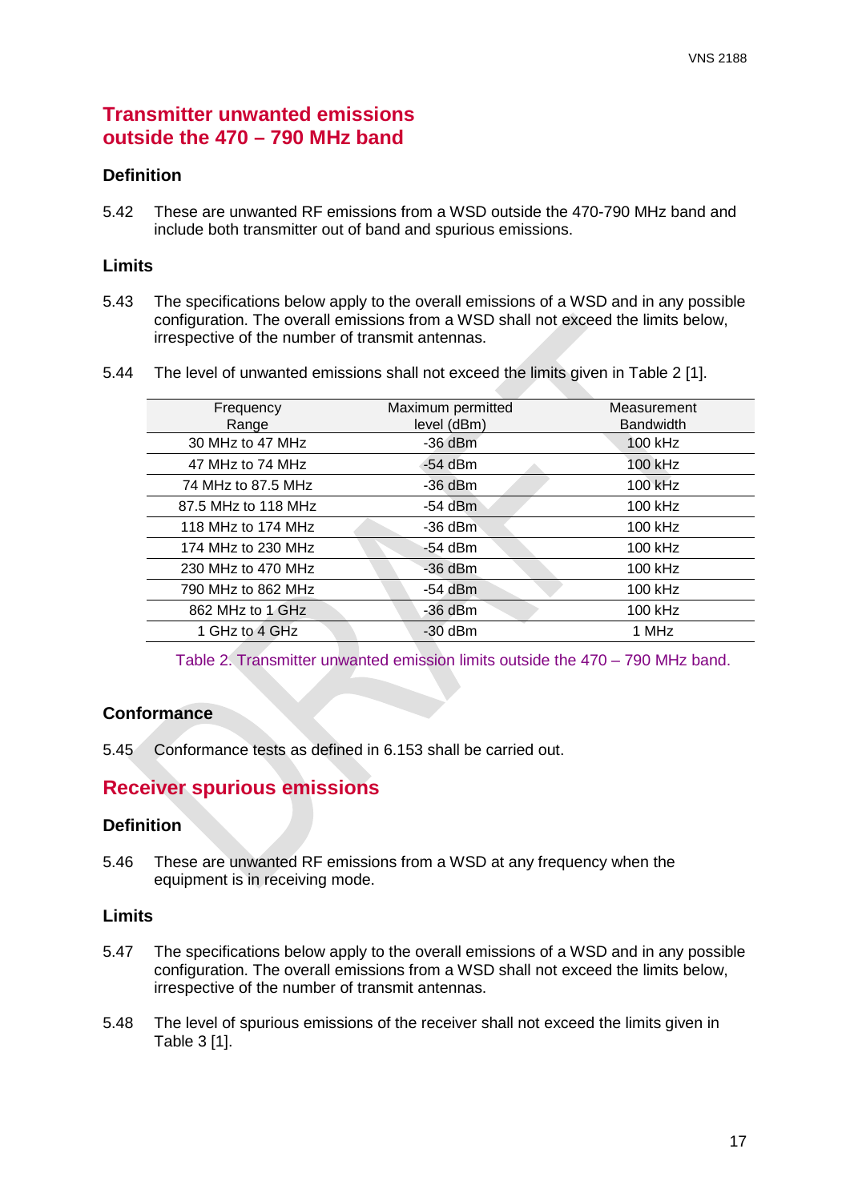## Transmitter unwanted emissions outside the 470 – 790 MHz band

### Definition

5.42 These are unwanted RF emissions from a WSD outside the 470-790 MHz band and include both transmitter out of band and spurious emissions.

### Limits

5.43 The specifications below apply to the overall emissions of a WSD and in any possible configuration. The overall emissions from a WSD shall not exceed the limits below, irrespective of the number of transmit antennas.

5.44 The level of unwanted emissions shall not exceed the limits given in Table 2 [1].

| Frequency Range | Maximum permitted level (dBm) | Measurement Bandwidth |
|---|---|---|
| 30 MHz to 47 MHz | -36 dBm | 100 kHz |
| 47 MHz to 74 MHz | -54 dBm | 100 kHz |
| 74 MHz to 87.5 MHz | -36 dBm | 100 kHz |
| 87.5 MHz to 118 MHz | -54 dBm | 100 kHz |
| 118 MHz to 174 MHz | -36 dBm | 100 kHz |
| 174 MHz to 230 MHz | -54 dBm | 100 kHz |
| 230 MHz to 470 MHz | -36 dBm | 100 kHz |
| 790 MHz to 862 MHz | -54 dBm | 100 kHz |
| 862 MHz to 1 GHz | -36 dBm | 100 kHz |
| 1 GHz to 4 GHz | -30 dBm | 1 MHz |

Table 2. Transmitter unwanted emission limits outside the 470 – 790 MHz band.

### Conformance

5.45 Conformance tests as defined in 6.153 shall be carried out.

## Receiver spurious emissions

### Definition

5.46 These are unwanted RF emissions from a WSD at any frequency when the equipment is in receiving mode.

### Limits

5.47 The specifications below apply to the overall emissions of a WSD and in any possible configuration. The overall emissions from a WSD shall not exceed the limits below, irrespective of the number of transmit antennas.

5.48 The level of spurious emissions of the receiver shall not exceed the limits given in Table 3 [1].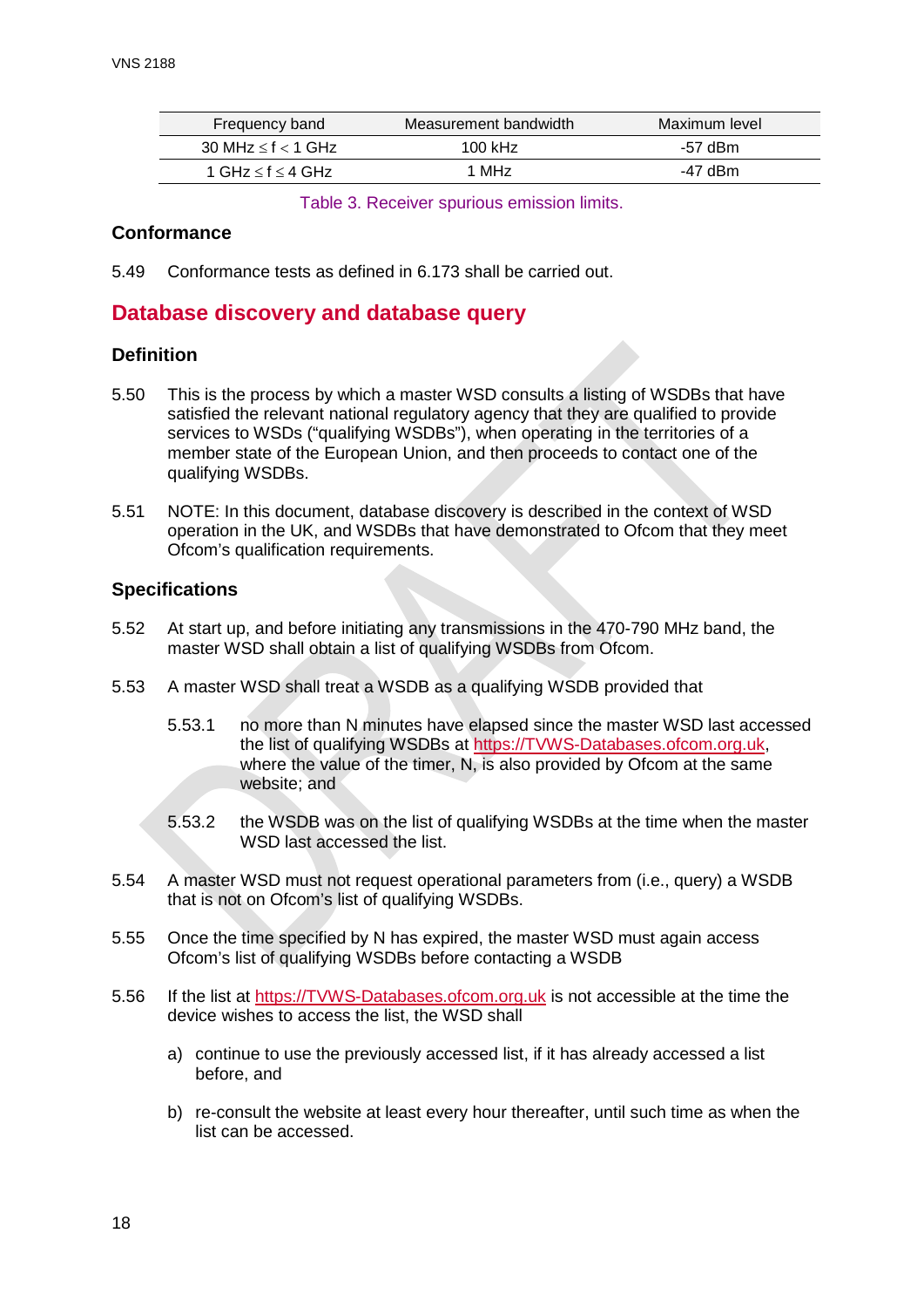| Frequency band | Measurement bandwidth | Maximum level |
|---|---|---|
| 30 MHz ≤ f < 1 GHz | 100 kHz | -57 dBm |
| 1 GHz ≤ f ≤ 4 GHz | 1 MHz | -47 dBm |

Table 3. Receiver spurious emission limits.

### Conformance

5.49 Conformance tests as defined in 6.173 shall be carried out.

## Database discovery and database query

### Definition

5.50 This is the process by which a master WSD consults a listing of WSDBs that have satisfied the relevant national regulatory agency that they are qualified to provide services to WSDs ("qualifying WSDBs"), when operating in the territories of a member state of the European Union, and then proceeds to contact one of the qualifying WSDBs.

5.51 NOTE: In this document, database discovery is described in the context of WSD operation in the UK, and WSDBs that have demonstrated to Ofcom that they meet Ofcom's qualification requirements.

### Specifications

5.52 At start up, and before initiating any transmissions in the 470-790 MHz band, the master WSD shall obtain a list of qualifying WSDBs from Ofcom.

5.53 A master WSD shall treat a WSDB as a qualifying WSDB provided that

5.53.1 no more than N minutes have elapsed since the master WSD last accessed the list of qualifying WSDBs at https://TVWS-Databases.ofcom.org.uk, where the value of the timer, N, is also provided by Ofcom at the same website; and

5.53.2 the WSDB was on the list of qualifying WSDBs at the time when the master WSD last accessed the list.

5.54 A master WSD must not request operational parameters from (i.e., query) a WSDB that is not on Ofcom's list of qualifying WSDBs.

5.55 Once the time specified by N has expired, the master WSD must again access Ofcom's list of qualifying WSDBs before contacting a WSDB

5.56 If the list at https://TVWS-Databases.ofcom.org.uk is not accessible at the time the device wishes to access the list, the WSD shall

a) continue to use the previously accessed list, if it has already accessed a list before, and

b) re-consult the website at least every hour thereafter, until such time as when the list can be accessed.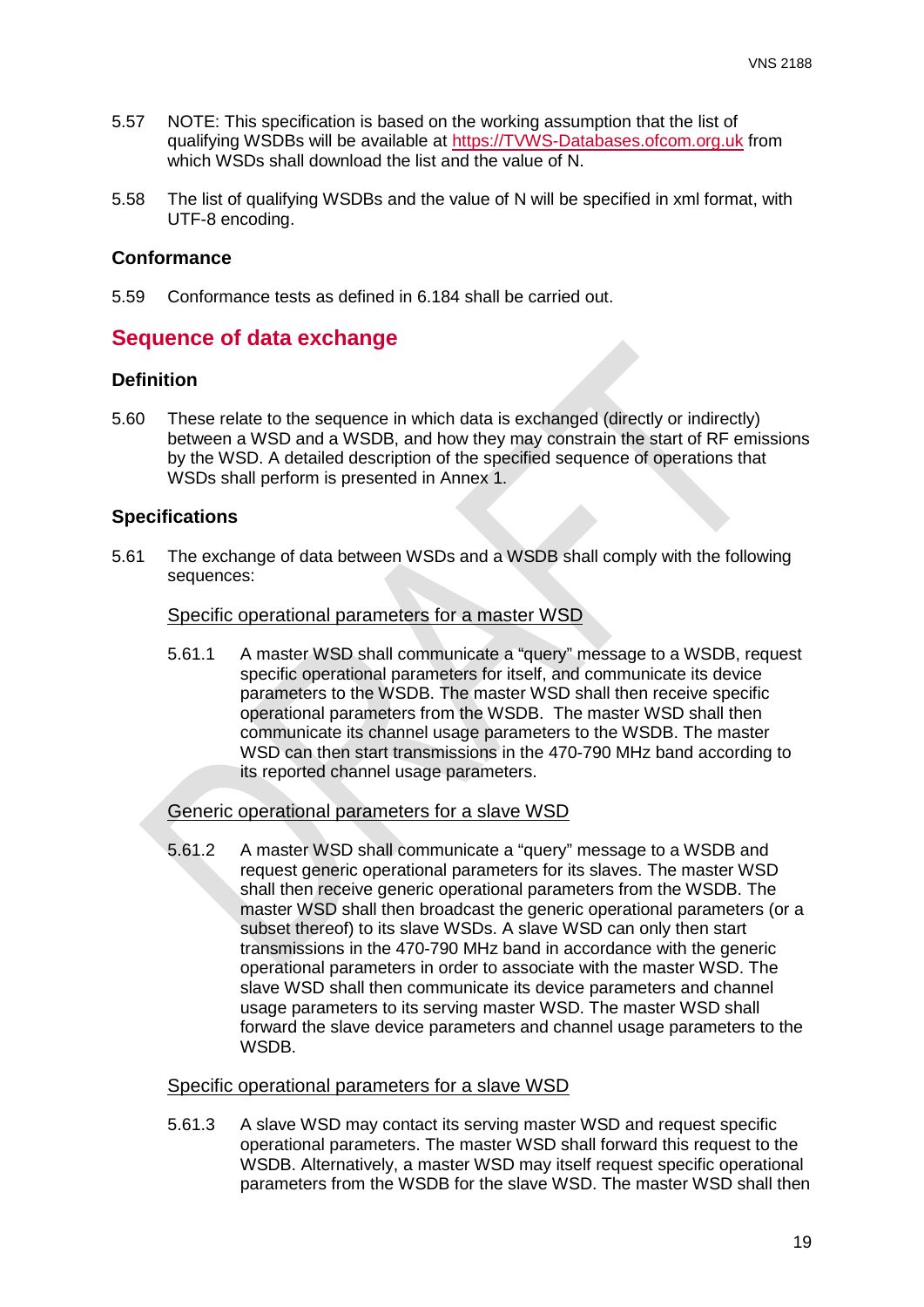5.57 NOTE: This specification is based on the working assumption that the list of qualifying WSDBs will be available at [https://TVWS-Databases.ofcom.org.uk](https://TVWS-Databases.ofcom.org.uk) from which WSDs shall download the list and the value of N.

5.58 The list of qualifying WSDBs and the value of N will be specified in xml format, with UTF-8 encoding.

### Conformance

5.59 Conformance tests as defined in 6.184 shall be carried out.

## Sequence of data exchange

### Definition

5.60 These relate to the sequence in which data is exchanged (directly or indirectly) between a WSD and a WSDB, and how they may constrain the start of RF emissions by the WSD. A detailed description of the specified sequence of operations that WSDs shall perform is presented in Annex 1.

### Specifications

5.61 The exchange of data between WSDs and a WSDB shall comply with the following sequences:

<u>Specific operational parameters for a master WSD</u>

5.61.1 A master WSD shall communicate a "query" message to a WSDB, request specific operational parameters for itself, and communicate its device parameters to the WSDB. The master WSD shall then receive specific operational parameters from the WSDB. The master WSD shall then communicate its channel usage parameters to the WSDB. The master WSD can then start transmissions in the 470-790 MHz band according to its reported channel usage parameters.

<u>Generic operational parameters for a slave WSD</u>

5.61.2 A master WSD shall communicate a "query" message to a WSDB and request generic operational parameters for its slaves. The master WSD shall then receive generic operational parameters from the WSDB. The master WSD shall then broadcast the generic operational parameters (or a subset thereof) to its slave WSDs. A slave WSD can only then start transmissions in the 470-790 MHz band in accordance with the generic operational parameters in order to associate with the master WSD. The slave WSD shall then communicate its device parameters and channel usage parameters to its serving master WSD. The master WSD shall forward the slave device parameters and channel usage parameters to the WSDB.

<u>Specific operational parameters for a slave WSD</u>

5.61.3 A slave WSD may contact its serving master WSD and request specific operational parameters. The master WSD shall forward this request to the WSDB. Alternatively, a master WSD may itself request specific operational parameters from the WSDB for the slave WSD. The master WSD shall then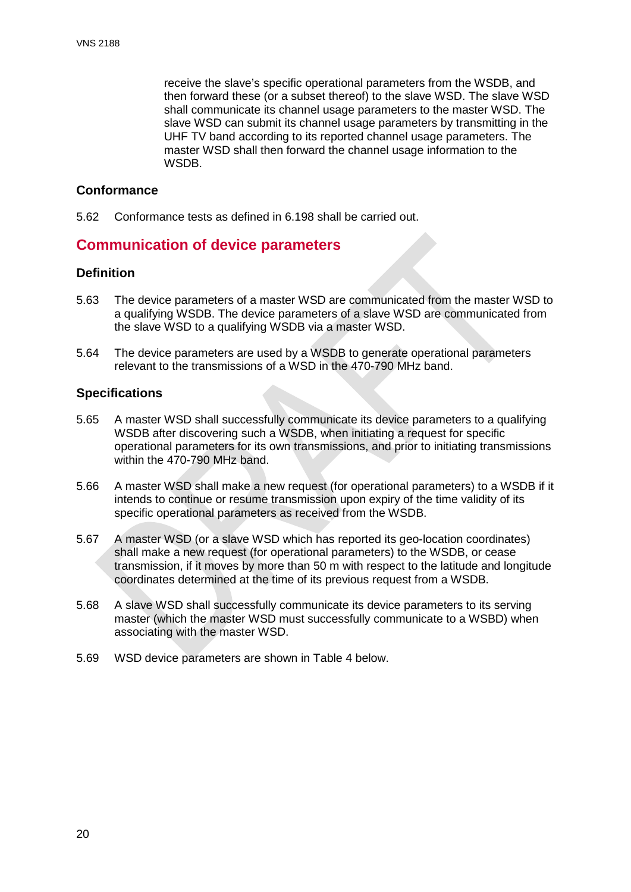receive the slave's specific operational parameters from the WSDB, and then forward these (or a subset thereof) to the slave WSD. The slave WSD shall communicate its channel usage parameters to the master WSD. The slave WSD can submit its channel usage parameters by transmitting in the UHF TV band according to its reported channel usage parameters. The master WSD shall then forward the channel usage information to the WSDB.

### Conformance

5.62 Conformance tests as defined in 6.198 shall be carried out.

## Communication of device parameters

### Definition

5.63 The device parameters of a master WSD are communicated from the master WSD to a qualifying WSDB. The device parameters of a slave WSD are communicated from the slave WSD to a qualifying WSDB via a master WSD.

5.64 The device parameters are used by a WSDB to generate operational parameters relevant to the transmissions of a WSD in the 470-790 MHz band.

### Specifications

5.65 A master WSD shall successfully communicate its device parameters to a qualifying WSDB after discovering such a WSDB, when initiating a request for specific operational parameters for its own transmissions, and prior to initiating transmissions within the 470-790 MHz band.

5.66 A master WSD shall make a new request (for operational parameters) to a WSDB if it intends to continue or resume transmission upon expiry of the time validity of its specific operational parameters as received from the WSDB.

5.67 A master WSD (or a slave WSD which has reported its geo-location coordinates) shall make a new request (for operational parameters) to the WSDB, or cease transmission, if it moves by more than 50 m with respect to the latitude and longitude coordinates determined at the time of its previous request from a WSDB.

5.68 A slave WSD shall successfully communicate its device parameters to its serving master (which the master WSD must successfully communicate to a WSBD) when associating with the master WSD.

5.69 WSD device parameters are shown in Table 4 below.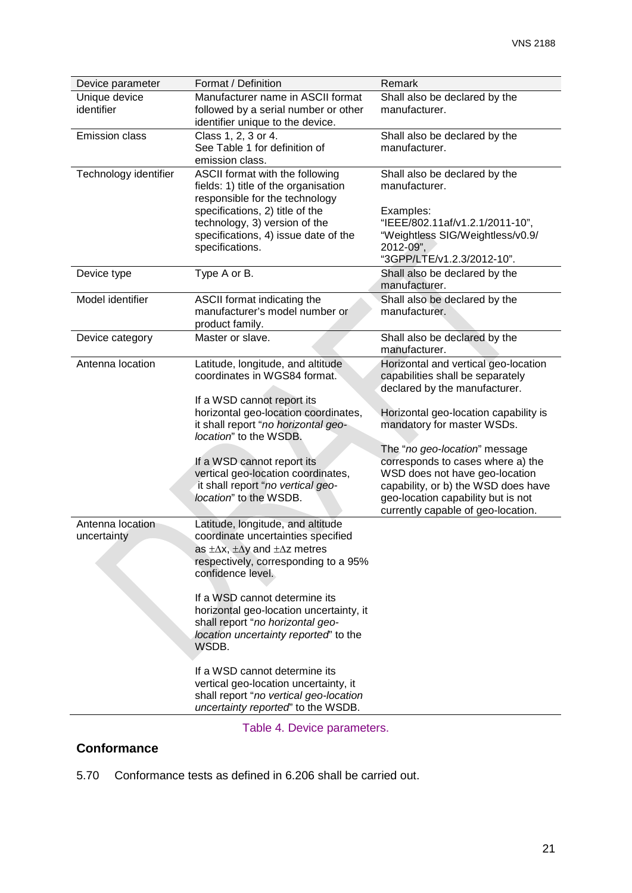| Device parameter | Format / Definition | Remark |
|---|---|---|
| Unique device identifier | Manufacturer name in ASCII format followed by a serial number or other identifier unique to the device. | Shall also be declared by the manufacturer. |
| Emission class | Class 1, 2, 3 or 4. See Table 1 for definition of emission class. | Shall also be declared by the manufacturer. |
| Technology identifier | ASCII format with the following fields: 1) title of the organisation responsible for the technology specifications, 2) title of the technology, 3) version of the specifications, 4) issue date of the specifications. | Shall also be declared by the manufacturer.<br><br>Examples: "IEEE/802.11af/v1.2.1/2011-10", "Weightless SIG/Weightless/v0.9/ 2012-09", "3GPP/LTE/v1.2.3/2012-10". |
| Device type | Type A or B. | Shall also be declared by the manufacturer. |
| Model identifier | ASCII format indicating the manufacturer's model number or product family. | Shall also be declared by the manufacturer. |
| Device category | Master or slave. | Shall also be declared by the manufacturer. |
| Antenna location | Latitude, longitude, and altitude coordinates in WGS84 format.<br><br>If a WSD cannot report its horizontal geo-location coordinates, it shall report "*no horizontal geo-location*" to the WSDB.<br><br>If a WSD cannot report its vertical geo-location coordinates, it shall report "*no vertical geo-location*" to the WSDB. | Horizontal and vertical geo-location capabilities shall be separately declared by the manufacturer.<br><br>Horizontal geo-location capability is mandatory for master WSDs.<br><br>The "*no geo-location*" message corresponds to cases where a) the WSD does not have geo-location capability, or b) the WSD does have geo-location capability but is not currently capable of geo-location. |
| Antenna location uncertainty | Latitude, longitude, and altitude coordinate uncertainties specified as $\pm\Delta x$, $\pm\Delta y$ and $\pm\Delta z$ metres respectively, corresponding to a 95% confidence level.<br><br>If a WSD cannot determine its horizontal geo-location uncertainty, it shall report "*no horizontal geo-location uncertainty reported*" to the WSDB.<br><br>If a WSD cannot determine its vertical geo-location uncertainty, it shall report "*no vertical geo-location uncertainty reported*" to the WSDB. | |

Table 4. Device parameters.

## Conformance

5.70 Conformance tests as defined in 6.206 shall be carried out.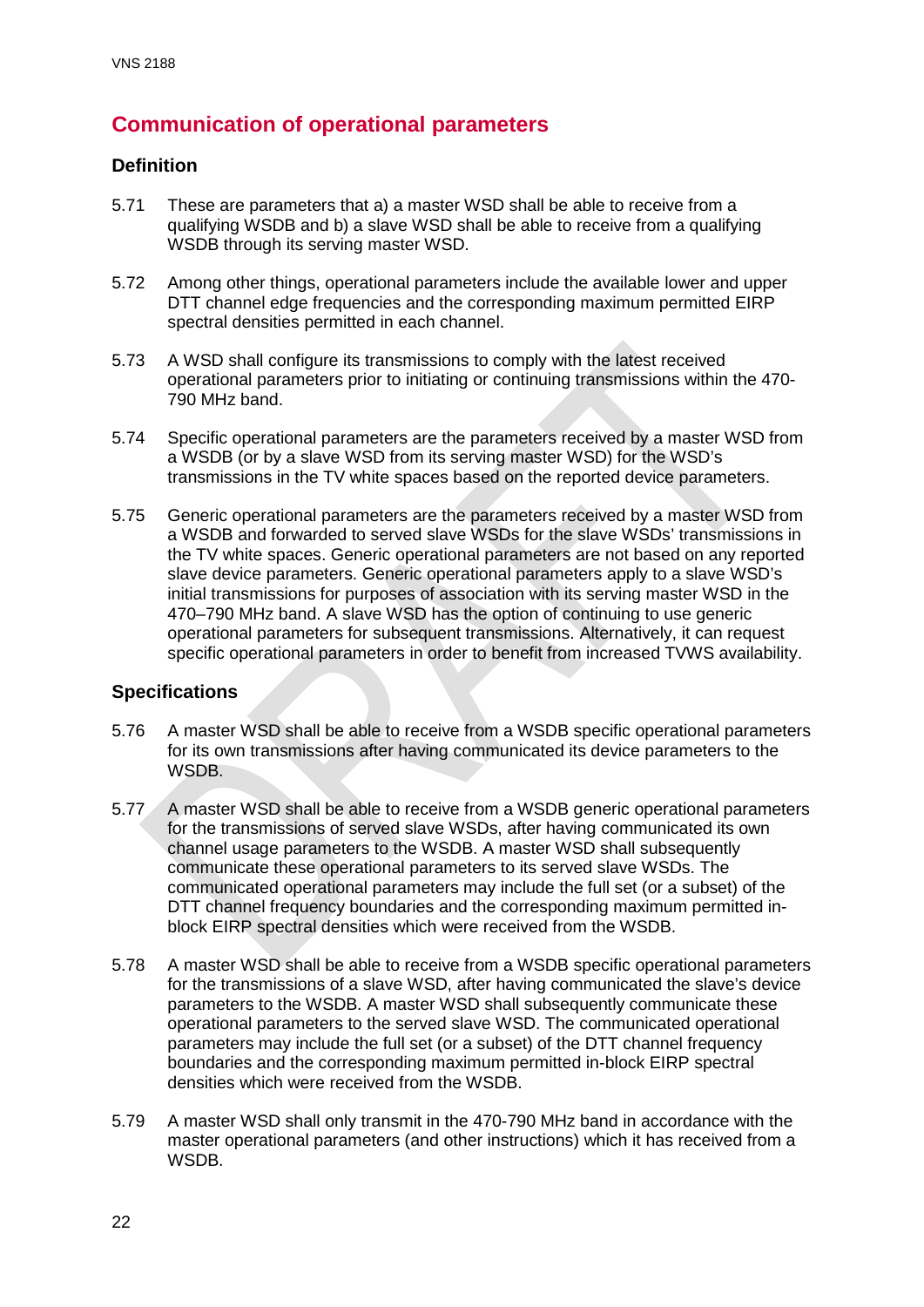## Communication of operational parameters

### Definition

5.71 These are parameters that a) a master WSD shall be able to receive from a qualifying WSDB and b) a slave WSD shall be able to receive from a qualifying WSDB through its serving master WSD.

5.72 Among other things, operational parameters include the available lower and upper DTT channel edge frequencies and the corresponding maximum permitted EIRP spectral densities permitted in each channel.

5.73 A WSD shall configure its transmissions to comply with the latest received operational parameters prior to initiating or continuing transmissions within the 470-790 MHz band.

5.74 Specific operational parameters are the parameters received by a master WSD from a WSDB (or by a slave WSD from its serving master WSD) for the WSD's transmissions in the TV white spaces based on the reported device parameters.

5.75 Generic operational parameters are the parameters received by a master WSD from a WSDB and forwarded to served slave WSDs for the slave WSDs' transmissions in the TV white spaces. Generic operational parameters are not based on any reported slave device parameters. Generic operational parameters apply to a slave WSD's initial transmissions for purposes of association with its serving master WSD in the 470–790 MHz band. A slave WSD has the option of continuing to use generic operational parameters for subsequent transmissions. Alternatively, it can request specific operational parameters in order to benefit from increased TVWS availability.

### Specifications

5.76 A master WSD shall be able to receive from a WSDB specific operational parameters for its own transmissions after having communicated its device parameters to the WSDB.

5.77 A master WSD shall be able to receive from a WSDB generic operational parameters for the transmissions of served slave WSDs, after having communicated its own channel usage parameters to the WSDB. A master WSD shall subsequently communicate these operational parameters to its served slave WSDs. The communicated operational parameters may include the full set (or a subset) of the DTT channel frequency boundaries and the corresponding maximum permitted in-block EIRP spectral densities which were received from the WSDB.

5.78 A master WSD shall be able to receive from a WSDB specific operational parameters for the transmissions of a slave WSD, after having communicated the slave's device parameters to the WSDB. A master WSD shall subsequently communicate these operational parameters to the served slave WSD. The communicated operational parameters may include the full set (or a subset) of the DTT channel frequency boundaries and the corresponding maximum permitted in-block EIRP spectral densities which were received from the WSDB.

5.79 A master WSD shall only transmit in the 470-790 MHz band in accordance with the master operational parameters (and other instructions) which it has received from a WSDB.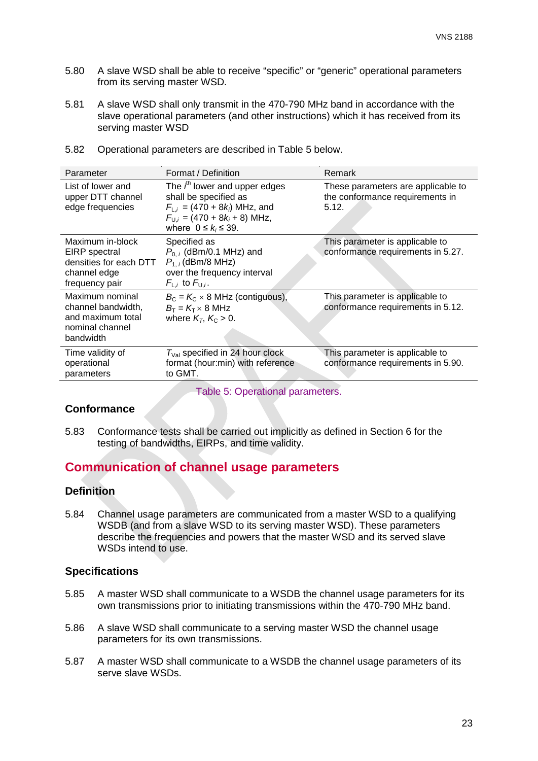5.80 A slave WSD shall be able to receive "specific" or "generic" operational parameters from its serving master WSD.

5.81 A slave WSD shall only transmit in the 470-790 MHz band in accordance with the slave operational parameters (and other instructions) which it has received from its serving master WSD

5.82 Operational parameters are described in Table 5 below.

| Parameter | Format / Definition | Remark |
|---|---|---|
| List of lower and upper DTT channel edge frequencies | The $i^{th}$ lower and upper edges shall be specified as $F_{L,i}$ = (470 + 8$k_i$) MHz, and $F_{U,i}$ = (470 + 8$k_i$ + 8) MHz, where $0 \leq k_i \leq 39$. | These parameters are applicable to the conformance requirements in 5.12. |
| Maximum in-block EIRP spectral densities for each DTT channel edge frequency pair | Specified as $P_{0,i}$ (dBm/0.1 MHz) and $P_{1,i}$ (dBm/8 MHz) over the frequency interval $F_{L,i}$ to $F_{U,i}$. | This parameter is applicable to conformance requirements in 5.27. |
| Maximum nominal channel bandwidth, and maximum total nominal channel bandwidth | $B_C = K_C \times 8$ MHz (contiguous), $B_T = K_T \times 8$ MHz where $K_T$, $K_C > 0$. | This parameter is applicable to conformance requirements in 5.12. |
| Time validity of operational parameters | $T_{Val}$ specified in 24 hour clock format (hour:min) with reference to GMT. | This parameter is applicable to conformance requirements in 5.90. |

Table 5: Operational parameters.

### Conformance

5.83 Conformance tests shall be carried out implicitly as defined in Section 6 for the testing of bandwidths, EIRPs, and time validity.

## Communication of channel usage parameters

### Definition

5.84 Channel usage parameters are communicated from a master WSD to a qualifying WSDB (and from a slave WSD to its serving master WSD). These parameters describe the frequencies and powers that the master WSD and its served slave WSDs intend to use.

### Specifications

5.85 A master WSD shall communicate to a WSDB the channel usage parameters for its own transmissions prior to initiating transmissions within the 470-790 MHz band.

5.86 A slave WSD shall communicate to a serving master WSD the channel usage parameters for its own transmissions.

5.87 A master WSD shall communicate to a WSDB the channel usage parameters of its serve slave WSDs.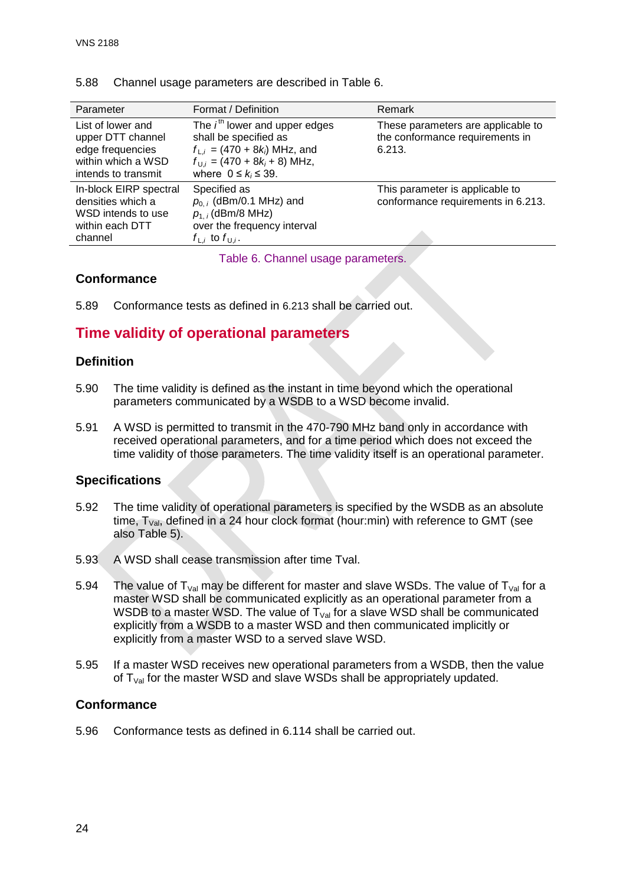5.88 Channel usage parameters are described in Table 6.

| Parameter | Format / Definition | Remark |
|---|---|---|
| List of lower and upper DTT channel edge frequencies within which a WSD intends to transmit | The $i^{th}$ lower and upper edges shall be specified as $f_{L,i}$ = (470 + 8$k_i$) MHz, and $f_{U,i}$ = (470 + 8$k_i$ + 8) MHz, where $0 \leq k_i \leq 39$. | These parameters are applicable to the conformance requirements in 6.213. |
| In-block EIRP spectral densities which a WSD intends to use within each DTT channel | Specified as $p_{0,i}$ (dBm/0.1 MHz) and $p_{1,i}$ (dBm/8 MHz) over the frequency interval $f_{L,i}$ to $f_{U,i}$. | This parameter is applicable to conformance requirements in 6.213. |

Table 6. Channel usage parameters.

### Conformance

5.89 Conformance tests as defined in 6.213 shall be carried out.

## Time validity of operational parameters

### Definition

5.90 The time validity is defined as the instant in time beyond which the operational parameters communicated by a WSDB to a WSD become invalid.

5.91 A WSD is permitted to transmit in the 470-790 MHz band only in accordance with received operational parameters, and for a time period which does not exceed the time validity of those parameters. The time validity itself is an operational parameter.

### Specifications

5.92 The time validity of operational parameters is specified by the WSDB as an absolute time, $T_{Val}$, defined in a 24 hour clock format (hour:min) with reference to GMT (see also Table 5).

5.93 A WSD shall cease transmission after time Tval.

5.94 The value of $T_{Val}$ may be different for master and slave WSDs. The value of $T_{Val}$ for a master WSD shall be communicated explicitly as an operational parameter from a WSDB to a master WSD. The value of $T_{Val}$ for a slave WSD shall be communicated explicitly from a WSDB to a master WSD and then communicated implicitly or explicitly from a master WSD to a served slave WSD.

5.95 If a master WSD receives new operational parameters from a WSDB, then the value of $T_{Val}$ for the master WSD and slave WSDs shall be appropriately updated.

### Conformance

5.96 Conformance tests as defined in 6.114 shall be carried out.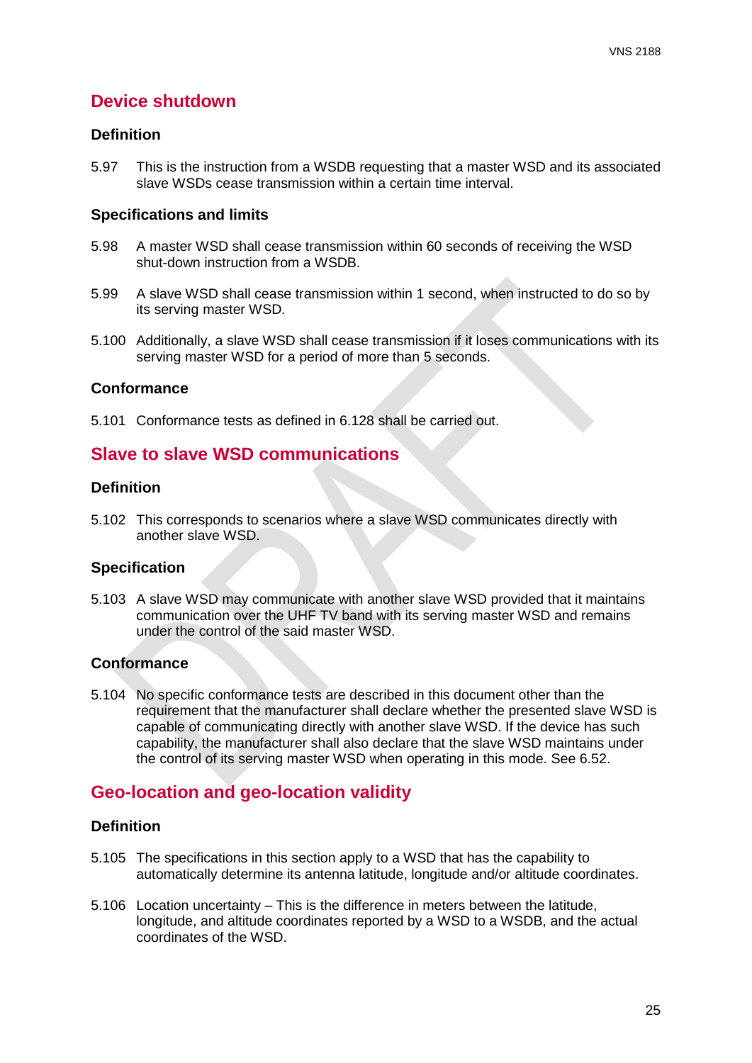## Device shutdown

### Definition

5.97 This is the instruction from a WSDB requesting that a master WSD and its associated slave WSDs cease transmission within a certain time interval.

### Specifications and limits

5.98 A master WSD shall cease transmission within 60 seconds of receiving the WSD shut-down instruction from a WSDB.

5.99 A slave WSD shall cease transmission within 1 second, when instructed to do so by its serving master WSD.

5.100 Additionally, a slave WSD shall cease transmission if it loses communications with its serving master WSD for a period of more than 5 seconds.

### Conformance

5.101 Conformance tests as defined in 6.128 shall be carried out.

## Slave to slave WSD communications

### Definition

5.102 This corresponds to scenarios where a slave WSD communicates directly with another slave WSD.

### Specification

5.103 A slave WSD may communicate with another slave WSD provided that it maintains communication over the UHF TV band with its serving master WSD and remains under the control of the said master WSD.

### Conformance

5.104 No specific conformance tests are described in this document other than the requirement that the manufacturer shall declare whether the presented slave WSD is capable of communicating directly with another slave WSD. If the device has such capability, the manufacturer shall also declare that the slave WSD maintains under the control of its serving master WSD when operating in this mode. See 6.52.

## Geo-location and geo-location validity

### Definition

5.105 The specifications in this section apply to a WSD that has the capability to automatically determine its antenna latitude, longitude and/or altitude coordinates.

5.106 Location uncertainty – This is the difference in meters between the latitude, longitude, and altitude coordinates reported by a WSD to a WSDB, and the actual coordinates of the WSD.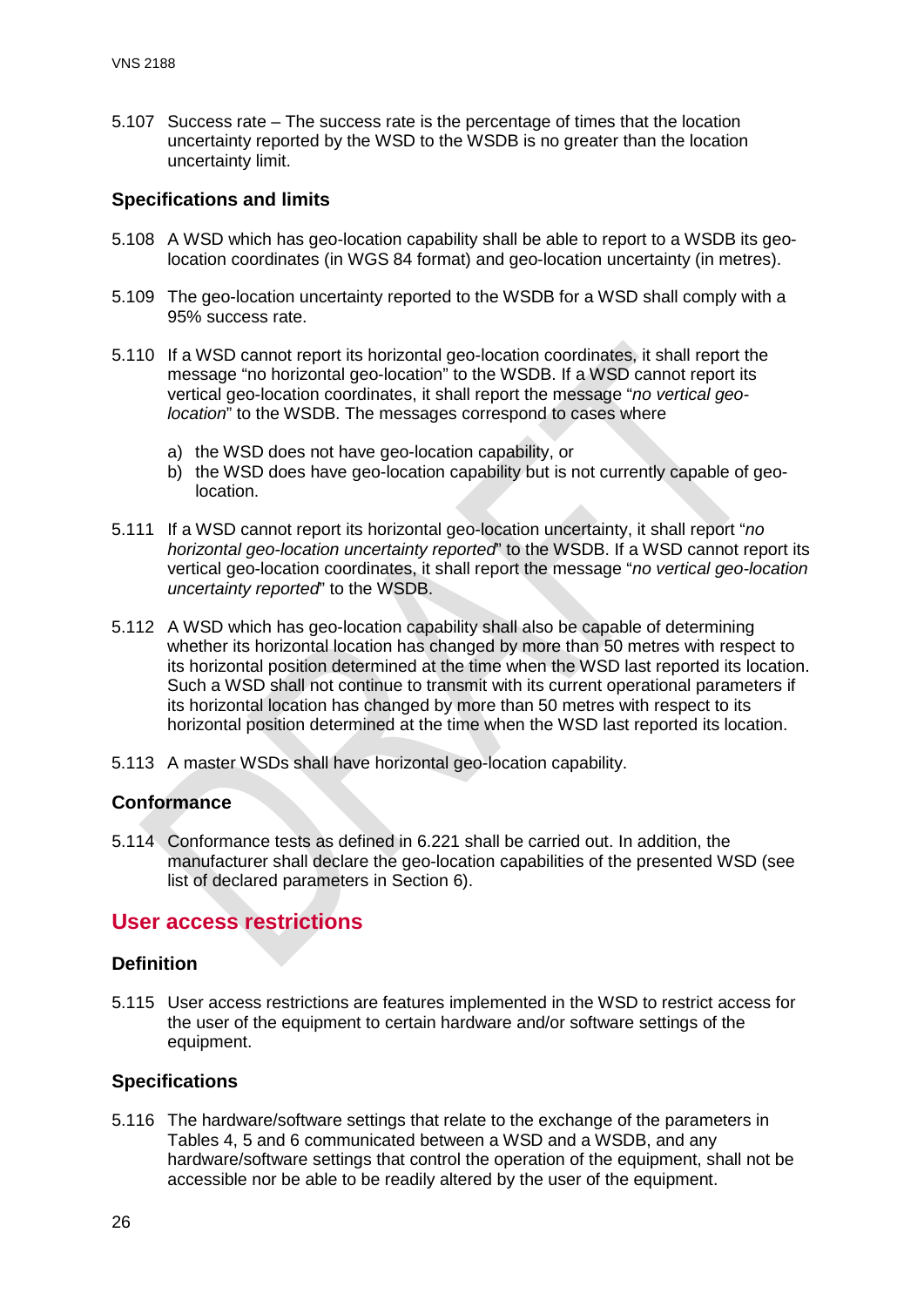5.107 Success rate – The success rate is the percentage of times that the location uncertainty reported by the WSD to the WSDB is no greater than the location uncertainty limit.

### Specifications and limits

5.108 A WSD which has geo-location capability shall be able to report to a WSDB its geo-location coordinates (in WGS 84 format) and geo-location uncertainty (in metres).

5.109 The geo-location uncertainty reported to the WSDB for a WSD shall comply with a 95% success rate.

5.110 If a WSD cannot report its horizontal geo-location coordinates, it shall report the message "no horizontal geo-location" to the WSDB. If a WSD cannot report its vertical geo-location coordinates, it shall report the message "*no vertical geo-location*" to the WSDB. The messages correspond to cases where

a) the WSD does not have geo-location capability, or
b) the WSD does have geo-location capability but is not currently capable of geo-location.

5.111 If a WSD cannot report its horizontal geo-location uncertainty, it shall report "*no horizontal geo-location uncertainty reported*" to the WSDB. If a WSD cannot report its vertical geo-location coordinates, it shall report the message "*no vertical geo-location uncertainty reported*" to the WSDB.

5.112 A WSD which has geo-location capability shall also be capable of determining whether its horizontal location has changed by more than 50 metres with respect to its horizontal position determined at the time when the WSD last reported its location. Such a WSD shall not continue to transmit with its current operational parameters if its horizontal location has changed by more than 50 metres with respect to its horizontal position determined at the time when the WSD last reported its location.

5.113 A master WSDs shall have horizontal geo-location capability.

### Conformance

5.114 Conformance tests as defined in 6.221 shall be carried out. In addition, the manufacturer shall declare the geo-location capabilities of the presented WSD (see list of declared parameters in Section 6).

## User access restrictions

### Definition

5.115 User access restrictions are features implemented in the WSD to restrict access for the user of the equipment to certain hardware and/or software settings of the equipment.

### Specifications

5.116 The hardware/software settings that relate to the exchange of the parameters in Tables 4, 5 and 6 communicated between a WSD and a WSDB, and any hardware/software settings that control the operation of the equipment, shall not be accessible nor be able to be readily altered by the user of the equipment.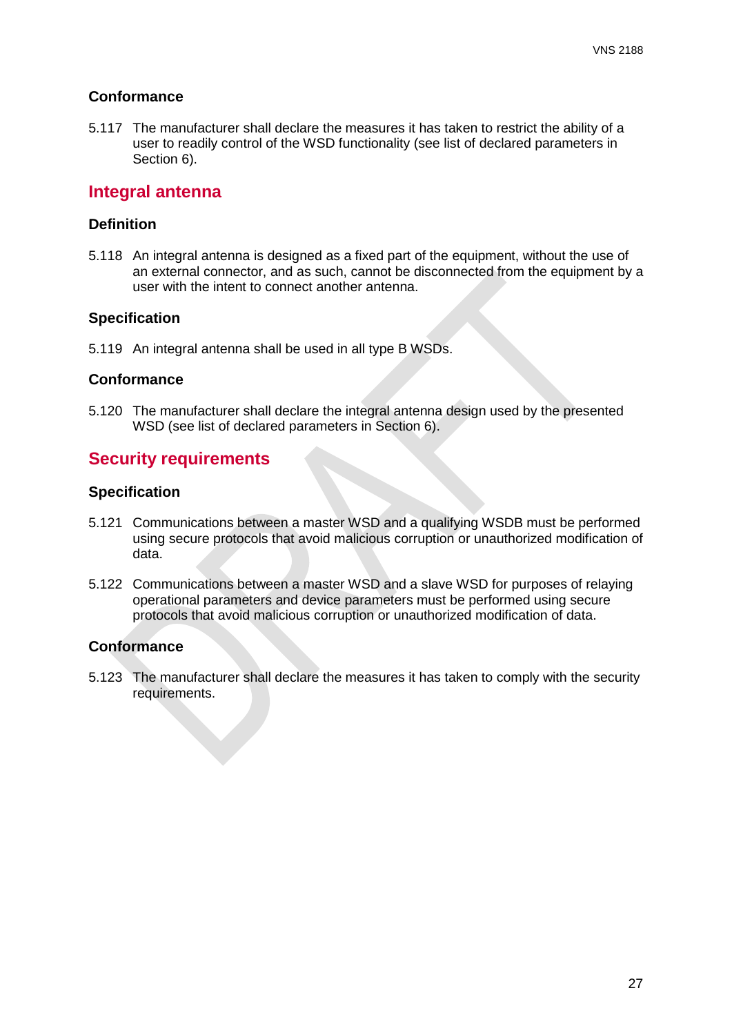### Conformance

5.117 The manufacturer shall declare the measures it has taken to restrict the ability of a user to readily control of the WSD functionality (see list of declared parameters in Section 6).

## Integral antenna

### Definition

5.118 An integral antenna is designed as a fixed part of the equipment, without the use of an external connector, and as such, cannot be disconnected from the equipment by a user with the intent to connect another antenna.

### Specification

5.119 An integral antenna shall be used in all type B WSDs.

### Conformance

5.120 The manufacturer shall declare the integral antenna design used by the presented WSD (see list of declared parameters in Section 6).

## Security requirements

### Specification

5.121 Communications between a master WSD and a qualifying WSDB must be performed using secure protocols that avoid malicious corruption or unauthorized modification of data.

5.122 Communications between a master WSD and a slave WSD for purposes of relaying operational parameters and device parameters must be performed using secure protocols that avoid malicious corruption or unauthorized modification of data.

### Conformance

5.123 The manufacturer shall declare the measures it has taken to comply with the security requirements.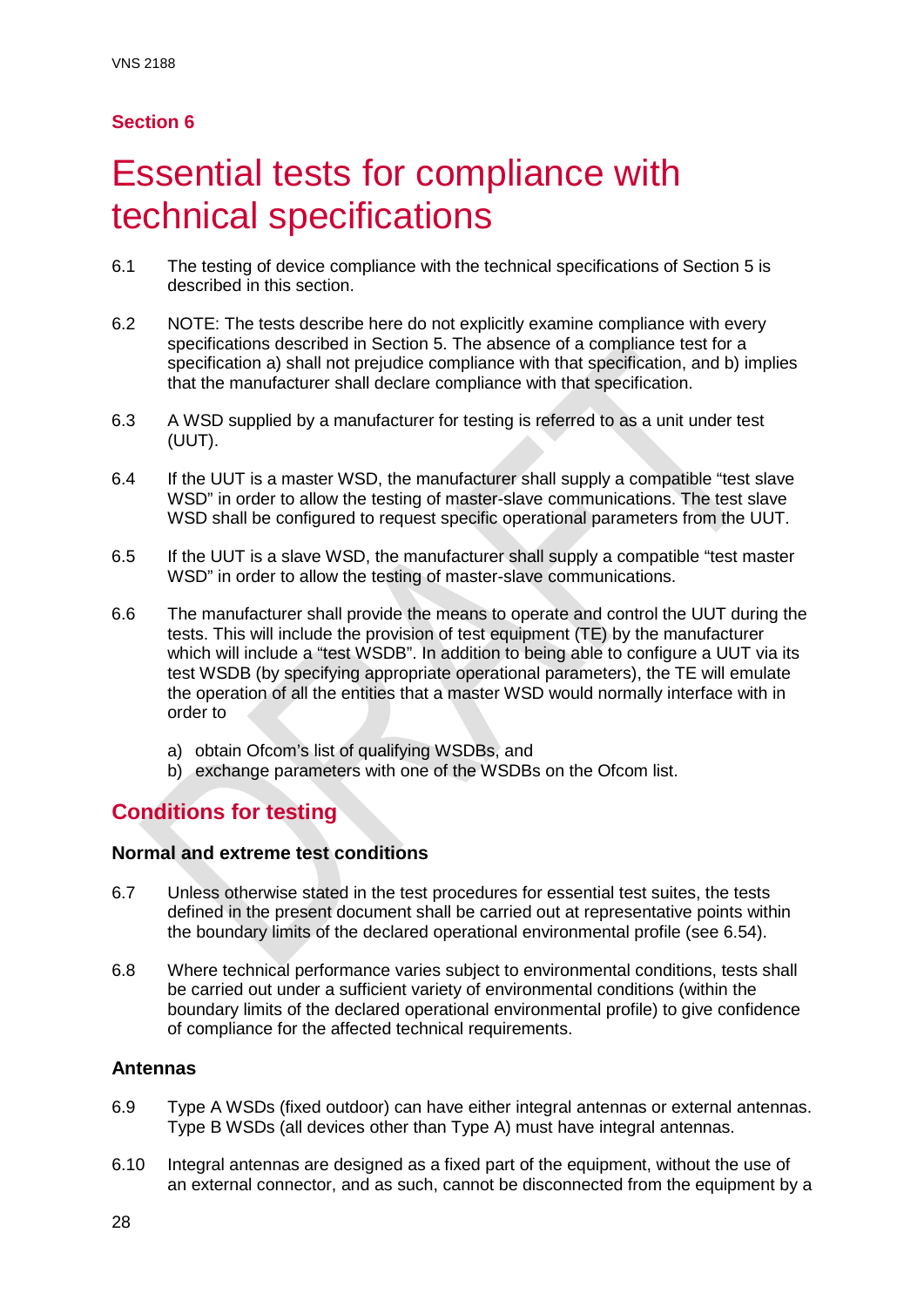## Section 6

# Essential tests for compliance with technical specifications

6.1 The testing of device compliance with the technical specifications of Section 5 is described in this section.

6.2 NOTE: The tests describe here do not explicitly examine compliance with every specifications described in Section 5. The absence of a compliance test for a specification a) shall not prejudice compliance with that specification, and b) implies that the manufacturer shall declare compliance with that specification.

6.3 A WSD supplied by a manufacturer for testing is referred to as a unit under test (UUT).

6.4 If the UUT is a master WSD, the manufacturer shall supply a compatible "test slave WSD" in order to allow the testing of master-slave communications. The test slave WSD shall be configured to request specific operational parameters from the UUT.

6.5 If the UUT is a slave WSD, the manufacturer shall supply a compatible "test master WSD" in order to allow the testing of master-slave communications.

6.6 The manufacturer shall provide the means to operate and control the UUT during the tests. This will include the provision of test equipment (TE) by the manufacturer which will include a "test WSDB". In addition to being able to configure a UUT via its test WSDB (by specifying appropriate operational parameters), the TE will emulate the operation of all the entities that a master WSD would normally interface with in order to

a) obtain Ofcom's list of qualifying WSDBs, and
b) exchange parameters with one of the WSDBs on the Ofcom list.

## Conditions for testing

### Normal and extreme test conditions

6.7 Unless otherwise stated in the test procedures for essential test suites, the tests defined in the present document shall be carried out at representative points within the boundary limits of the declared operational environmental profile (see 6.54).

6.8 Where technical performance varies subject to environmental conditions, tests shall be carried out under a sufficient variety of environmental conditions (within the boundary limits of the declared operational environmental profile) to give confidence of compliance for the affected technical requirements.

### Antennas

6.9 Type A WSDs (fixed outdoor) can have either integral antennas or external antennas. Type B WSDs (all devices other than Type A) must have integral antennas.

6.10 Integral antennas are designed as a fixed part of the equipment, without the use of an external connector, and as such, cannot be disconnected from the equipment by a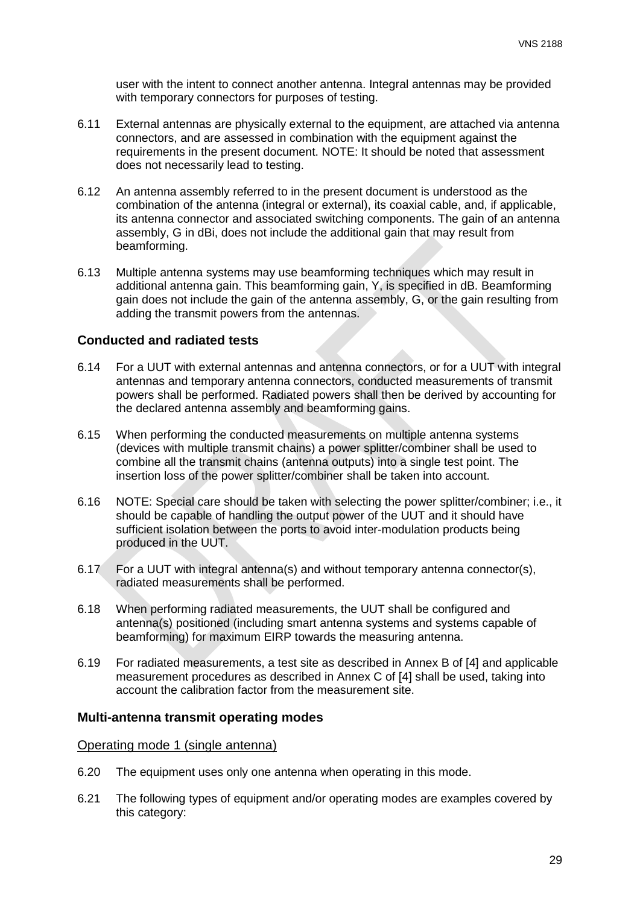user with the intent to connect another antenna. Integral antennas may be provided with temporary connectors for purposes of testing.

6.11 External antennas are physically external to the equipment, are attached via antenna connectors, and are assessed in combination with the equipment against the requirements in the present document. NOTE: It should be noted that assessment does not necessarily lead to testing.

6.12 An antenna assembly referred to in the present document is understood as the combination of the antenna (integral or external), its coaxial cable, and, if applicable, its antenna connector and associated switching components. The gain of an antenna assembly, G in dBi, does not include the additional gain that may result from beamforming.

6.13 Multiple antenna systems may use beamforming techniques which may result in additional antenna gain. This beamforming gain, Y, is specified in dB. Beamforming gain does not include the gain of the antenna assembly, G, or the gain resulting from adding the transmit powers from the antennas.

### Conducted and radiated tests

6.14 For a UUT with external antennas and antenna connectors, or for a UUT with integral antennas and temporary antenna connectors, conducted measurements of transmit powers shall be performed. Radiated powers shall then be derived by accounting for the declared antenna assembly and beamforming gains.

6.15 When performing the conducted measurements on multiple antenna systems (devices with multiple transmit chains) a power splitter/combiner shall be used to combine all the transmit chains (antenna outputs) into a single test point. The insertion loss of the power splitter/combiner shall be taken into account.

6.16 NOTE: Special care should be taken with selecting the power splitter/combiner; i.e., it should be capable of handling the output power of the UUT and it should have sufficient isolation between the ports to avoid inter-modulation products being produced in the UUT.

6.17 For a UUT with integral antenna(s) and without temporary antenna connector(s), radiated measurements shall be performed.

6.18 When performing radiated measurements, the UUT shall be configured and antenna(s) positioned (including smart antenna systems and systems capable of beamforming) for maximum EIRP towards the measuring antenna.

6.19 For radiated measurements, a test site as described in Annex B of [4] and applicable measurement procedures as described in Annex C of [4] shall be used, taking into account the calibration factor from the measurement site.

### Multi-antenna transmit operating modes

#### Operating mode 1 (single antenna)

6.20 The equipment uses only one antenna when operating in this mode.

6.21 The following types of equipment and/or operating modes are examples covered by this category: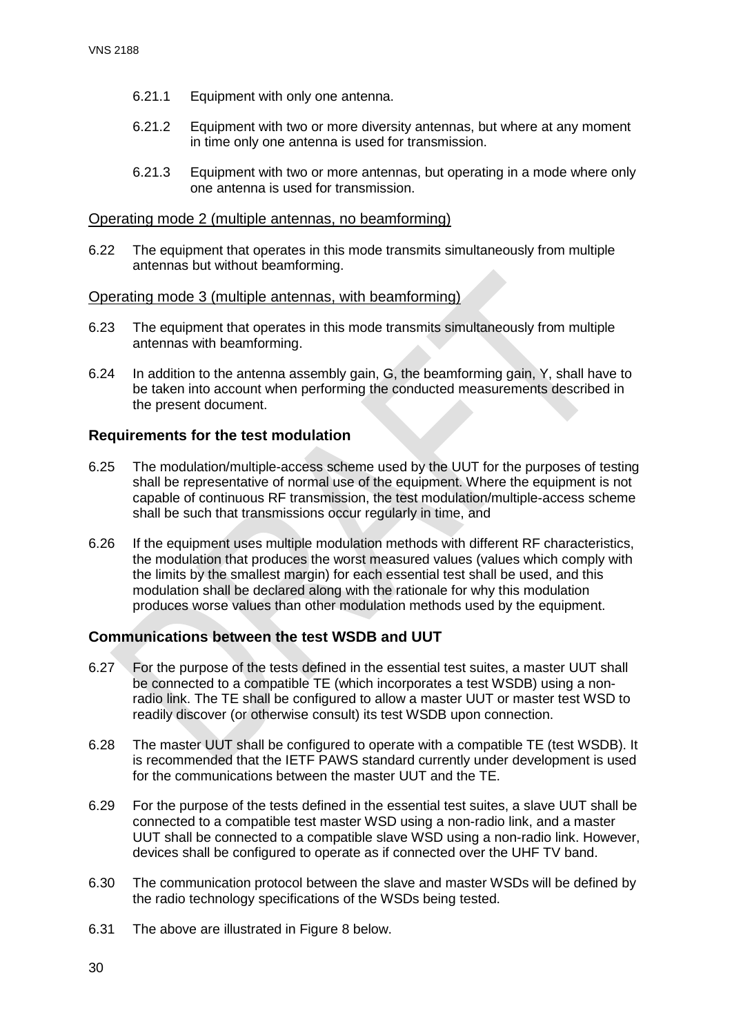6.21.1 Equipment with only one antenna.

6.21.2 Equipment with two or more diversity antennas, but where at any moment in time only one antenna is used for transmission.

6.21.3 Equipment with two or more antennas, but operating in a mode where only one antenna is used for transmission.

Operating mode 2 (multiple antennas, no beamforming)

6.22 The equipment that operates in this mode transmits simultaneously from multiple antennas but without beamforming.

Operating mode 3 (multiple antennas, with beamforming)

6.23 The equipment that operates in this mode transmits simultaneously from multiple antennas with beamforming.

6.24 In addition to the antenna assembly gain, G, the beamforming gain, Y, shall have to be taken into account when performing the conducted measurements described in the present document.

### Requirements for the test modulation

6.25 The modulation/multiple-access scheme used by the UUT for the purposes of testing shall be representative of normal use of the equipment. Where the equipment is not capable of continuous RF transmission, the test modulation/multiple-access scheme shall be such that transmissions occur regularly in time, and

6.26 If the equipment uses multiple modulation methods with different RF characteristics, the modulation that produces the worst measured values (values which comply with the limits by the smallest margin) for each essential test shall be used, and this modulation shall be declared along with the rationale for why this modulation produces worse values than other modulation methods used by the equipment.

### Communications between the test WSDB and UUT

6.27 For the purpose of the tests defined in the essential test suites, a master UUT shall be connected to a compatible TE (which incorporates a test WSDB) using a non-radio link. The TE shall be configured to allow a master UUT or master test WSD to readily discover (or otherwise consult) its test WSDB upon connection.

6.28 The master UUT shall be configured to operate with a compatible TE (test WSDB). It is recommended that the IETF PAWS standard currently under development is used for the communications between the master UUT and the TE.

6.29 For the purpose of the tests defined in the essential test suites, a slave UUT shall be connected to a compatible test master WSD using a non-radio link, and a master UUT shall be connected to a compatible slave WSD using a non-radio link. However, devices shall be configured to operate as if connected over the UHF TV band.

6.30 The communication protocol between the slave and master WSDs will be defined by the radio technology specifications of the WSDs being tested.

6.31 The above are illustrated in Figure 8 below.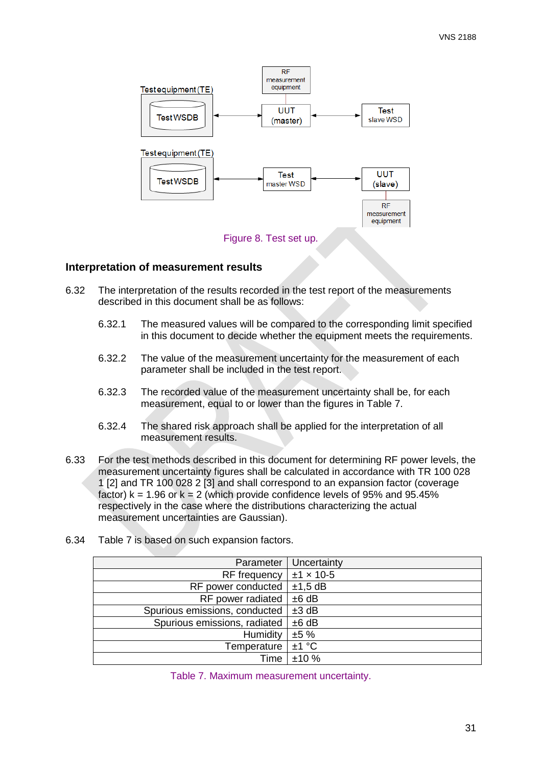Figure 8. Test set up.

## Interpretation of measurement results

6.32 The interpretation of the results recorded in the test report of the measurements described in this document shall be as follows:

6.32.1 The measured values will be compared to the corresponding limit specified in this document to decide whether the equipment meets the requirements.

6.32.2 The value of the measurement uncertainty for the measurement of each parameter shall be included in the test report.

6.32.3 The recorded value of the measurement uncertainty shall be, for each measurement, equal to or lower than the figures in Table 7.

6.32.4 The shared risk approach shall be applied for the interpretation of all measurement results.

6.33 For the test methods described in this document for determining RF power levels, the measurement uncertainty figures shall be calculated in accordance with TR 100 028 1 [2] and TR 100 028 2 [3] and shall correspond to an expansion factor (coverage factor) k = 1.96 or k = 2 (which provide confidence levels of 95% and 95.45% respectively in the case where the distributions characterizing the actual measurement uncertainties are Gaussian).

6.34 Table 7 is based on such expansion factors.

| Parameter | Uncertainty |
|---:|---|
| RF frequency | ±1 × 10-5 |
| RF power conducted | ±1,5 dB |
| RF power radiated | ±6 dB |
| Spurious emissions, conducted | ±3 dB |
| Spurious emissions, radiated | ±6 dB |
| Humidity | ±5 % |
| Temperature | ±1 °C |
| Time | ±10 % |

Table 7. Maximum measurement uncertainty.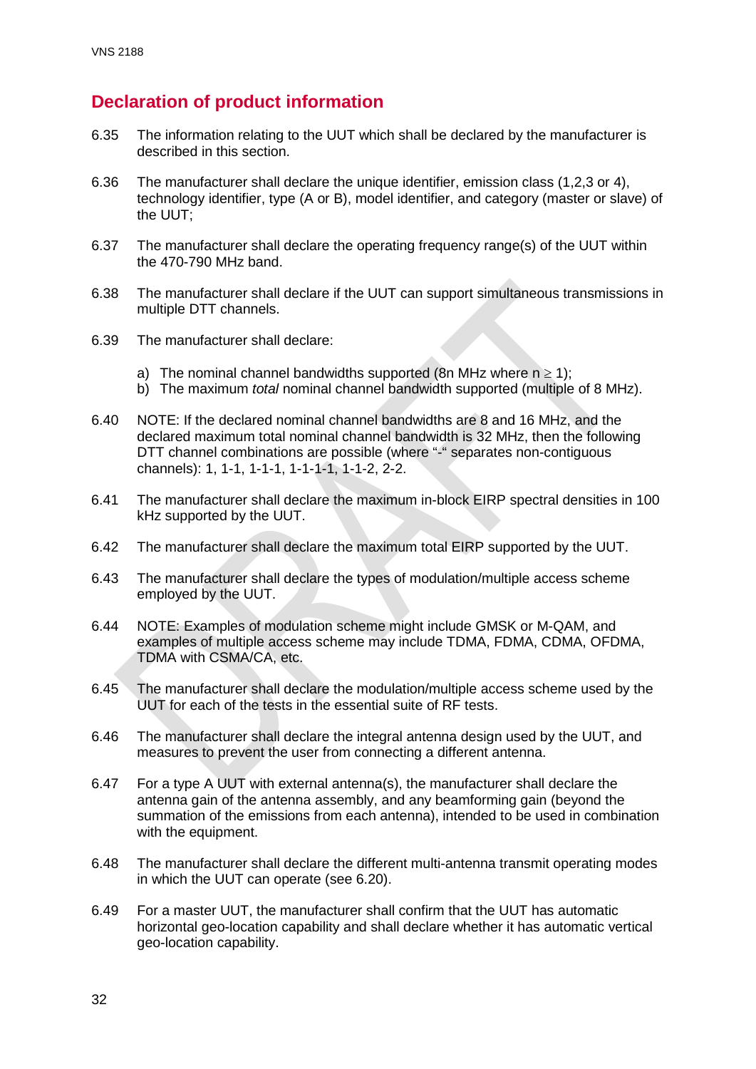## Declaration of product information

6.35 The information relating to the UUT which shall be declared by the manufacturer is described in this section.

6.36 The manufacturer shall declare the unique identifier, emission class (1,2,3 or 4), technology identifier, type (A or B), model identifier, and category (master or slave) of the UUT;

6.37 The manufacturer shall declare the operating frequency range(s) of the UUT within the 470-790 MHz band.

6.38 The manufacturer shall declare if the UUT can support simultaneous transmissions in multiple DTT channels.

6.39 The manufacturer shall declare:

a) The nominal channel bandwidths supported (8n MHz where $n \geq 1$);
b) The maximum *total* nominal channel bandwidth supported (multiple of 8 MHz).

6.40 NOTE: If the declared nominal channel bandwidths are 8 and 16 MHz, and the declared maximum total nominal channel bandwidth is 32 MHz, then the following DTT channel combinations are possible (where "-" separates non-contiguous channels): 1, 1-1, 1-1-1, 1-1-1-1, 1-1-2, 2-2.

6.41 The manufacturer shall declare the maximum in-block EIRP spectral densities in 100 kHz supported by the UUT.

6.42 The manufacturer shall declare the maximum total EIRP supported by the UUT.

6.43 The manufacturer shall declare the types of modulation/multiple access scheme employed by the UUT.

6.44 NOTE: Examples of modulation scheme might include GMSK or M-QAM, and examples of multiple access scheme may include TDMA, FDMA, CDMA, OFDMA, TDMA with CSMA/CA, etc.

6.45 The manufacturer shall declare the modulation/multiple access scheme used by the UUT for each of the tests in the essential suite of RF tests.

6.46 The manufacturer shall declare the integral antenna design used by the UUT, and measures to prevent the user from connecting a different antenna.

6.47 For a type A UUT with external antenna(s), the manufacturer shall declare the antenna gain of the antenna assembly, and any beamforming gain (beyond the summation of the emissions from each antenna), intended to be used in combination with the equipment.

6.48 The manufacturer shall declare the different multi-antenna transmit operating modes in which the UUT can operate (see 6.20).

6.49 For a master UUT, the manufacturer shall confirm that the UUT has automatic horizontal geo-location capability and shall declare whether it has automatic vertical geo-location capability.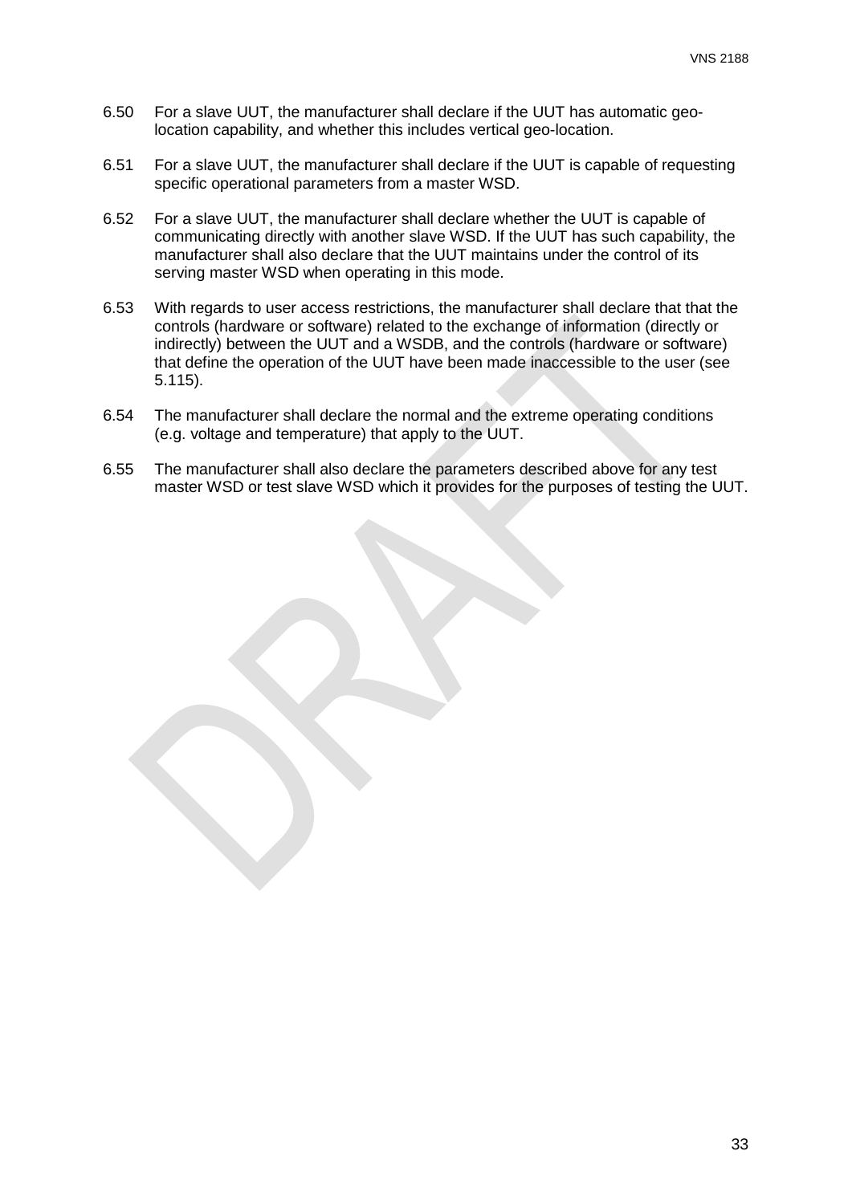6.50 For a slave UUT, the manufacturer shall declare if the UUT has automatic geo-location capability, and whether this includes vertical geo-location.

6.51 For a slave UUT, the manufacturer shall declare if the UUT is capable of requesting specific operational parameters from a master WSD.

6.52 For a slave UUT, the manufacturer shall declare whether the UUT is capable of communicating directly with another slave WSD. If the UUT has such capability, the manufacturer shall also declare that the UUT maintains under the control of its serving master WSD when operating in this mode.

6.53 With regards to user access restrictions, the manufacturer shall declare that that the controls (hardware or software) related to the exchange of information (directly or indirectly) between the UUT and a WSDB, and the controls (hardware or software) that define the operation of the UUT have been made inaccessible to the user (see 5.115).

6.54 The manufacturer shall declare the normal and the extreme operating conditions (e.g. voltage and temperature) that apply to the UUT.

6.55 The manufacturer shall also declare the parameters described above for any test master WSD or test slave WSD which it provides for the purposes of testing the UUT.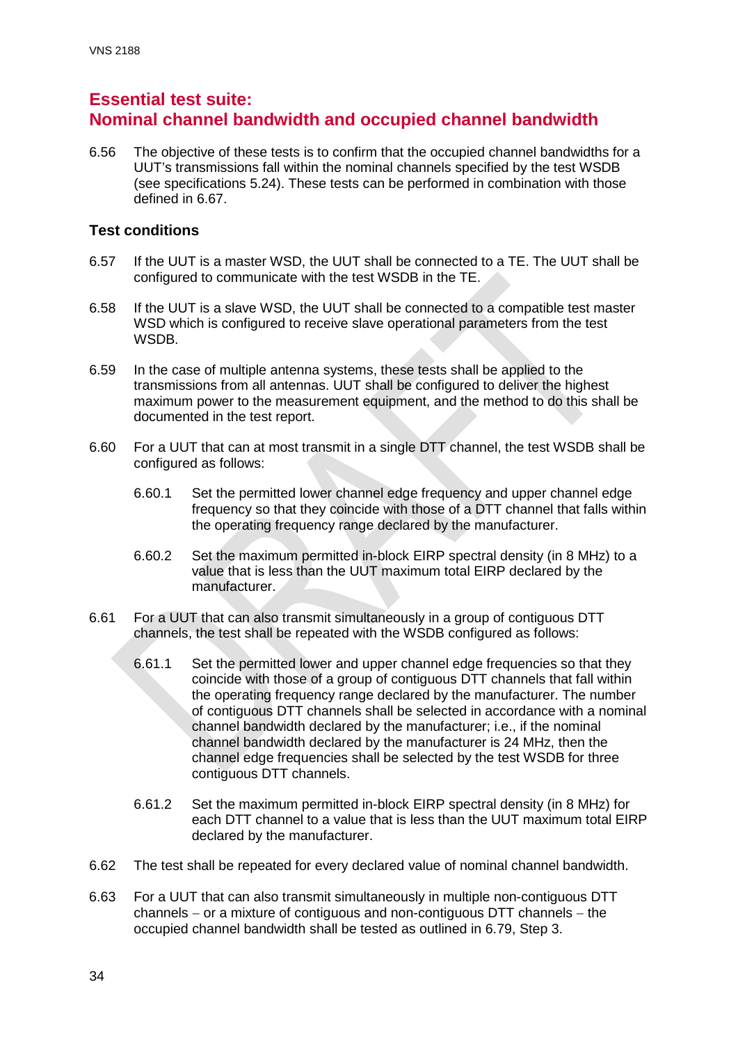## Essential test suite: Nominal channel bandwidth and occupied channel bandwidth

6.56 The objective of these tests is to confirm that the occupied channel bandwidths for a UUT's transmissions fall within the nominal channels specified by the test WSDB (see specifications 5.24). These tests can be performed in combination with those defined in 6.67.

### Test conditions

6.57 If the UUT is a master WSD, the UUT shall be connected to a TE. The UUT shall be configured to communicate with the test WSDB in the TE.

6.58 If the UUT is a slave WSD, the UUT shall be connected to a compatible test master WSD which is configured to receive slave operational parameters from the test WSDB.

6.59 In the case of multiple antenna systems, these tests shall be applied to the transmissions from all antennas. UUT shall be configured to deliver the highest maximum power to the measurement equipment, and the method to do this shall be documented in the test report.

6.60 For a UUT that can at most transmit in a single DTT channel, the test WSDB shall be configured as follows:

6.60.1 Set the permitted lower channel edge frequency and upper channel edge frequency so that they coincide with those of a DTT channel that falls within the operating frequency range declared by the manufacturer.

6.60.2 Set the maximum permitted in-block EIRP spectral density (in 8 MHz) to a value that is less than the UUT maximum total EIRP declared by the manufacturer.

6.61 For a UUT that can also transmit simultaneously in a group of contiguous DTT channels, the test shall be repeated with the WSDB configured as follows:

6.61.1 Set the permitted lower and upper channel edge frequencies so that they coincide with those of a group of contiguous DTT channels that fall within the operating frequency range declared by the manufacturer. The number of contiguous DTT channels shall be selected in accordance with a nominal channel bandwidth declared by the manufacturer; i.e., if the nominal channel bandwidth declared by the manufacturer is 24 MHz, then the channel edge frequencies shall be selected by the test WSDB for three contiguous DTT channels.

6.61.2 Set the maximum permitted in-block EIRP spectral density (in 8 MHz) for each DTT channel to a value that is less than the UUT maximum total EIRP declared by the manufacturer.

6.62 The test shall be repeated for every declared value of nominal channel bandwidth.

6.63 For a UUT that can also transmit simultaneously in multiple non-contiguous DTT channels – or a mixture of contiguous and non-contiguous DTT channels – the occupied channel bandwidth shall be tested as outlined in 6.79, Step 3.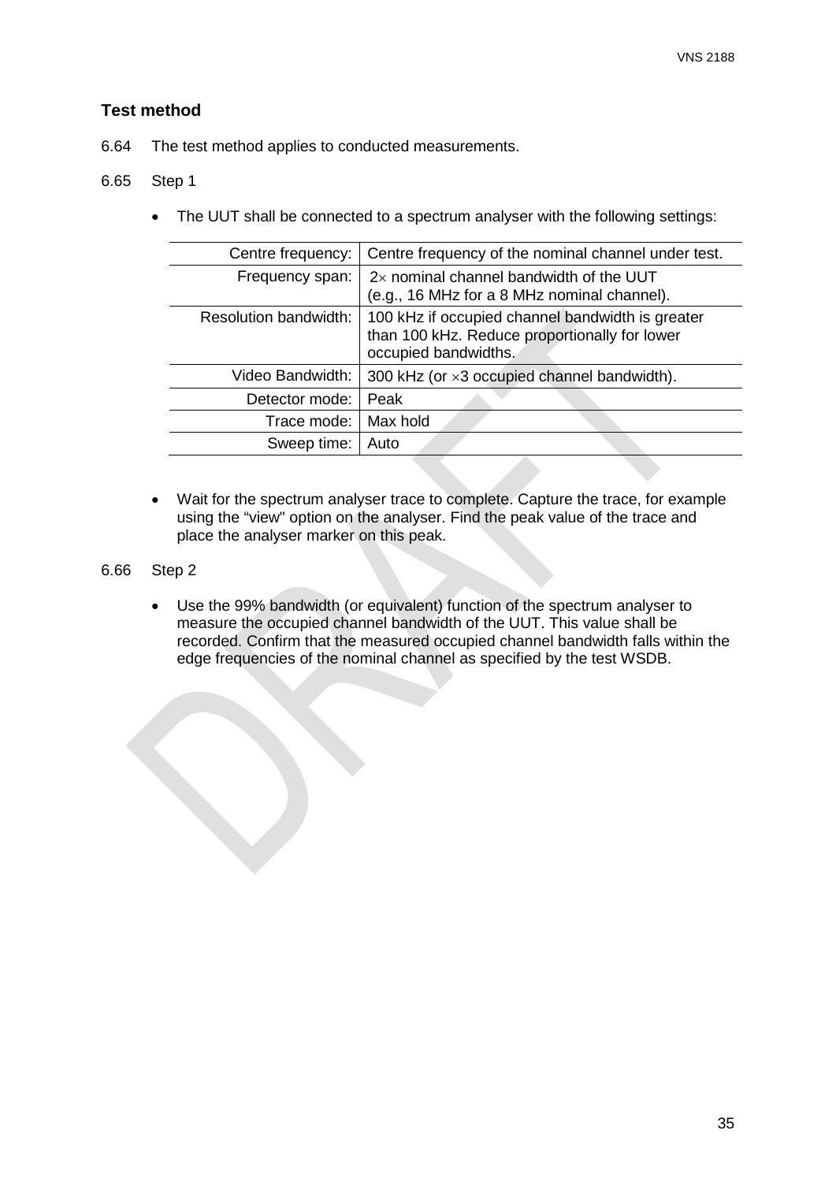### Test method

6.64 The test method applies to conducted measurements.

6.65 Step 1

- The UUT shall be connected to a spectrum analyser with the following settings:

| | |
|---:|---|
| Centre frequency: | Centre frequency of the nominal channel under test. |
| Frequency span: | 2× nominal channel bandwidth of the UUT (e.g., 16 MHz for a 8 MHz nominal channel). |
| Resolution bandwidth: | 100 kHz if occupied channel bandwidth is greater than 100 kHz. Reduce proportionally for lower occupied bandwidths. |
| Video Bandwidth: | 300 kHz (or ×3 occupied channel bandwidth). |
| Detector mode: | Peak |
| Trace mode: | Max hold |
| Sweep time: | Auto |

- Wait for the spectrum analyser trace to complete. Capture the trace, for example using the “view" option on the analyser. Find the peak value of the trace and place the analyser marker on this peak.

6.66 Step 2

- Use the 99% bandwidth (or equivalent) function of the spectrum analyser to measure the occupied channel bandwidth of the UUT. This value shall be recorded. Confirm that the measured occupied channel bandwidth falls within the edge frequencies of the nominal channel as specified by the test WSDB.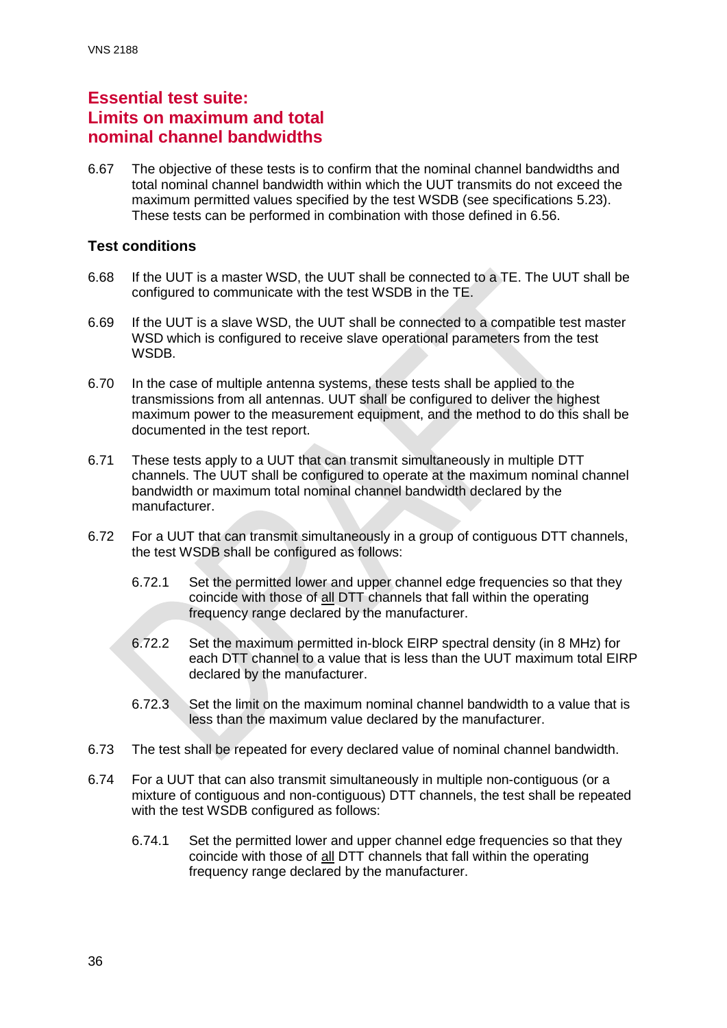## Essential test suite: Limits on maximum and total nominal channel bandwidths

6.67 The objective of these tests is to confirm that the nominal channel bandwidths and total nominal channel bandwidth within which the UUT transmits do not exceed the maximum permitted values specified by the test WSDB (see specifications 5.23). These tests can be performed in combination with those defined in 6.56.

### Test conditions

6.68 If the UUT is a master WSD, the UUT shall be connected to a TE. The UUT shall be configured to communicate with the test WSDB in the TE.

6.69 If the UUT is a slave WSD, the UUT shall be connected to a compatible test master WSD which is configured to receive slave operational parameters from the test WSDB.

6.70 In the case of multiple antenna systems, these tests shall be applied to the transmissions from all antennas. UUT shall be configured to deliver the highest maximum power to the measurement equipment, and the method to do this shall be documented in the test report.

6.71 These tests apply to a UUT that can transmit simultaneously in multiple DTT channels. The UUT shall be configured to operate at the maximum nominal channel bandwidth or maximum total nominal channel bandwidth declared by the manufacturer.

6.72 For a UUT that can transmit simultaneously in a group of contiguous DTT channels, the test WSDB shall be configured as follows:

> 6.72.1 Set the permitted lower and upper channel edge frequencies so that they coincide with those of <u>all</u> DTT channels that fall within the operating frequency range declared by the manufacturer.
>
> 6.72.2 Set the maximum permitted in-block EIRP spectral density (in 8 MHz) for each DTT channel to a value that is less than the UUT maximum total EIRP declared by the manufacturer.
>
> 6.72.3 Set the limit on the maximum nominal channel bandwidth to a value that is less than the maximum value declared by the manufacturer.

6.73 The test shall be repeated for every declared value of nominal channel bandwidth.

6.74 For a UUT that can also transmit simultaneously in multiple non-contiguous (or a mixture of contiguous and non-contiguous) DTT channels, the test shall be repeated with the test WSDB configured as follows:

> 6.74.1 Set the permitted lower and upper channel edge frequencies so that they coincide with those of <u>all</u> DTT channels that fall within the operating frequency range declared by the manufacturer.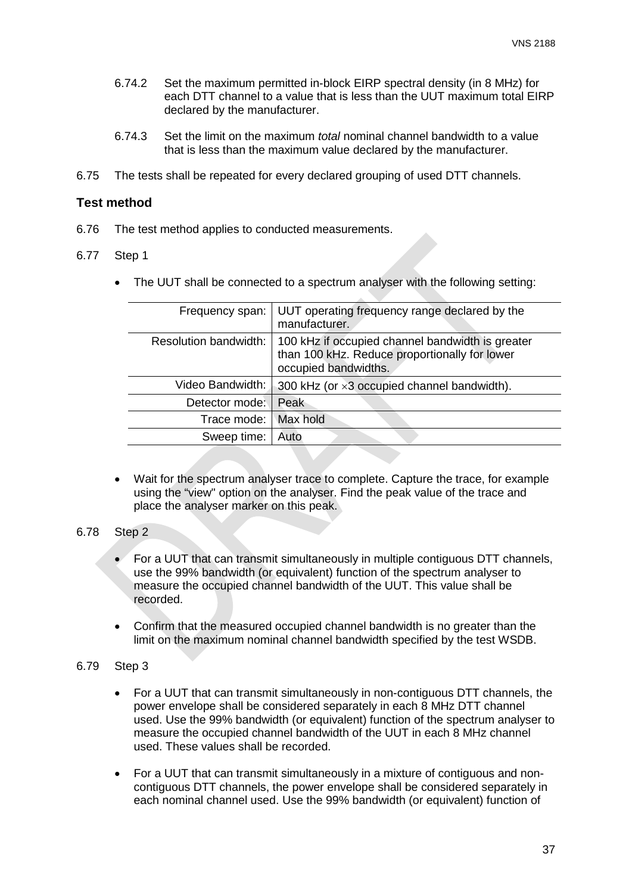6.74.2 Set the maximum permitted in-block EIRP spectral density (in 8 MHz) for each DTT channel to a value that is less than the UUT maximum total EIRP declared by the manufacturer.

6.74.3 Set the limit on the maximum *total* nominal channel bandwidth to a value that is less than the maximum value declared by the manufacturer.

6.75 The tests shall be repeated for every declared grouping of used DTT channels.

### Test method

6.76 The test method applies to conducted measurements.

6.77 Step 1

- The UUT shall be connected to a spectrum analyser with the following setting:

| | |
|---|---|
| Frequency span: | UUT operating frequency range declared by the manufacturer. |
| Resolution bandwidth: | 100 kHz if occupied channel bandwidth is greater than 100 kHz. Reduce proportionally for lower occupied bandwidths. |
| Video Bandwidth: | 300 kHz (or $\times$3 occupied channel bandwidth). |
| Detector mode: | Peak |
| Trace mode: | Max hold |
| Sweep time: | Auto |

- Wait for the spectrum analyser trace to complete. Capture the trace, for example using the “view" option on the analyser. Find the peak value of the trace and place the analyser marker on this peak.

6.78 Step 2

- For a UUT that can transmit simultaneously in multiple contiguous DTT channels, use the 99% bandwidth (or equivalent) function of the spectrum analyser to measure the occupied channel bandwidth of the UUT. This value shall be recorded.

- Confirm that the measured occupied channel bandwidth is no greater than the limit on the maximum nominal channel bandwidth specified by the test WSDB.

6.79 Step 3

- For a UUT that can transmit simultaneously in non-contiguous DTT channels, the power envelope shall be considered separately in each 8 MHz DTT channel used. Use the 99% bandwidth (or equivalent) function of the spectrum analyser to measure the occupied channel bandwidth of the UUT in each 8 MHz channel used. These values shall be recorded.

- For a UUT that can transmit simultaneously in a mixture of contiguous and non-contiguous DTT channels, the power envelope shall be considered separately in each nominal channel used. Use the 99% bandwidth (or equivalent) function of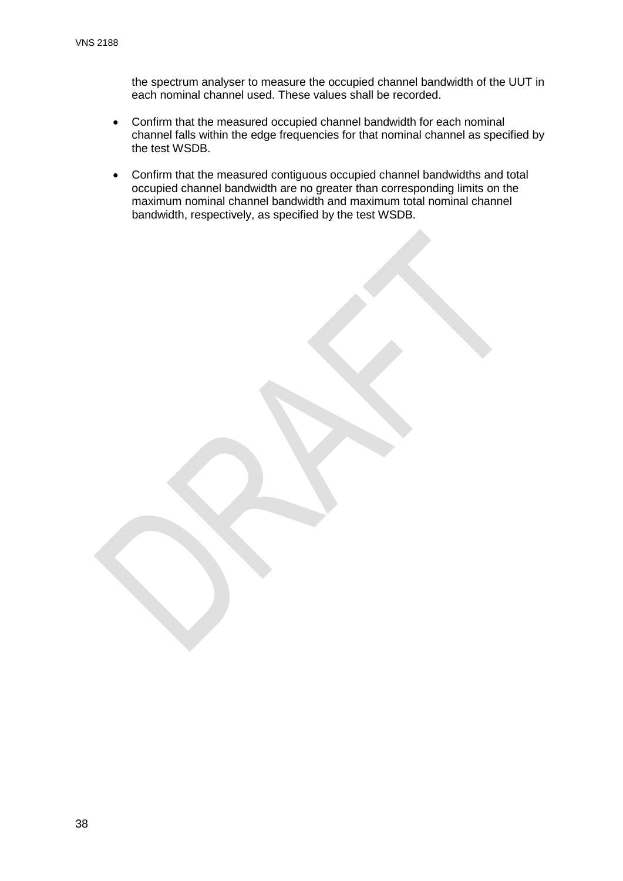the spectrum analyser to measure the occupied channel bandwidth of the UUT in each nominal channel used. These values shall be recorded.

- Confirm that the measured occupied channel bandwidth for each nominal channel falls within the edge frequencies for that nominal channel as specified by the test WSDB.
- Confirm that the measured contiguous occupied channel bandwidths and total occupied channel bandwidth are no greater than corresponding limits on the maximum nominal channel bandwidth and maximum total nominal channel bandwidth, respectively, as specified by the test WSDB.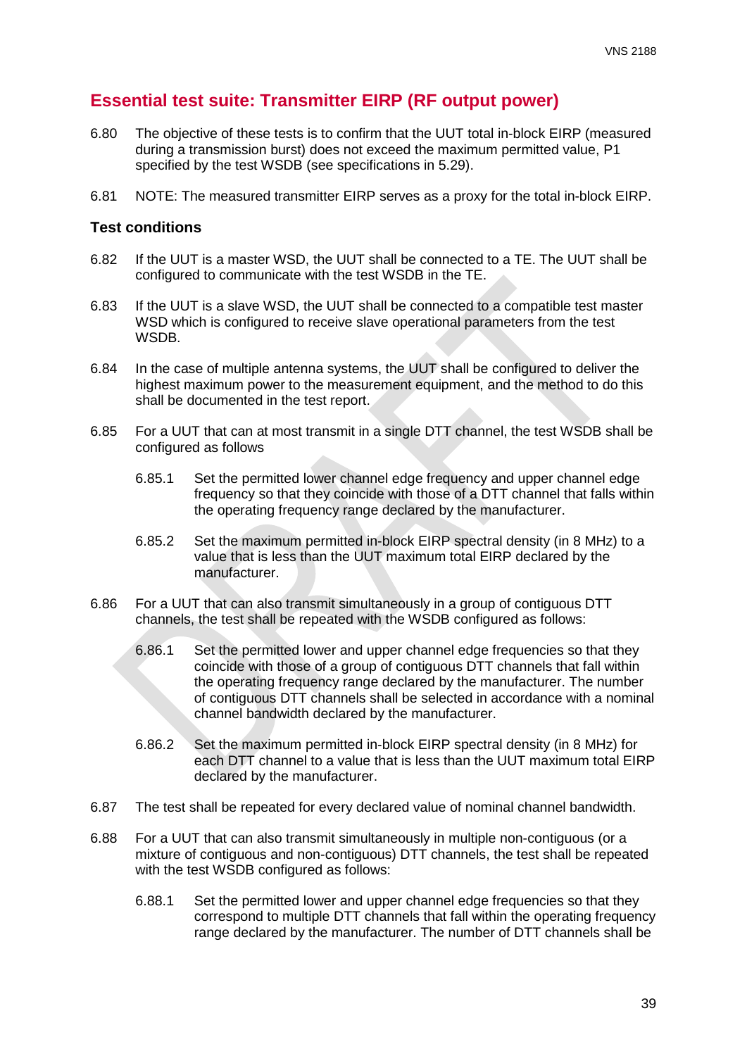## Essential test suite: Transmitter EIRP (RF output power)

6.80 The objective of these tests is to confirm that the UUT total in-block EIRP (measured during a transmission burst) does not exceed the maximum permitted value, P1 specified by the test WSDB (see specifications in 5.29).

6.81 NOTE: The measured transmitter EIRP serves as a proxy for the total in-block EIRP.

### Test conditions

6.82 If the UUT is a master WSD, the UUT shall be connected to a TE. The UUT shall be configured to communicate with the test WSDB in the TE.

6.83 If the UUT is a slave WSD, the UUT shall be connected to a compatible test master WSD which is configured to receive slave operational parameters from the test WSDB.

6.84 In the case of multiple antenna systems, the UUT shall be configured to deliver the highest maximum power to the measurement equipment, and the method to do this shall be documented in the test report.

6.85 For a UUT that can at most transmit in a single DTT channel, the test WSDB shall be configured as follows

> 6.85.1 Set the permitted lower channel edge frequency and upper channel edge frequency so that they coincide with those of a DTT channel that falls within the operating frequency range declared by the manufacturer.
>
> 6.85.2 Set the maximum permitted in-block EIRP spectral density (in 8 MHz) to a value that is less than the UUT maximum total EIRP declared by the manufacturer.

6.86 For a UUT that can also transmit simultaneously in a group of contiguous DTT channels, the test shall be repeated with the WSDB configured as follows:

> 6.86.1 Set the permitted lower and upper channel edge frequencies so that they coincide with those of a group of contiguous DTT channels that fall within the operating frequency range declared by the manufacturer. The number of contiguous DTT channels shall be selected in accordance with a nominal channel bandwidth declared by the manufacturer.
>
> 6.86.2 Set the maximum permitted in-block EIRP spectral density (in 8 MHz) for each DTT channel to a value that is less than the UUT maximum total EIRP declared by the manufacturer.

6.87 The test shall be repeated for every declared value of nominal channel bandwidth.

6.88 For a UUT that can also transmit simultaneously in multiple non-contiguous (or a mixture of contiguous and non-contiguous) DTT channels, the test shall be repeated with the test WSDB configured as follows:

> 6.88.1 Set the permitted lower and upper channel edge frequencies so that they correspond to multiple DTT channels that fall within the operating frequency range declared by the manufacturer. The number of DTT channels shall be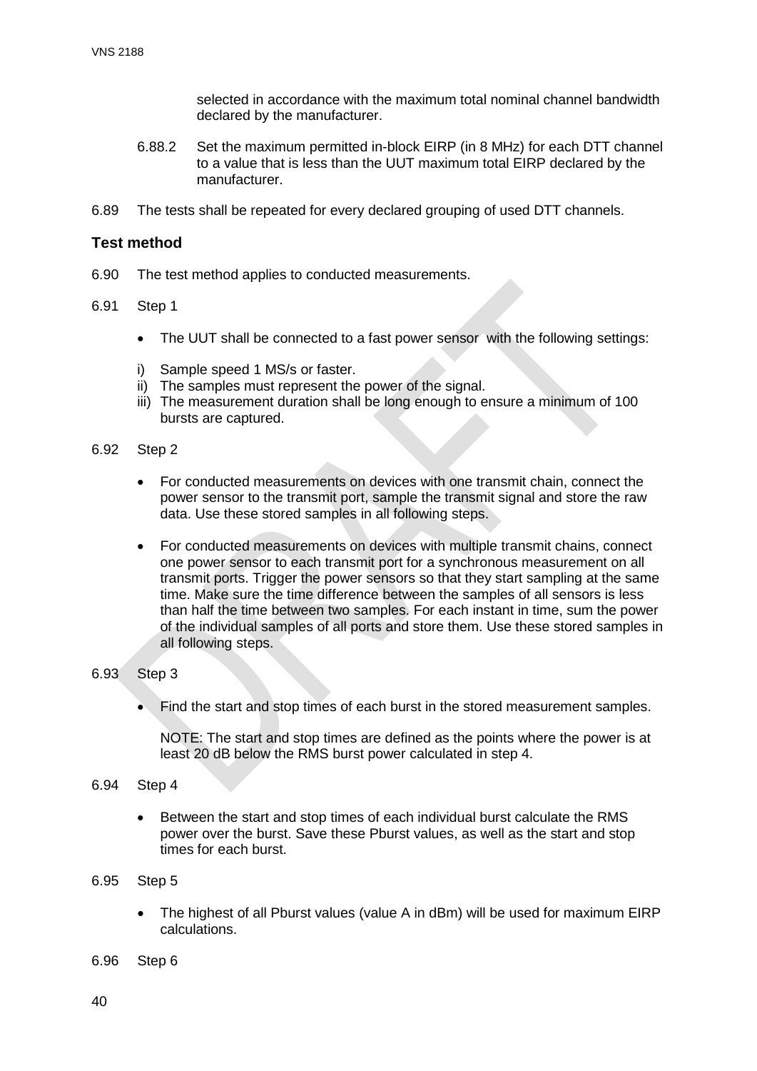selected in accordance with the maximum total nominal channel bandwidth declared by the manufacturer.

6.88.2 Set the maximum permitted in-block EIRP (in 8 MHz) for each DTT channel to a value that is less than the UUT maximum total EIRP declared by the manufacturer.

6.89 The tests shall be repeated for every declared grouping of used DTT channels.

### Test method

6.90 The test method applies to conducted measurements.

6.91 Step 1

- The UUT shall be connected to a fast power sensor with the following settings:

i) Sample speed 1 MS/s or faster.
ii) The samples must represent the power of the signal.
iii) The measurement duration shall be long enough to ensure a minimum of 100 bursts are captured.

6.92 Step 2

- For conducted measurements on devices with one transmit chain, connect the power sensor to the transmit port, sample the transmit signal and store the raw data. Use these stored samples in all following steps.

- For conducted measurements on devices with multiple transmit chains, connect one power sensor to each transmit port for a synchronous measurement on all transmit ports. Trigger the power sensors so that they start sampling at the same time. Make sure the time difference between the samples of all sensors is less than half the time between two samples. For each instant in time, sum the power of the individual samples of all ports and store them. Use these stored samples in all following steps.

6.93 Step 3

- Find the start and stop times of each burst in the stored measurement samples.

  NOTE: The start and stop times are defined as the points where the power is at least 20 dB below the RMS burst power calculated in step 4.

6.94 Step 4

- Between the start and stop times of each individual burst calculate the RMS power over the burst. Save these Pburst values, as well as the start and stop times for each burst.

6.95 Step 5

- The highest of all Pburst values (value A in dBm) will be used for maximum EIRP calculations.

6.96 Step 6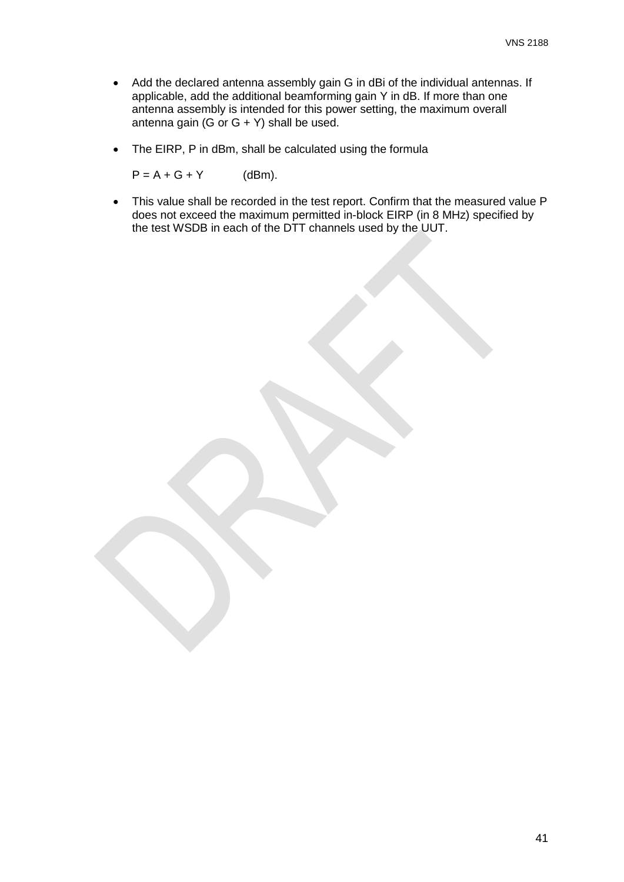- Add the declared antenna assembly gain G in dBi of the individual antennas. If applicable, add the additional beamforming gain Y in dB. If more than one antenna assembly is intended for this power setting, the maximum overall antenna gain (G or G + Y) shall be used.

- The EIRP, P in dBm, shall be calculated using the formula

  $P = A + G + Y$ (dBm).

- This value shall be recorded in the test report. Confirm that the measured value P does not exceed the maximum permitted in-block EIRP (in 8 MHz) specified by the test WSDB in each of the DTT channels used by the UUT.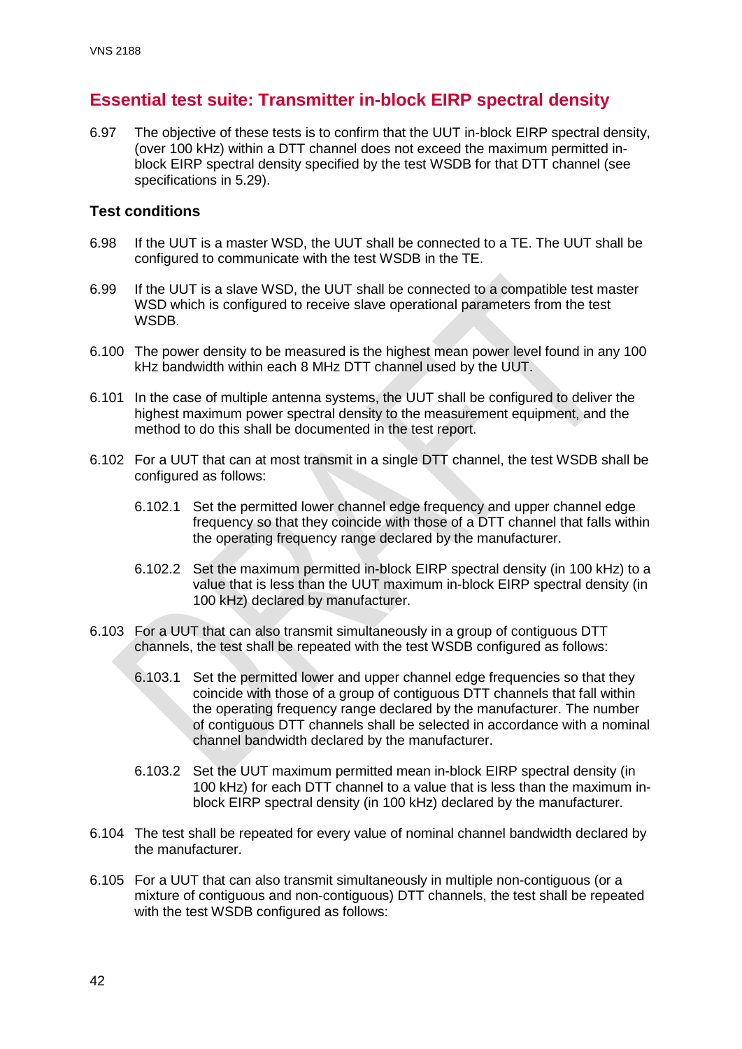## Essential test suite: Transmitter in-block EIRP spectral density

6.97 The objective of these tests is to confirm that the UUT in-block EIRP spectral density, (over 100 kHz) within a DTT channel does not exceed the maximum permitted in-block EIRP spectral density specified by the test WSDB for that DTT channel (see specifications in 5.29).

### Test conditions

6.98 If the UUT is a master WSD, the UUT shall be connected to a TE. The UUT shall be configured to communicate with the test WSDB in the TE.

6.99 If the UUT is a slave WSD, the UUT shall be connected to a compatible test master WSD which is configured to receive slave operational parameters from the test WSDB.

6.100 The power density to be measured is the highest mean power level found in any 100 kHz bandwidth within each 8 MHz DTT channel used by the UUT.

6.101 In the case of multiple antenna systems, the UUT shall be configured to deliver the highest maximum power spectral density to the measurement equipment, and the method to do this shall be documented in the test report.

6.102 For a UUT that can at most transmit in a single DTT channel, the test WSDB shall be configured as follows:

> 6.102.1 Set the permitted lower channel edge frequency and upper channel edge frequency so that they coincide with those of a DTT channel that falls within the operating frequency range declared by the manufacturer.
>
> 6.102.2 Set the maximum permitted in-block EIRP spectral density (in 100 kHz) to a value that is less than the UUT maximum in-block EIRP spectral density (in 100 kHz) declared by manufacturer.

6.103 For a UUT that can also transmit simultaneously in a group of contiguous DTT channels, the test shall be repeated with the test WSDB configured as follows:

> 6.103.1 Set the permitted lower and upper channel edge frequencies so that they coincide with those of a group of contiguous DTT channels that fall within the operating frequency range declared by the manufacturer. The number of contiguous DTT channels shall be selected in accordance with a nominal channel bandwidth declared by the manufacturer.
>
> 6.103.2 Set the UUT maximum permitted mean in-block EIRP spectral density (in 100 kHz) for each DTT channel to a value that is less than the maximum in-block EIRP spectral density (in 100 kHz) declared by the manufacturer.

6.104 The test shall be repeated for every value of nominal channel bandwidth declared by the manufacturer.

6.105 For a UUT that can also transmit simultaneously in multiple non-contiguous (or a mixture of contiguous and non-contiguous) DTT channels, the test shall be repeated with the test WSDB configured as follows: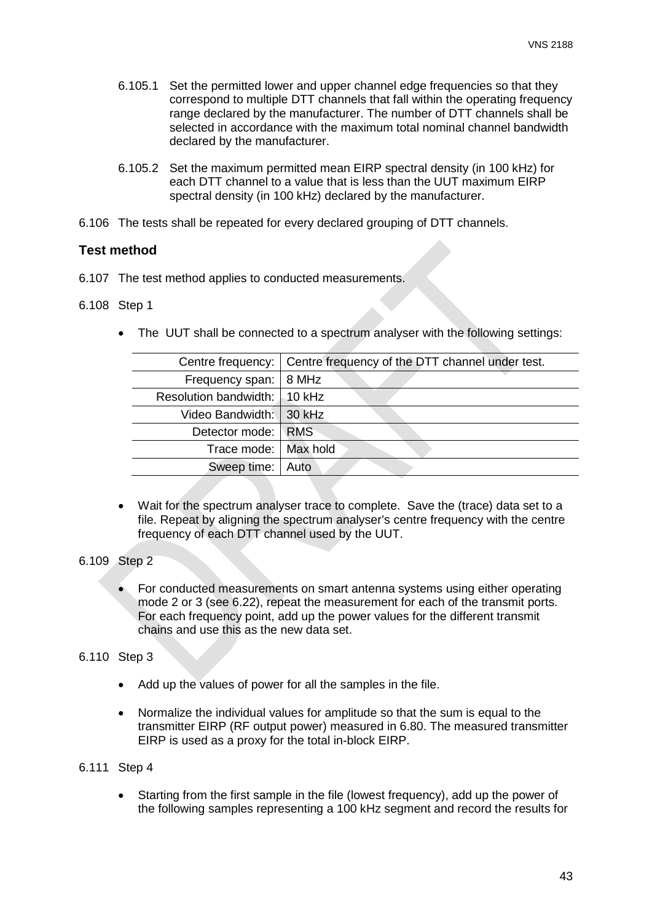6.105.1 Set the permitted lower and upper channel edge frequencies so that they correspond to multiple DTT channels that fall within the operating frequency range declared by the manufacturer. The number of DTT channels shall be selected in accordance with the maximum total nominal channel bandwidth declared by the manufacturer.

6.105.2 Set the maximum permitted mean EIRP spectral density (in 100 kHz) for each DTT channel to a value that is less than the UUT maximum EIRP spectral density (in 100 kHz) declared by the manufacturer.

6.106 The tests shall be repeated for every declared grouping of DTT channels.

### Test method

6.107 The test method applies to conducted measurements.

6.108 Step 1

- The UUT shall be connected to a spectrum analyser with the following settings:

| | |
|---|---|
| Centre frequency: | Centre frequency of the DTT channel under test. |
| Frequency span: | 8 MHz |
| Resolution bandwidth: | 10 kHz |
| Video Bandwidth: | 30 kHz |
| Detector mode: | RMS |
| Trace mode: | Max hold |
| Sweep time: | Auto |

- Wait for the spectrum analyser trace to complete. Save the (trace) data set to a file. Repeat by aligning the spectrum analyser's centre frequency with the centre frequency of each DTT channel used by the UUT.

6.109 Step 2

- For conducted measurements on smart antenna systems using either operating mode 2 or 3 (see 6.22), repeat the measurement for each of the transmit ports. For each frequency point, add up the power values for the different transmit chains and use this as the new data set.

6.110 Step 3

- Add up the values of power for all the samples in the file.
- Normalize the individual values for amplitude so that the sum is equal to the transmitter EIRP (RF output power) measured in 6.80. The measured transmitter EIRP is used as a proxy for the total in-block EIRP.

6.111 Step 4

- Starting from the first sample in the file (lowest frequency), add up the power of the following samples representing a 100 kHz segment and record the results for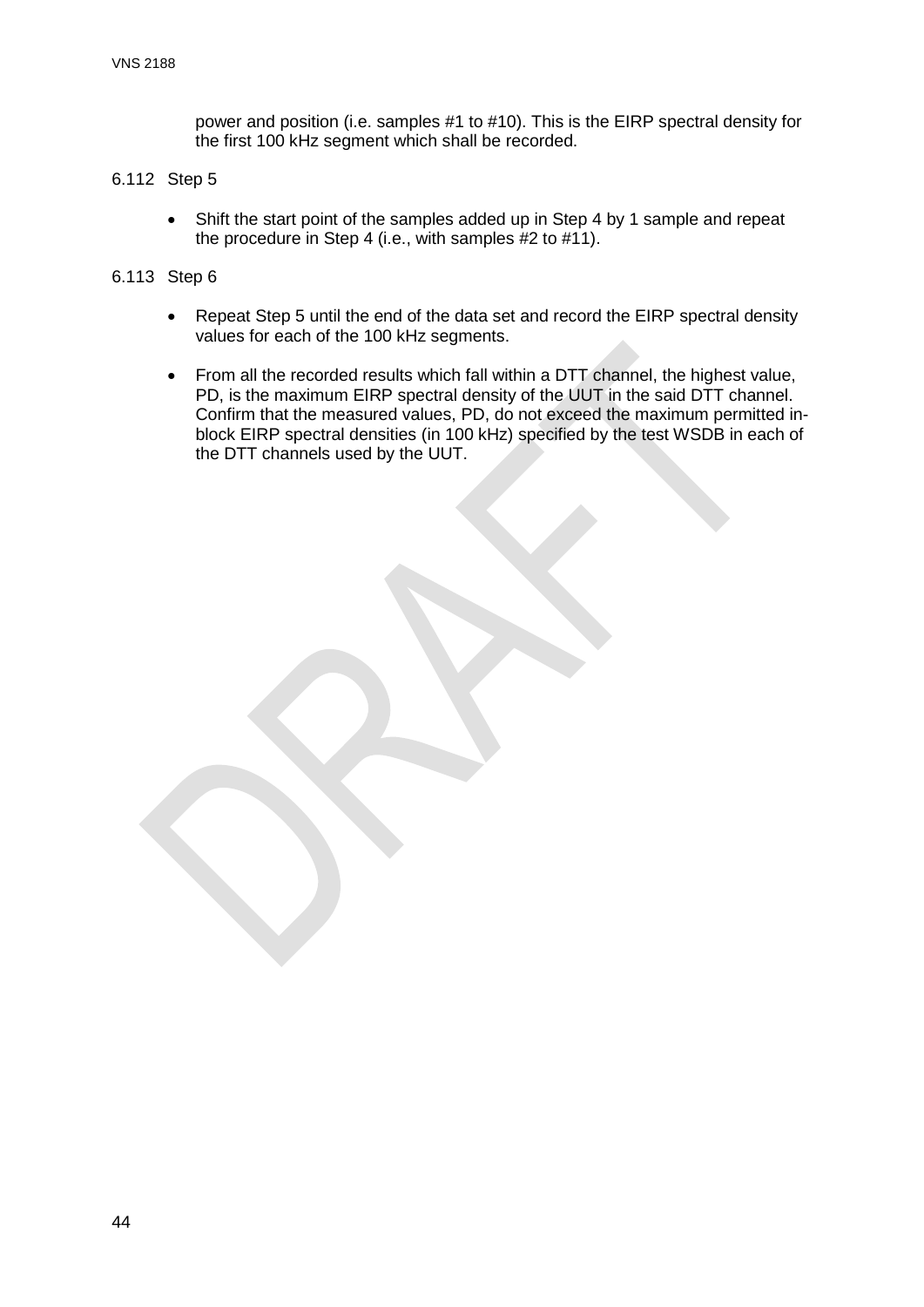power and position (i.e. samples #1 to #10). This is the EIRP spectral density for the first 100 kHz segment which shall be recorded.

6.112 Step 5

- Shift the start point of the samples added up in Step 4 by 1 sample and repeat the procedure in Step 4 (i.e., with samples #2 to #11).

6.113 Step 6

- Repeat Step 5 until the end of the data set and record the EIRP spectral density values for each of the 100 kHz segments.
- From all the recorded results which fall within a DTT channel, the highest value, PD, is the maximum EIRP spectral density of the UUT in the said DTT channel. Confirm that the measured values, PD, do not exceed the maximum permitted in-block EIRP spectral densities (in 100 kHz) specified by the test WSDB in each of the DTT channels used by the UUT.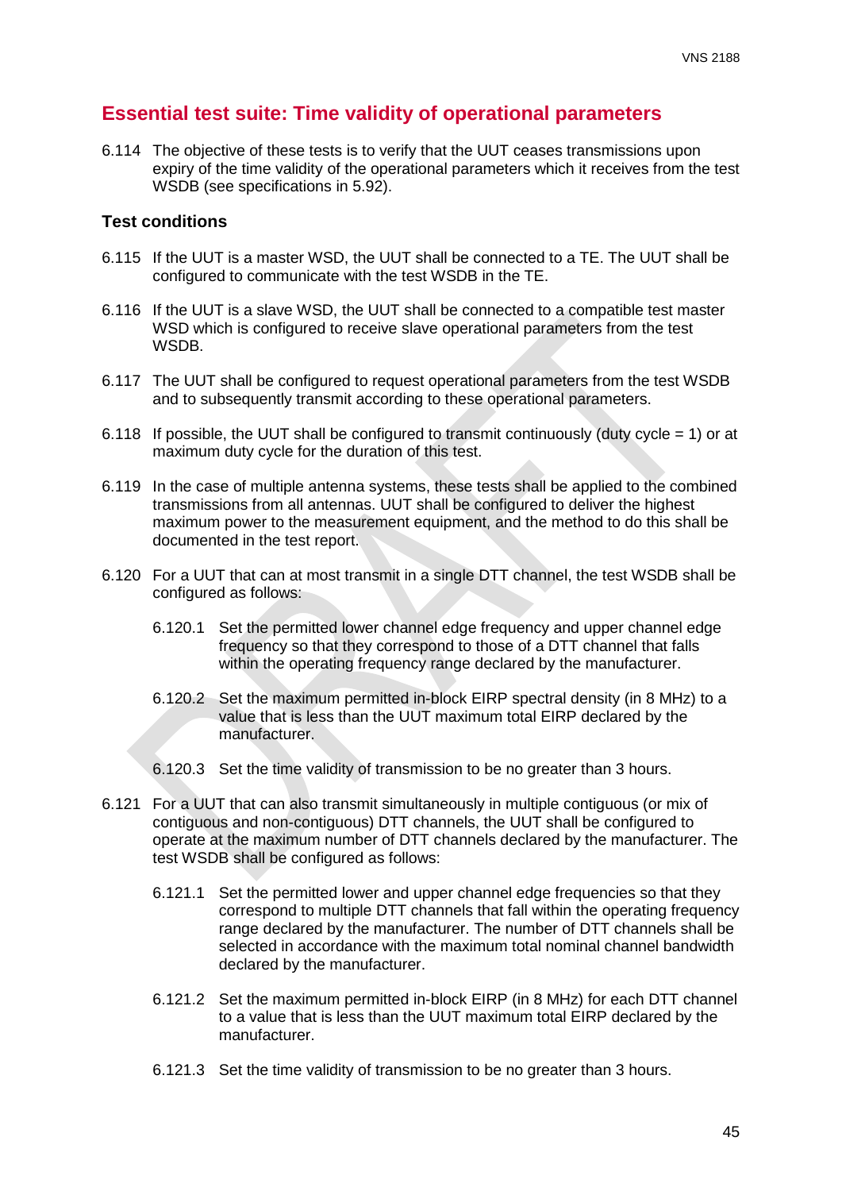## Essential test suite: Time validity of operational parameters

6.114 The objective of these tests is to verify that the UUT ceases transmissions upon expiry of the time validity of the operational parameters which it receives from the test WSDB (see specifications in 5.92).

### Test conditions

6.115 If the UUT is a master WSD, the UUT shall be connected to a TE. The UUT shall be configured to communicate with the test WSDB in the TE.

6.116 If the UUT is a slave WSD, the UUT shall be connected to a compatible test master WSD which is configured to receive slave operational parameters from the test WSDB.

6.117 The UUT shall be configured to request operational parameters from the test WSDB and to subsequently transmit according to these operational parameters.

6.118 If possible, the UUT shall be configured to transmit continuously (duty cycle = 1) or at maximum duty cycle for the duration of this test.

6.119 In the case of multiple antenna systems, these tests shall be applied to the combined transmissions from all antennas. UUT shall be configured to deliver the highest maximum power to the measurement equipment, and the method to do this shall be documented in the test report.

6.120 For a UUT that can at most transmit in a single DTT channel, the test WSDB shall be configured as follows:

6.120.1 Set the permitted lower channel edge frequency and upper channel edge frequency so that they correspond to those of a DTT channel that falls within the operating frequency range declared by the manufacturer.

6.120.2 Set the maximum permitted in-block EIRP spectral density (in 8 MHz) to a value that is less than the UUT maximum total EIRP declared by the manufacturer.

6.120.3 Set the time validity of transmission to be no greater than 3 hours.

6.121 For a UUT that can also transmit simultaneously in multiple contiguous (or mix of contiguous and non-contiguous) DTT channels, the UUT shall be configured to operate at the maximum number of DTT channels declared by the manufacturer. The test WSDB shall be configured as follows:

6.121.1 Set the permitted lower and upper channel edge frequencies so that they correspond to multiple DTT channels that fall within the operating frequency range declared by the manufacturer. The number of DTT channels shall be selected in accordance with the maximum total nominal channel bandwidth declared by the manufacturer.

6.121.2 Set the maximum permitted in-block EIRP (in 8 MHz) for each DTT channel to a value that is less than the UUT maximum total EIRP declared by the manufacturer.

6.121.3 Set the time validity of transmission to be no greater than 3 hours.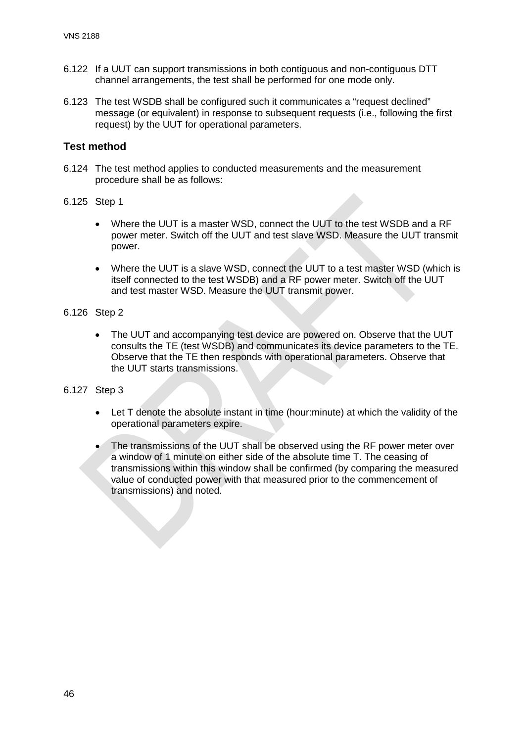6.122 If a UUT can support transmissions in both contiguous and non-contiguous DTT channel arrangements, the test shall be performed for one mode only.

6.123 The test WSDB shall be configured such it communicates a "request declined" message (or equivalent) in response to subsequent requests (i.e., following the first request) by the UUT for operational parameters.

### Test method

6.124 The test method applies to conducted measurements and the measurement procedure shall be as follows:

6.125 Step 1

- Where the UUT is a master WSD, connect the UUT to the test WSDB and a RF power meter. Switch off the UUT and test slave WSD. Measure the UUT transmit power.
- Where the UUT is a slave WSD, connect the UUT to a test master WSD (which is itself connected to the test WSDB) and a RF power meter. Switch off the UUT and test master WSD. Measure the UUT transmit power.

6.126 Step 2

- The UUT and accompanying test device are powered on. Observe that the UUT consults the TE (test WSDB) and communicates its device parameters to the TE. Observe that the TE then responds with operational parameters. Observe that the UUT starts transmissions.

6.127 Step 3

- Let T denote the absolute instant in time (hour:minute) at which the validity of the operational parameters expire.
- The transmissions of the UUT shall be observed using the RF power meter over a window of 1 minute on either side of the absolute time T. The ceasing of transmissions within this window shall be confirmed (by comparing the measured value of conducted power with that measured prior to the commencement of transmissions) and noted.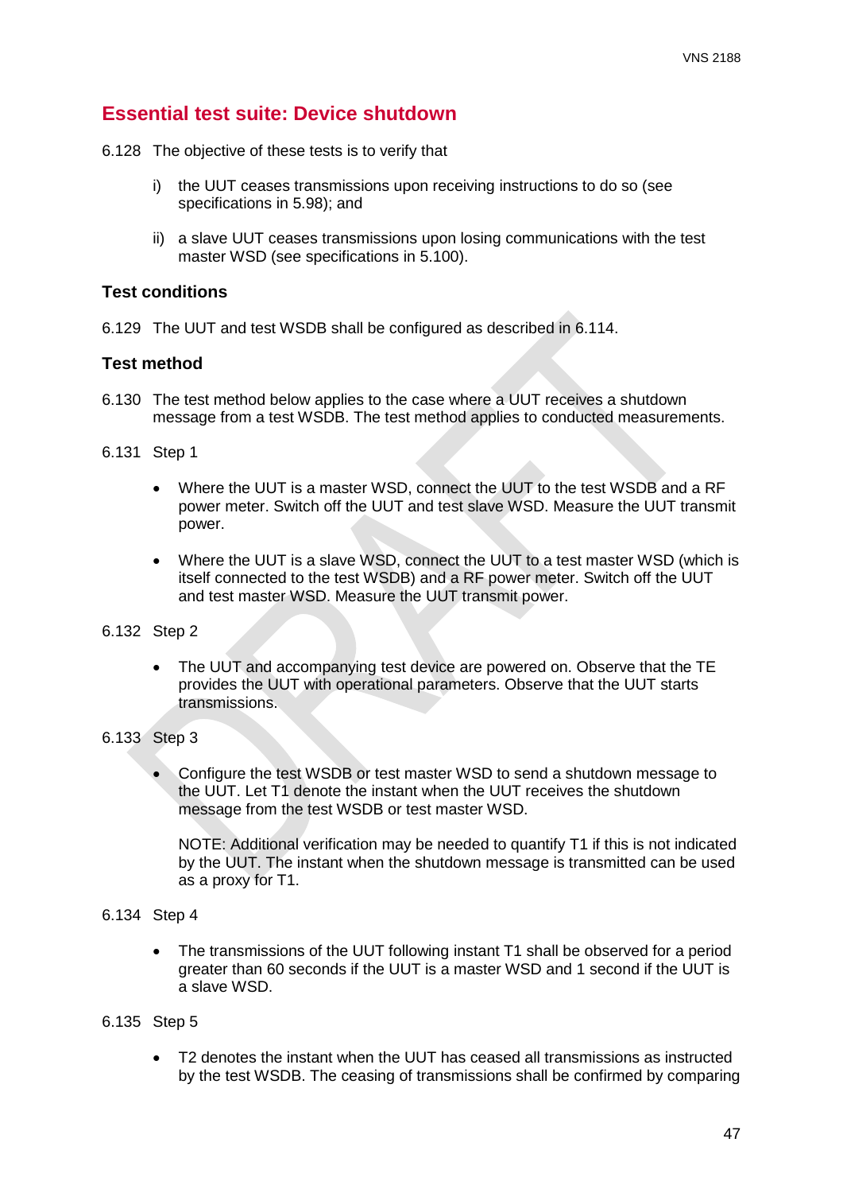## Essential test suite: Device shutdown

6.128 The objective of these tests is to verify that

i) the UUT ceases transmissions upon receiving instructions to do so (see specifications in 5.98); and

ii) a slave UUT ceases transmissions upon losing communications with the test master WSD (see specifications in 5.100).

### Test conditions

6.129 The UUT and test WSDB shall be configured as described in 6.114.

### Test method

6.130 The test method below applies to the case where a UUT receives a shutdown message from a test WSDB. The test method applies to conducted measurements.

6.131 Step 1

- Where the UUT is a master WSD, connect the UUT to the test WSDB and a RF power meter. Switch off the UUT and test slave WSD. Measure the UUT transmit power.
- Where the UUT is a slave WSD, connect the UUT to a test master WSD (which is itself connected to the test WSDB) and a RF power meter. Switch off the UUT and test master WSD. Measure the UUT transmit power.

6.132 Step 2

- The UUT and accompanying test device are powered on. Observe that the TE provides the UUT with operational parameters. Observe that the UUT starts transmissions.

6.133 Step 3

- Configure the test WSDB or test master WSD to send a shutdown message to the UUT. Let T1 denote the instant when the UUT receives the shutdown message from the test WSDB or test master WSD.

  NOTE: Additional verification may be needed to quantify T1 if this is not indicated by the UUT. The instant when the shutdown message is transmitted can be used as a proxy for T1.

6.134 Step 4

- The transmissions of the UUT following instant T1 shall be observed for a period greater than 60 seconds if the UUT is a master WSD and 1 second if the UUT is a slave WSD.

6.135 Step 5

- T2 denotes the instant when the UUT has ceased all transmissions as instructed by the test WSDB. The ceasing of transmissions shall be confirmed by comparing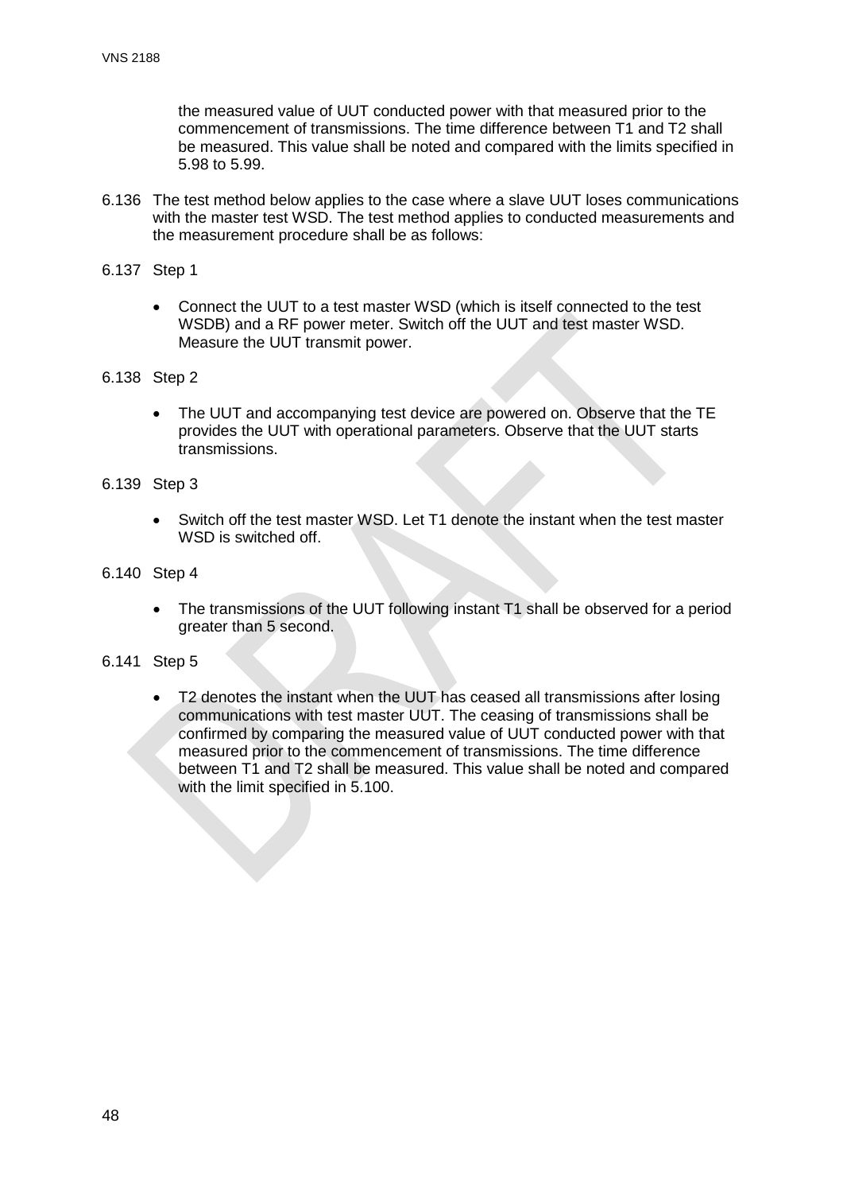the measured value of UUT conducted power with that measured prior to the commencement of transmissions. The time difference between T1 and T2 shall be measured. This value shall be noted and compared with the limits specified in 5.98 to 5.99.

6.136 The test method below applies to the case where a slave UUT loses communications with the master test WSD. The test method applies to conducted measurements and the measurement procedure shall be as follows:

6.137 Step 1

- Connect the UUT to a test master WSD (which is itself connected to the test WSDB) and a RF power meter. Switch off the UUT and test master WSD. Measure the UUT transmit power.

6.138 Step 2

- The UUT and accompanying test device are powered on. Observe that the TE provides the UUT with operational parameters. Observe that the UUT starts transmissions.

6.139 Step 3

- Switch off the test master WSD. Let T1 denote the instant when the test master WSD is switched off.

6.140 Step 4

- The transmissions of the UUT following instant T1 shall be observed for a period greater than 5 second.

6.141 Step 5

- T2 denotes the instant when the UUT has ceased all transmissions after losing communications with test master UUT. The ceasing of transmissions shall be confirmed by comparing the measured value of UUT conducted power with that measured prior to the commencement of transmissions. The time difference between T1 and T2 shall be measured. This value shall be noted and compared with the limit specified in 5.100.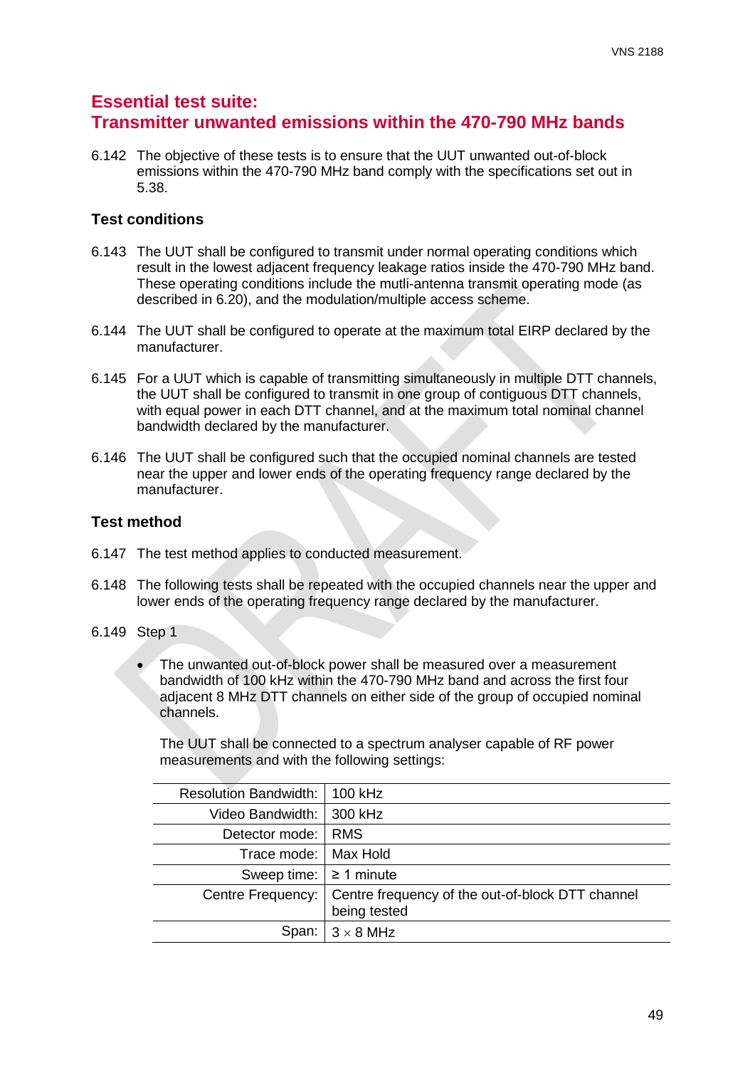## Essential test suite: Transmitter unwanted emissions within the 470-790 MHz bands

6.142 The objective of these tests is to ensure that the UUT unwanted out-of-block emissions within the 470-790 MHz band comply with the specifications set out in 5.38.

### Test conditions

6.143 The UUT shall be configured to transmit under normal operating conditions which result in the lowest adjacent frequency leakage ratios inside the 470-790 MHz band. These operating conditions include the mutli-antenna transmit operating mode (as described in 6.20), and the modulation/multiple access scheme.

6.144 The UUT shall be configured to operate at the maximum total EIRP declared by the manufacturer.

6.145 For a UUT which is capable of transmitting simultaneously in multiple DTT channels, the UUT shall be configured to transmit in one group of contiguous DTT channels, with equal power in each DTT channel, and at the maximum total nominal channel bandwidth declared by the manufacturer.

6.146 The UUT shall be configured such that the occupied nominal channels are tested near the upper and lower ends of the operating frequency range declared by the manufacturer.

### Test method

6.147 The test method applies to conducted measurement.

6.148 The following tests shall be repeated with the occupied channels near the upper and lower ends of the operating frequency range declared by the manufacturer.

6.149 Step 1

- The unwanted out-of-block power shall be measured over a measurement bandwidth of 100 kHz within the 470-790 MHz band and across the first four adjacent 8 MHz DTT channels on either side of the group of occupied nominal channels.

  The UUT shall be connected to a spectrum analyser capable of RF power measurements and with the following settings:

| | |
|---|---|
| Resolution Bandwidth: | 100 kHz |
| Video Bandwidth: | 300 kHz |
| Detector mode: | RMS |
| Trace mode: | Max Hold |
| Sweep time: | ≥ 1 minute |
| Centre Frequency: | Centre frequency of the out-of-block DTT channel being tested |
| Span: | $3 \times 8$ MHz |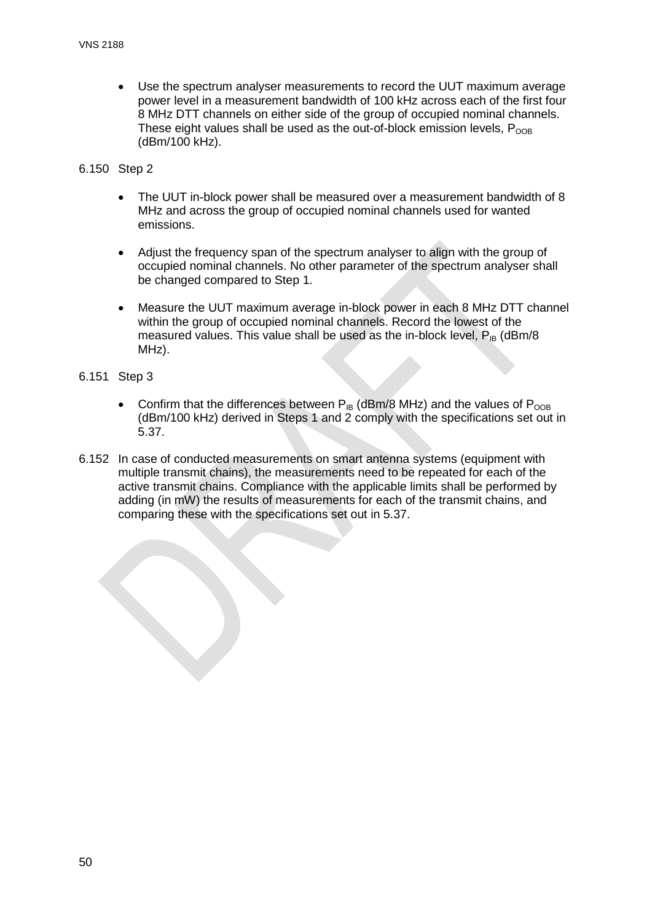- Use the spectrum analyser measurements to record the UUT maximum average power level in a measurement bandwidth of 100 kHz across each of the first four 8 MHz DTT channels on either side of the group of occupied nominal channels. These eight values shall be used as the out-of-block emission levels, $P_{OOB}$ (dBm/100 kHz).

6.150 Step 2

- The UUT in-block power shall be measured over a measurement bandwidth of 8 MHz and across the group of occupied nominal channels used for wanted emissions.
- Adjust the frequency span of the spectrum analyser to align with the group of occupied nominal channels. No other parameter of the spectrum analyser shall be changed compared to Step 1.
- Measure the UUT maximum average in-block power in each 8 MHz DTT channel within the group of occupied nominal channels. Record the lowest of the measured values. This value shall be used as the in-block level, $P_{IB}$ (dBm/8 MHz).

6.151 Step 3

- Confirm that the differences between $P_{IB}$ (dBm/8 MHz) and the values of $P_{OOB}$ (dBm/100 kHz) derived in Steps 1 and 2 comply with the specifications set out in 5.37.

6.152 In case of conducted measurements on smart antenna systems (equipment with multiple transmit chains), the measurements need to be repeated for each of the active transmit chains. Compliance with the applicable limits shall be performed by adding (in mW) the results of measurements for each of the transmit chains, and comparing these with the specifications set out in 5.37.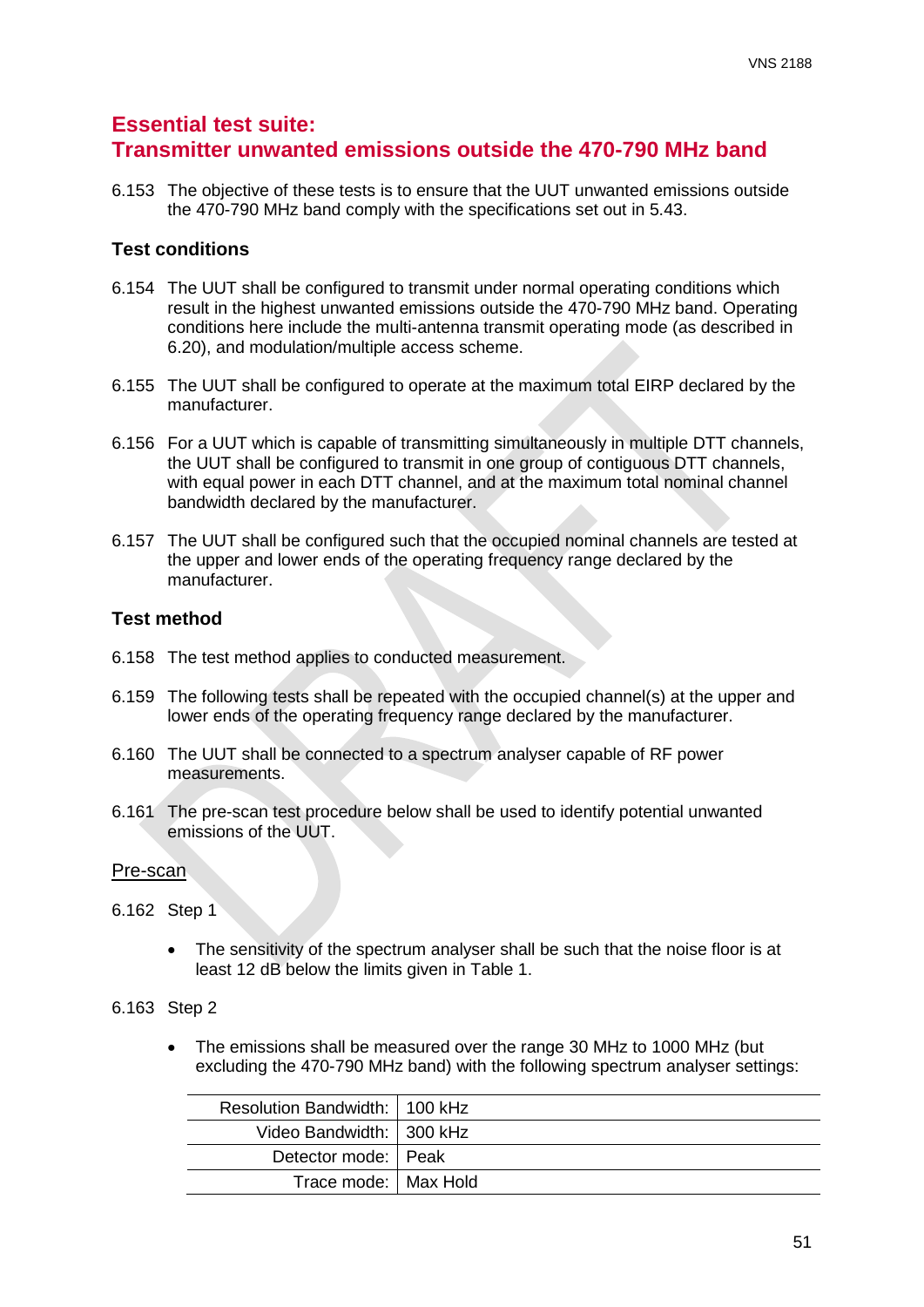## Essential test suite: Transmitter unwanted emissions outside the 470-790 MHz band

6.153 The objective of these tests is to ensure that the UUT unwanted emissions outside the 470-790 MHz band comply with the specifications set out in 5.43.

### Test conditions

6.154 The UUT shall be configured to transmit under normal operating conditions which result in the highest unwanted emissions outside the 470-790 MHz band. Operating conditions here include the multi-antenna transmit operating mode (as described in 6.20), and modulation/multiple access scheme.

6.155 The UUT shall be configured to operate at the maximum total EIRP declared by the manufacturer.

6.156 For a UUT which is capable of transmitting simultaneously in multiple DTT channels, the UUT shall be configured to transmit in one group of contiguous DTT channels, with equal power in each DTT channel, and at the maximum total nominal channel bandwidth declared by the manufacturer.

6.157 The UUT shall be configured such that the occupied nominal channels are tested at the upper and lower ends of the operating frequency range declared by the manufacturer.

### Test method

6.158 The test method applies to conducted measurement.

6.159 The following tests shall be repeated with the occupied channel(s) at the upper and lower ends of the operating frequency range declared by the manufacturer.

6.160 The UUT shall be connected to a spectrum analyser capable of RF power measurements.

6.161 The pre-scan test procedure below shall be used to identify potential unwanted emissions of the UUT.

<u>Pre-scan</u>

6.162 Step 1

- The sensitivity of the spectrum analyser shall be such that the noise floor is at least 12 dB below the limits given in Table 1.

6.163 Step 2

- The emissions shall be measured over the range 30 MHz to 1000 MHz (but excluding the 470-790 MHz band) with the following spectrum analyser settings:

| | |
|---|---|
| Resolution Bandwidth: | 100 kHz |
| Video Bandwidth: | 300 kHz |
| Detector mode: | Peak |
| Trace mode: | Max Hold |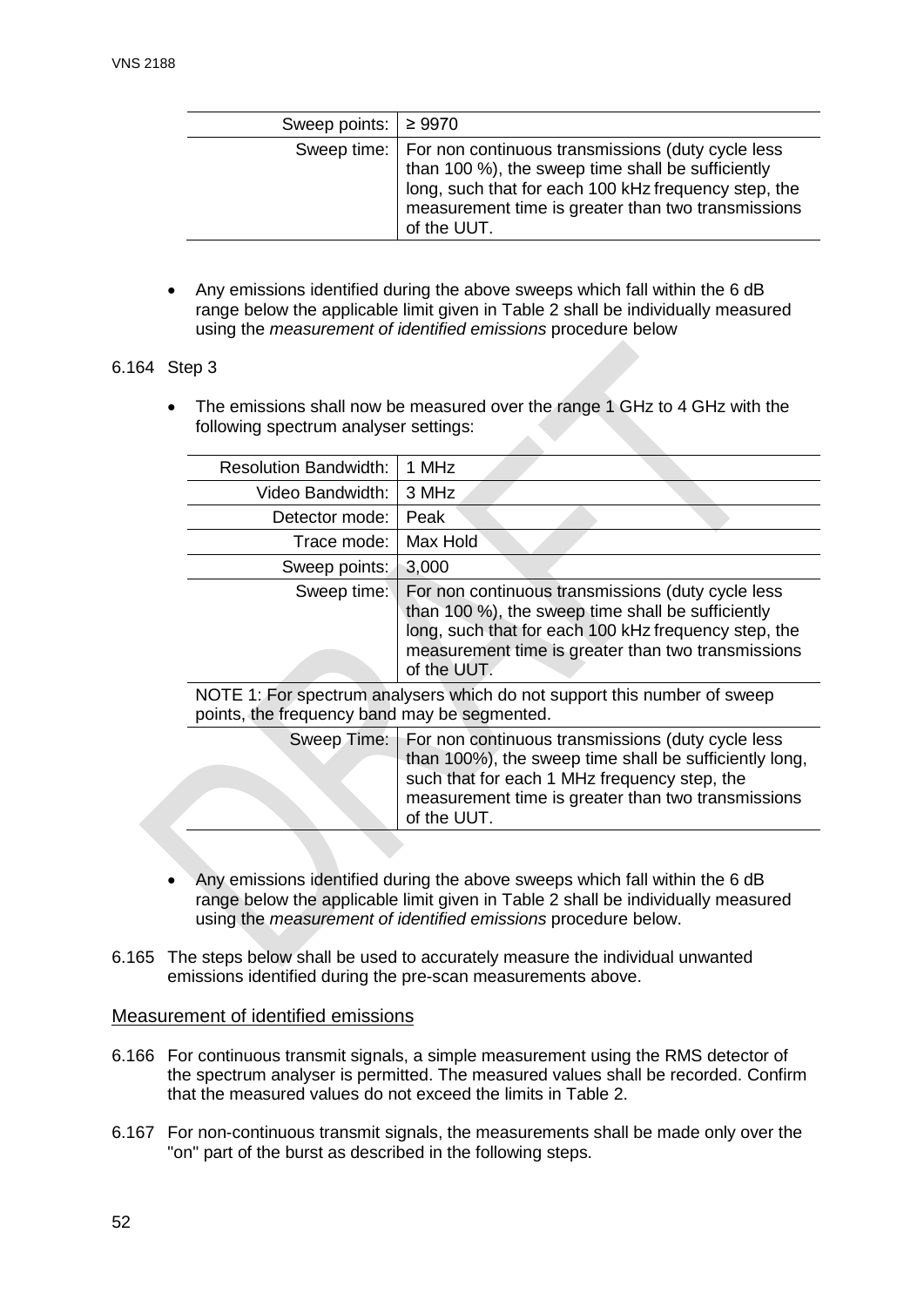| | |
|---|---|
| Sweep points: | ≥ 9970 |
| Sweep time: | For non continuous transmissions (duty cycle less than 100 %), the sweep time shall be sufficiently long, such that for each 100 kHz frequency step, the measurement time is greater than two transmissions of the UUT. |

- Any emissions identified during the above sweeps which fall within the 6 dB range below the applicable limit given in Table 2 shall be individually measured using the *measurement of identified emissions* procedure below

6.164 Step 3

- The emissions shall now be measured over the range 1 GHz to 4 GHz with the following spectrum analyser settings:

| | |
|---|---|
| Resolution Bandwidth: | 1 MHz |
| Video Bandwidth: | 3 MHz |
| Detector mode: | Peak |
| Trace mode: | Max Hold |
| Sweep points: | 3,000 |
| Sweep time: | For non continuous transmissions (duty cycle less than 100 %), the sweep time shall be sufficiently long, such that for each 100 kHz frequency step, the measurement time is greater than two transmissions of the UUT. |
| NOTE 1: For spectrum analysers which do not support this number of sweep points, the frequency band may be segmented. | |
| Sweep Time: | For non continuous transmissions (duty cycle less than 100%), the sweep time shall be sufficiently long, such that for each 1 MHz frequency step, the measurement time is greater than two transmissions of the UUT. |

- Any emissions identified during the above sweeps which fall within the 6 dB range below the applicable limit given in Table 2 shall be individually measured using the *measurement of identified emissions* procedure below.

6.165 The steps below shall be used to accurately measure the individual unwanted emissions identified during the pre-scan measurements above.

## Measurement of identified emissions

6.166 For continuous transmit signals, a simple measurement using the RMS detector of the spectrum analyser is permitted. The measured values shall be recorded. Confirm that the measured values do not exceed the limits in Table 2.

6.167 For non-continuous transmit signals, the measurements shall be made only over the "on" part of the burst as described in the following steps.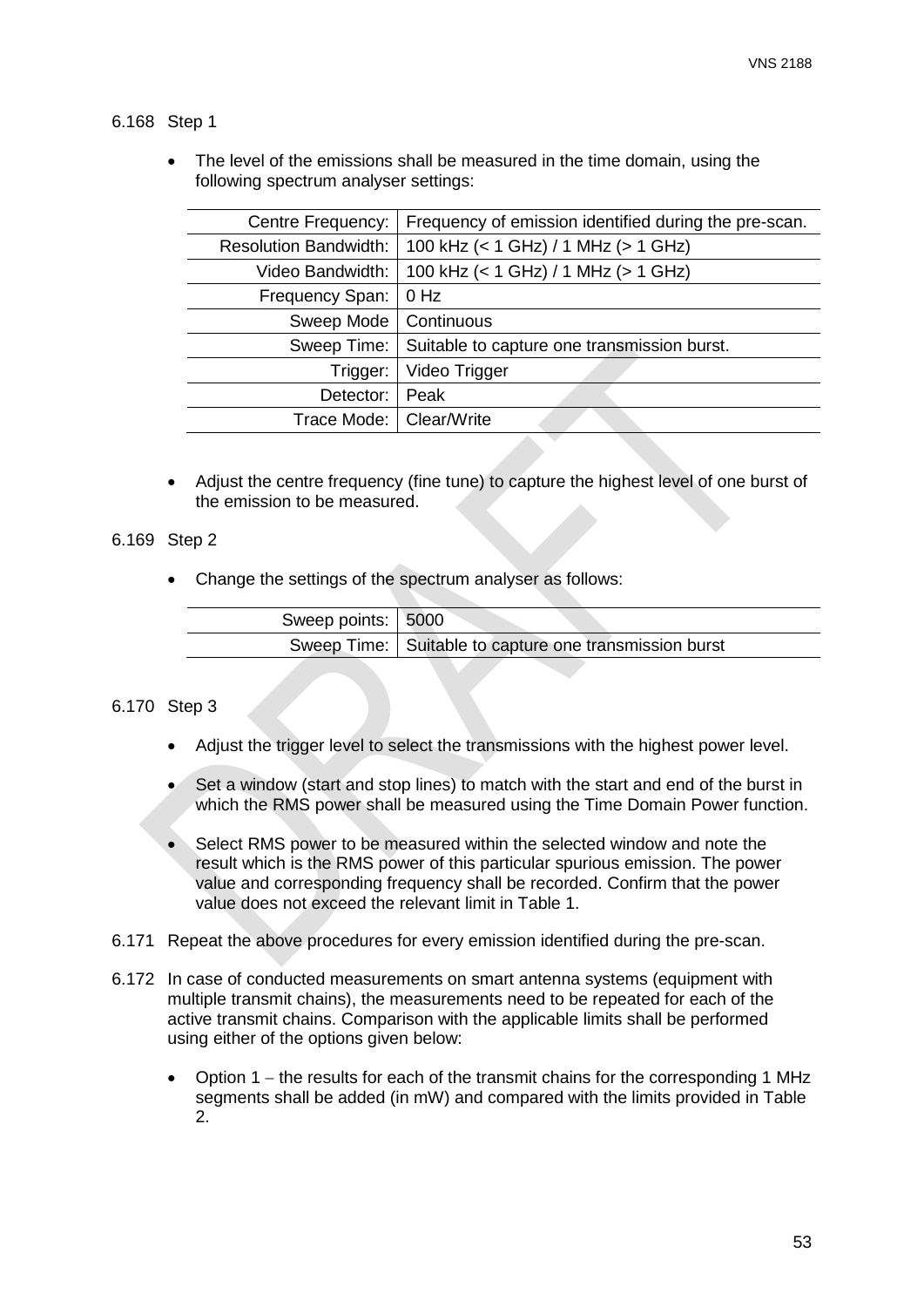6.168 Step 1

- The level of the emissions shall be measured in the time domain, using the following spectrum analyser settings:

| | |
|---:|---|
| Centre Frequency: | Frequency of emission identified during the pre-scan. |
| Resolution Bandwidth: | 100 kHz (< 1 GHz) / 1 MHz (> 1 GHz) |
| Video Bandwidth: | 100 kHz (< 1 GHz) / 1 MHz (> 1 GHz) |
| Frequency Span: | 0 Hz |
| Sweep Mode | Continuous |
| Sweep Time: | Suitable to capture one transmission burst. |
| Trigger: | Video Trigger |
| Detector: | Peak |
| Trace Mode: | Clear/Write |

- Adjust the centre frequency (fine tune) to capture the highest level of one burst of the emission to be measured.

6.169 Step 2

- Change the settings of the spectrum analyser as follows:

| | |
|---:|---|
| Sweep points: | 5000 |
| Sweep Time: | Suitable to capture one transmission burst |

6.170 Step 3

- Adjust the trigger level to select the transmissions with the highest power level.
- Set a window (start and stop lines) to match with the start and end of the burst in which the RMS power shall be measured using the Time Domain Power function.
- Select RMS power to be measured within the selected window and note the result which is the RMS power of this particular spurious emission. The power value and corresponding frequency shall be recorded. Confirm that the power value does not exceed the relevant limit in Table 1.

6.171 Repeat the above procedures for every emission identified during the pre-scan.

6.172 In case of conducted measurements on smart antenna systems (equipment with multiple transmit chains), the measurements need to be repeated for each of the active transmit chains. Comparison with the applicable limits shall be performed using either of the options given below:

- Option 1 – the results for each of the transmit chains for the corresponding 1 MHz segments shall be added (in mW) and compared with the limits provided in Table 2.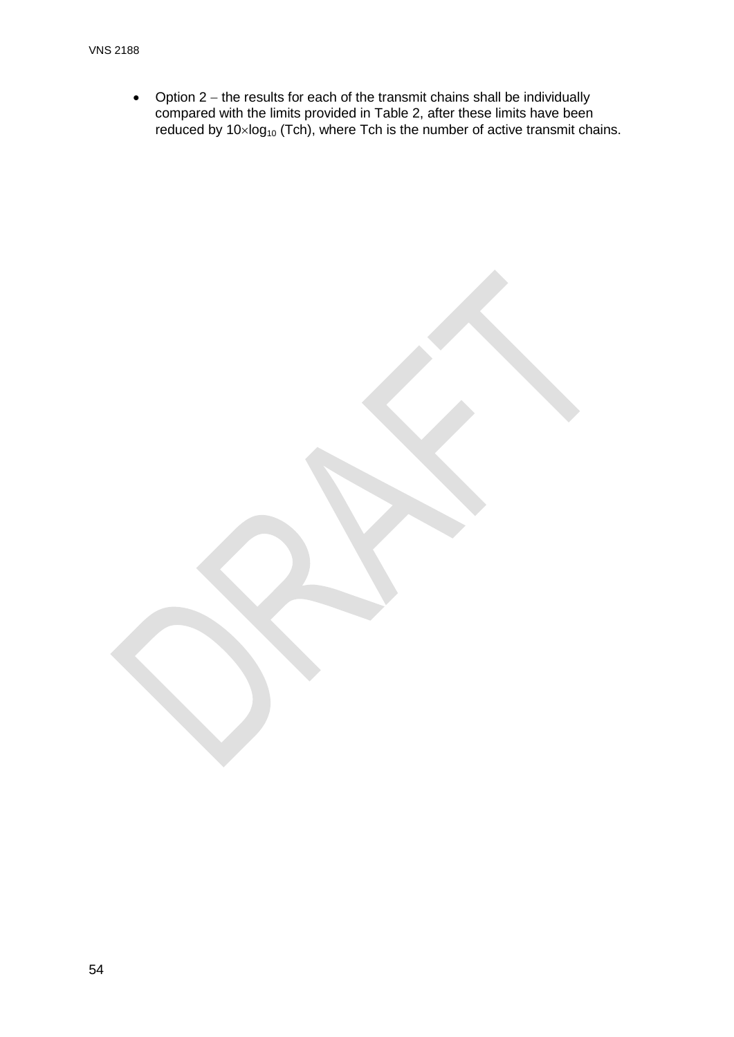- Option 2 – the results for each of the transmit chains shall be individually compared with the limits provided in Table 2, after these limits have been reduced by $10 \times \log_{10}$ (Tch), where Tch is the number of active transmit chains.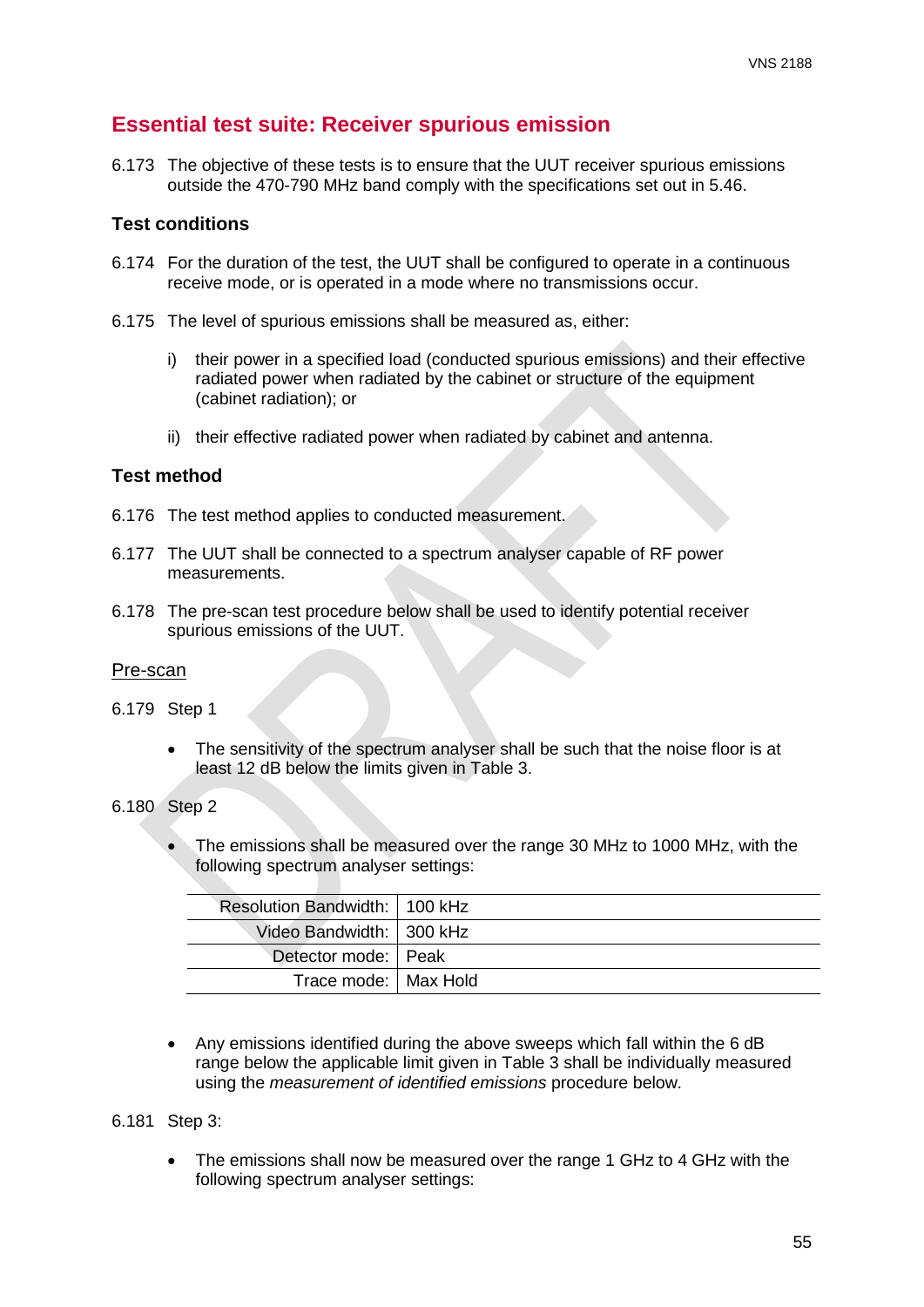## Essential test suite: Receiver spurious emission

6.173 The objective of these tests is to ensure that the UUT receiver spurious emissions outside the 470-790 MHz band comply with the specifications set out in 5.46.

### Test conditions

6.174 For the duration of the test, the UUT shall be configured to operate in a continuous receive mode, or is operated in a mode where no transmissions occur.

6.175 The level of spurious emissions shall be measured as, either:

i) their power in a specified load (conducted spurious emissions) and their effective radiated power when radiated by the cabinet or structure of the equipment (cabinet radiation); or

ii) their effective radiated power when radiated by cabinet and antenna.

### Test method

6.176 The test method applies to conducted measurement.

6.177 The UUT shall be connected to a spectrum analyser capable of RF power measurements.

6.178 The pre-scan test procedure below shall be used to identify potential receiver spurious emissions of the UUT.

Pre-scan

6.179 Step 1

- The sensitivity of the spectrum analyser shall be such that the noise floor is at least 12 dB below the limits given in Table 3.

6.180 Step 2

- The emissions shall be measured over the range 30 MHz to 1000 MHz, with the following spectrum analyser settings:

| | |
|---|---|
| Resolution Bandwidth: | 100 kHz |
| Video Bandwidth: | 300 kHz |
| Detector mode: | Peak |
| Trace mode: | Max Hold |

- Any emissions identified during the above sweeps which fall within the 6 dB range below the applicable limit given in Table 3 shall be individually measured using the *measurement of identified emissions* procedure below.

6.181 Step 3:

- The emissions shall now be measured over the range 1 GHz to 4 GHz with the following spectrum analyser settings: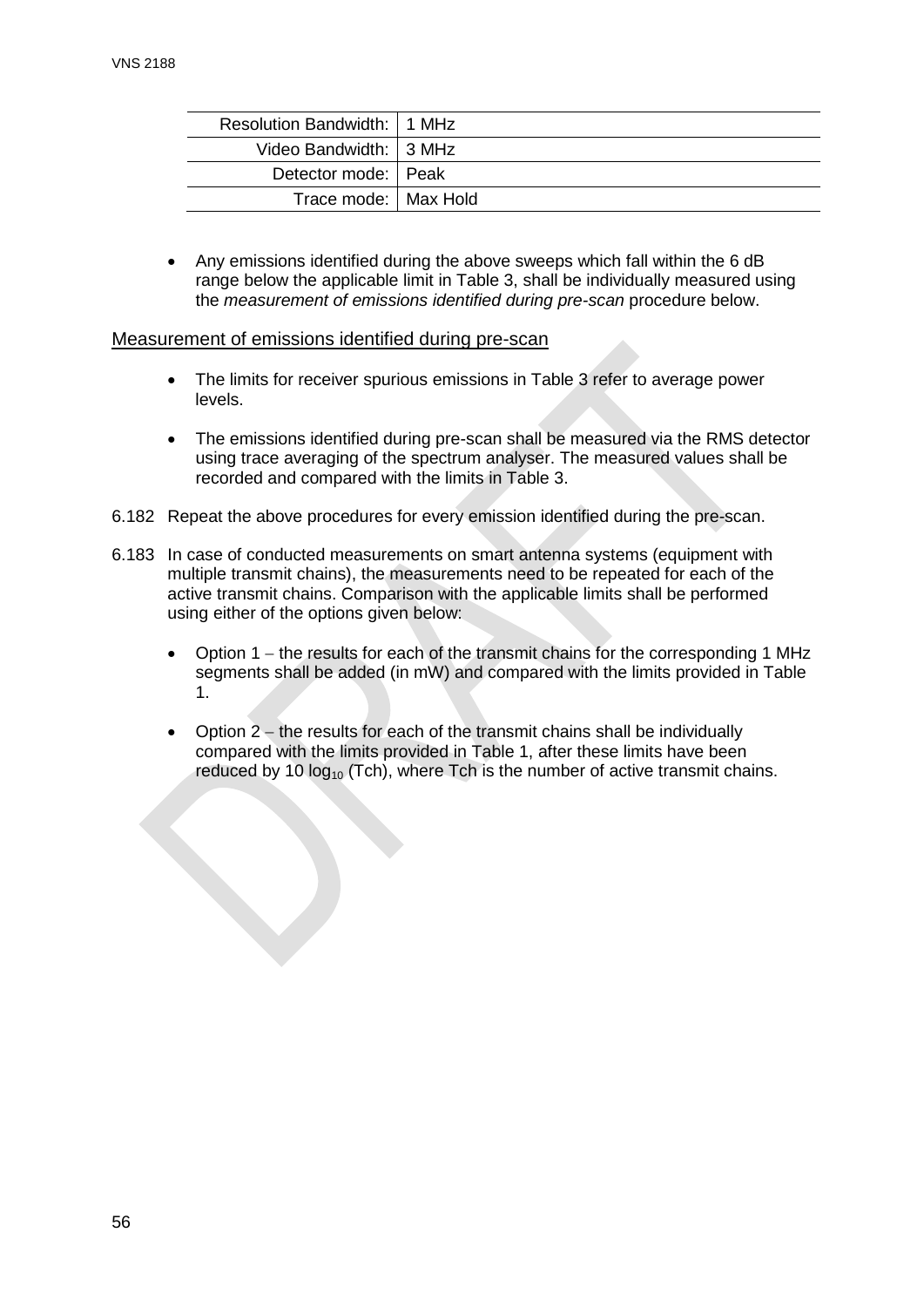| Resolution Bandwidth: | 1 MHz |
| --- | --- |
| Video Bandwidth: | 3 MHz |
| Detector mode: | Peak |
| Trace mode: | Max Hold |

- Any emissions identified during the above sweeps which fall within the 6 dB range below the applicable limit in Table 3, shall be individually measured using the *measurement of emissions identified during pre-scan* procedure below.

Measurement of emissions identified during pre-scan

- The limits for receiver spurious emissions in Table 3 refer to average power levels.
- The emissions identified during pre-scan shall be measured via the RMS detector using trace averaging of the spectrum analyser. The measured values shall be recorded and compared with the limits in Table 3.

6.182 Repeat the above procedures for every emission identified during the pre-scan.

6.183 In case of conducted measurements on smart antenna systems (equipment with multiple transmit chains), the measurements need to be repeated for each of the active transmit chains. Comparison with the applicable limits shall be performed using either of the options given below:

- Option 1 – the results for each of the transmit chains for the corresponding 1 MHz segments shall be added (in mW) and compared with the limits provided in Table 1.
- Option 2 – the results for each of the transmit chains shall be individually compared with the limits provided in Table 1, after these limits have been reduced by $10 \log_{10}$ (Tch), where Tch is the number of active transmit chains.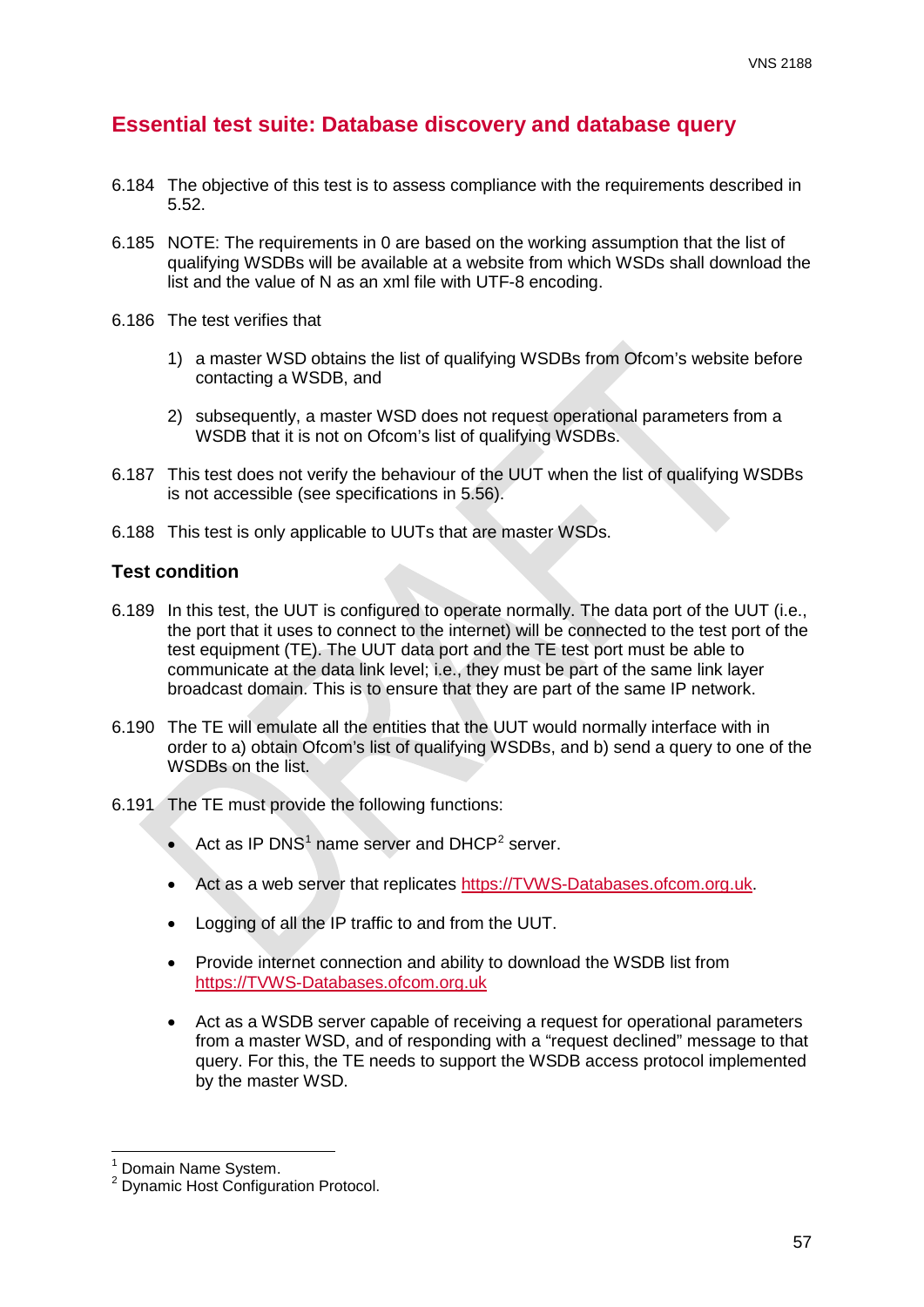## Essential test suite: Database discovery and database query

6.184 The objective of this test is to assess compliance with the requirements described in 5.52.

6.185 NOTE: The requirements in 0 are based on the working assumption that the list of qualifying WSDBs will be available at a website from which WSDs shall download the list and the value of N as an xml file with UTF-8 encoding.

6.186 The test verifies that

1) a master WSD obtains the list of qualifying WSDBs from Ofcom's website before contacting a WSDB, and

2) subsequently, a master WSD does not request operational parameters from a WSDB that it is not on Ofcom's list of qualifying WSDBs.

6.187 This test does not verify the behaviour of the UUT when the list of qualifying WSDBs is not accessible (see specifications in 5.56).

6.188 This test is only applicable to UUTs that are master WSDs.

### Test condition

6.189 In this test, the UUT is configured to operate normally. The data port of the UUT (i.e., the port that it uses to connect to the internet) will be connected to the test port of the test equipment (TE). The UUT data port and the TE test port must be able to communicate at the data link level; i.e., they must be part of the same link layer broadcast domain. This is to ensure that they are part of the same IP network.

6.190 The TE will emulate all the entities that the UUT would normally interface with in order to a) obtain Ofcom's list of qualifying WSDBs, and b) send a query to one of the WSDBs on the list.

6.191 The TE must provide the following functions:

- Act as IP DNS[1] name server and DHCP[2] server.
- Act as a web server that replicates https://TVWS-Databases.ofcom.org.uk.
- Logging of all the IP traffic to and from the UUT.
- Provide internet connection and ability to download the WSDB list from https://TVWS-Databases.ofcom.org.uk
- Act as a WSDB server capable of receiving a request for operational parameters from a master WSD, and of responding with a "request declined" message to that query. For this, the TE needs to support the WSDB access protocol implemented by the master WSD.

---

[1] Domain Name System.

[2] Dynamic Host Configuration Protocol.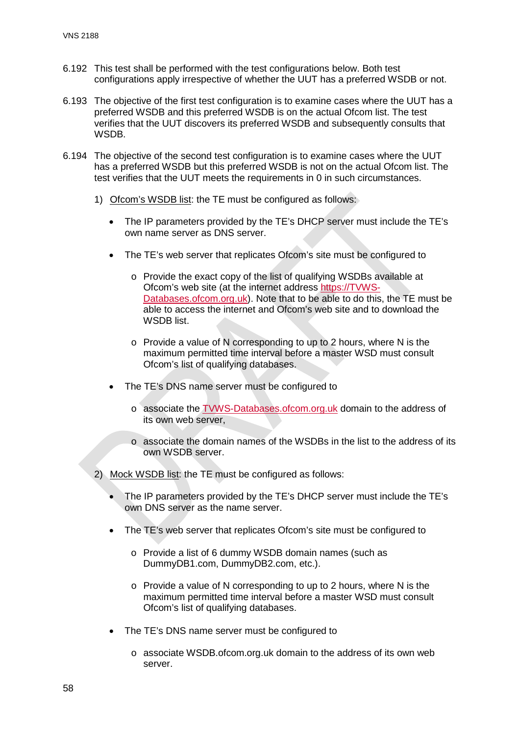6.192 This test shall be performed with the test configurations below. Both test configurations apply irrespective of whether the UUT has a preferred WSDB or not.

6.193 The objective of the first test configuration is to examine cases where the UUT has a preferred WSDB and this preferred WSDB is on the actual Ofcom list. The test verifies that the UUT discovers its preferred WSDB and subsequently consults that WSDB.

6.194 The objective of the second test configuration is to examine cases where the UUT has a preferred WSDB but this preferred WSDB is not on the actual Ofcom list. The test verifies that the UUT meets the requirements in 0 in such circumstances.

1) Ofcom's WSDB list: the TE must be configured as follows:

   - The IP parameters provided by the TE's DHCP server must include the TE's own name server as DNS server.

   - The TE's web server that replicates Ofcom's site must be configured to

     - Provide the exact copy of the list of qualifying WSDBs available at Ofcom's web site (at the internet address https://TVWS-Databases.ofcom.org.uk). Note that to be able to do this, the TE must be able to access the internet and Ofcom's web site and to download the WSDB list.

     - Provide a value of N corresponding to up to 2 hours, where N is the maximum permitted time interval before a master WSD must consult Ofcom's list of qualifying databases.

   - The TE's DNS name server must be configured to

     - associate the TVWS-Databases.ofcom.org.uk domain to the address of its own web server,

     - associate the domain names of the WSDBs in the list to the address of its own WSDB server.

2) Mock WSDB list: the TE must be configured as follows:

   - The IP parameters provided by the TE's DHCP server must include the TE's own DNS server as the name server.

   - The TE's web server that replicates Ofcom's site must be configured to

     - Provide a list of 6 dummy WSDB domain names (such as DummyDB1.com, DummyDB2.com, etc.).

     - Provide a value of N corresponding to up to 2 hours, where N is the maximum permitted time interval before a master WSD must consult Ofcom's list of qualifying databases.

   - The TE's DNS name server must be configured to

     - associate WSDB.ofcom.org.uk domain to the address of its own web server.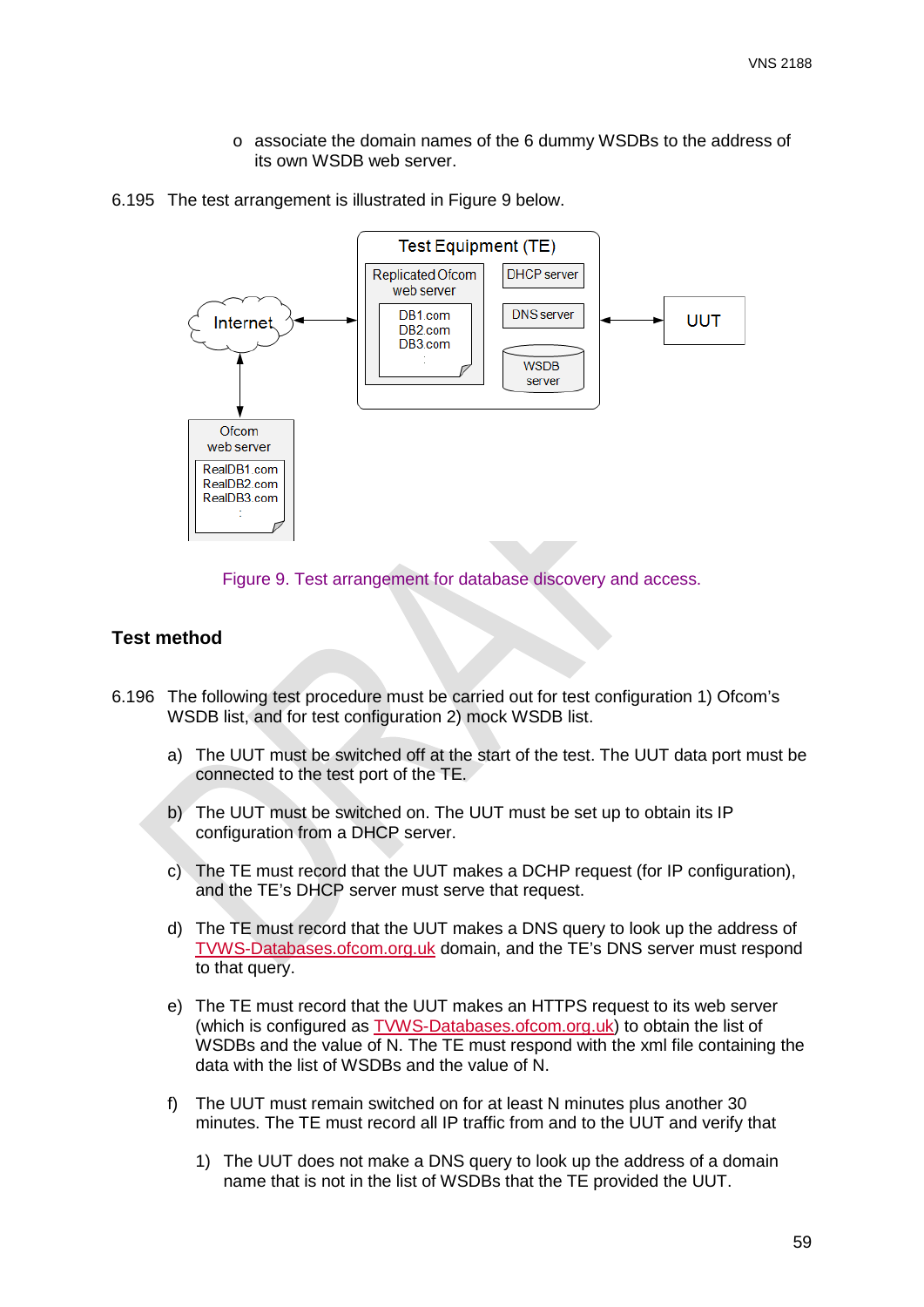- associate the domain names of the 6 dummy WSDBs to the address of its own WSDB web server.

6.195 The test arrangement is illustrated in Figure 9 below.

Figure 9. Test arrangement for database discovery and access.

### Test method

6.196 The following test procedure must be carried out for test configuration 1) Ofcom's WSDB list, and for test configuration 2) mock WSDB list.

a) The UUT must be switched off at the start of the test. The UUT data port must be connected to the test port of the TE.

b) The UUT must be switched on. The UUT must be set up to obtain its IP configuration from a DHCP server.

c) The TE must record that the UUT makes a DCHP request (for IP configuration), and the TE's DHCP server must serve that request.

d) The TE must record that the UUT makes a DNS query to look up the address of TVWS-Databases.ofcom.org.uk domain, and the TE's DNS server must respond to that query.

e) The TE must record that the UUT makes an HTTPS request to its web server (which is configured as TVWS-Databases.ofcom.org.uk) to obtain the list of WSDBs and the value of N. The TE must respond with the xml file containing the data with the list of WSDBs and the value of N.

f) The UUT must remain switched on for at least N minutes plus another 30 minutes. The TE must record all IP traffic from and to the UUT and verify that

   1) The UUT does not make a DNS query to look up the address of a domain name that is not in the list of WSDBs that the TE provided the UUT.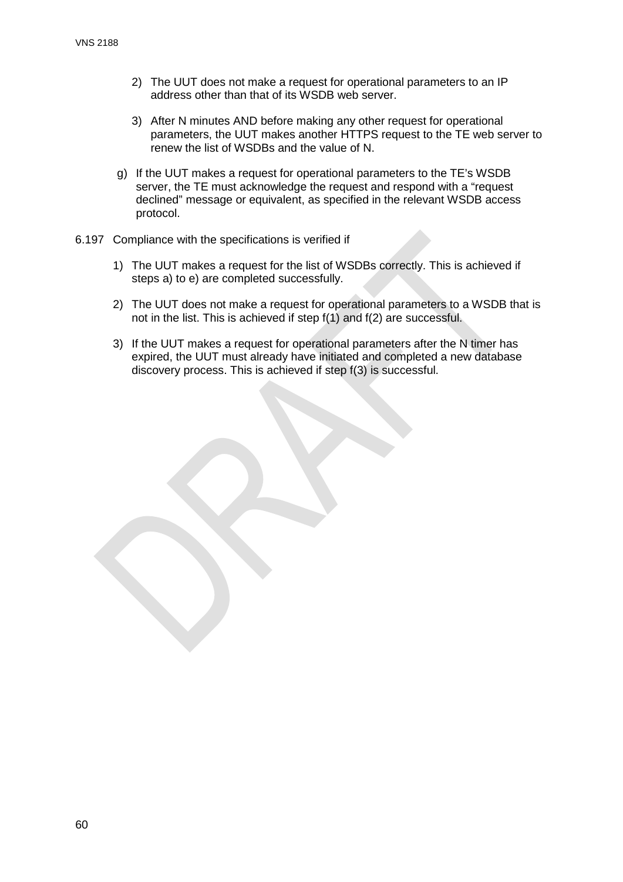2) The UUT does not make a request for operational parameters to an IP address other than that of its WSDB web server.

3) After N minutes AND before making any other request for operational parameters, the UUT makes another HTTPS request to the TE web server to renew the list of WSDBs and the value of N.

g) If the UUT makes a request for operational parameters to the TE's WSDB server, the TE must acknowledge the request and respond with a "request declined" message or equivalent, as specified in the relevant WSDB access protocol.

6.197 Compliance with the specifications is verified if

1) The UUT makes a request for the list of WSDBs correctly. This is achieved if steps a) to e) are completed successfully.

2) The UUT does not make a request for operational parameters to a WSDB that is not in the list. This is achieved if step f(1) and f(2) are successful.

3) If the UUT makes a request for operational parameters after the N timer has expired, the UUT must already have initiated and completed a new database discovery process. This is achieved if step f(3) is successful.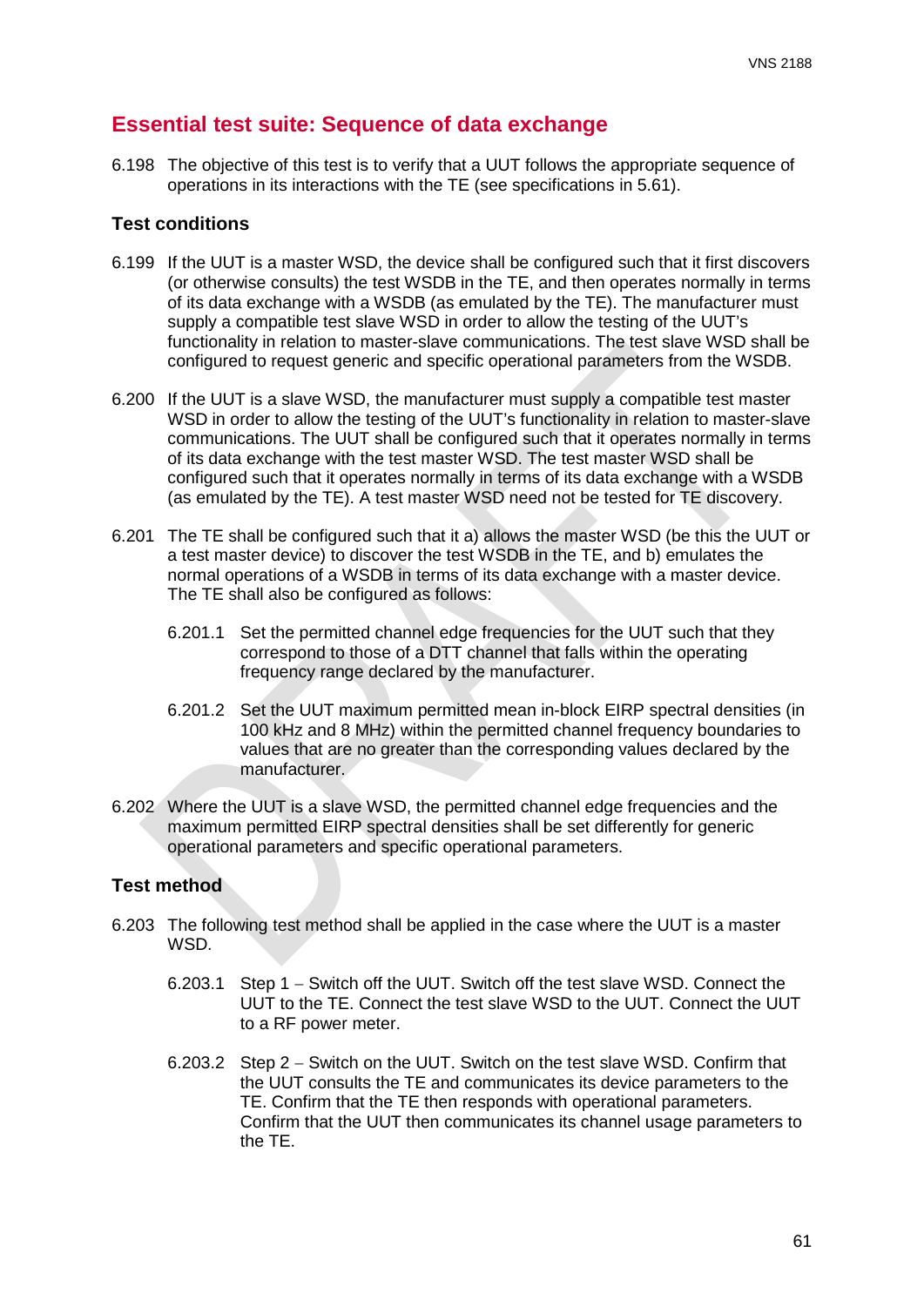## Essential test suite: Sequence of data exchange

6.198 The objective of this test is to verify that a UUT follows the appropriate sequence of operations in its interactions with the TE (see specifications in 5.61).

### Test conditions

6.199 If the UUT is a master WSD, the device shall be configured such that it first discovers (or otherwise consults) the test WSDB in the TE, and then operates normally in terms of its data exchange with a WSDB (as emulated by the TE). The manufacturer must supply a compatible test slave WSD in order to allow the testing of the UUT's functionality in relation to master-slave communications. The test slave WSD shall be configured to request generic and specific operational parameters from the WSDB.

6.200 If the UUT is a slave WSD, the manufacturer must supply a compatible test master WSD in order to allow the testing of the UUT's functionality in relation to master-slave communications. The UUT shall be configured such that it operates normally in terms of its data exchange with the test master WSD. The test master WSD shall be configured such that it operates normally in terms of its data exchange with a WSDB (as emulated by the TE). A test master WSD need not be tested for TE discovery.

6.201 The TE shall be configured such that it a) allows the master WSD (be this the UUT or a test master device) to discover the test WSDB in the TE, and b) emulates the normal operations of a WSDB in terms of its data exchange with a master device. The TE shall also be configured as follows:

6.201.1 Set the permitted channel edge frequencies for the UUT such that they correspond to those of a DTT channel that falls within the operating frequency range declared by the manufacturer.

6.201.2 Set the UUT maximum permitted mean in-block EIRP spectral densities (in 100 kHz and 8 MHz) within the permitted channel frequency boundaries to values that are no greater than the corresponding values declared by the manufacturer.

6.202 Where the UUT is a slave WSD, the permitted channel edge frequencies and the maximum permitted EIRP spectral densities shall be set differently for generic operational parameters and specific operational parameters.

### Test method

6.203 The following test method shall be applied in the case where the UUT is a master WSD.

6.203.1 Step 1 – Switch off the UUT. Switch off the test slave WSD. Connect the UUT to the TE. Connect the test slave WSD to the UUT. Connect the UUT to a RF power meter.

6.203.2 Step 2 – Switch on the UUT. Switch on the test slave WSD. Confirm that the UUT consults the TE and communicates its device parameters to the TE. Confirm that the TE then responds with operational parameters. Confirm that the UUT then communicates its channel usage parameters to the TE.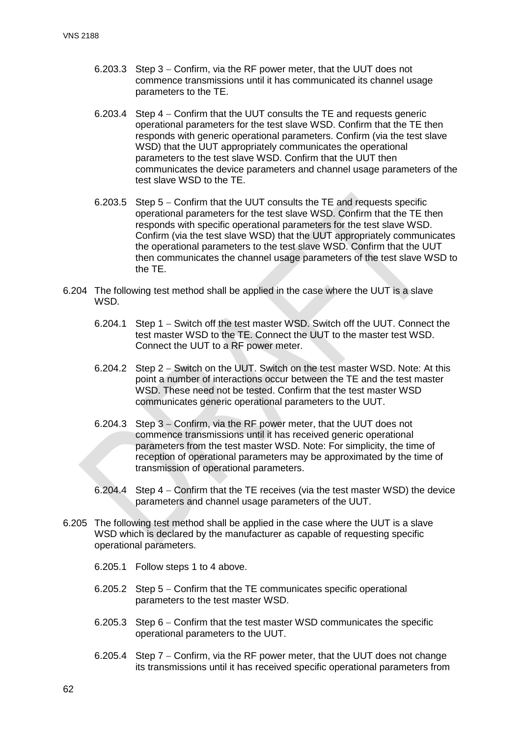6.203.3 Step 3 – Confirm, via the RF power meter, that the UUT does not commence transmissions until it has communicated its channel usage parameters to the TE.

6.203.4 Step 4 – Confirm that the UUT consults the TE and requests generic operational parameters for the test slave WSD. Confirm that the TE then responds with generic operational parameters. Confirm (via the test slave WSD) that the UUT appropriately communicates the operational parameters to the test slave WSD. Confirm that the UUT then communicates the device parameters and channel usage parameters of the test slave WSD to the TE.

6.203.5 Step 5 – Confirm that the UUT consults the TE and requests specific operational parameters for the test slave WSD. Confirm that the TE then responds with specific operational parameters for the test slave WSD. Confirm (via the test slave WSD) that the UUT appropriately communicates the operational parameters to the test slave WSD. Confirm that the UUT then communicates the channel usage parameters of the test slave WSD to the TE.

6.204 The following test method shall be applied in the case where the UUT is a slave WSD.

6.204.1 Step 1 – Switch off the test master WSD. Switch off the UUT. Connect the test master WSD to the TE. Connect the UUT to the master test WSD. Connect the UUT to a RF power meter.

6.204.2 Step 2 – Switch on the UUT. Switch on the test master WSD. Note: At this point a number of interactions occur between the TE and the test master WSD. These need not be tested. Confirm that the test master WSD communicates generic operational parameters to the UUT.

6.204.3 Step 3 – Confirm, via the RF power meter, that the UUT does not commence transmissions until it has received generic operational parameters from the test master WSD. Note: For simplicity, the time of reception of operational parameters may be approximated by the time of transmission of operational parameters.

6.204.4 Step 4 – Confirm that the TE receives (via the test master WSD) the device parameters and channel usage parameters of the UUT.

6.205 The following test method shall be applied in the case where the UUT is a slave WSD which is declared by the manufacturer as capable of requesting specific operational parameters.

6.205.1 Follow steps 1 to 4 above.

6.205.2 Step 5 – Confirm that the TE communicates specific operational parameters to the test master WSD.

6.205.3 Step 6 – Confirm that the test master WSD communicates the specific operational parameters to the UUT.

6.205.4 Step 7 – Confirm, via the RF power meter, that the UUT does not change its transmissions until it has received specific operational parameters from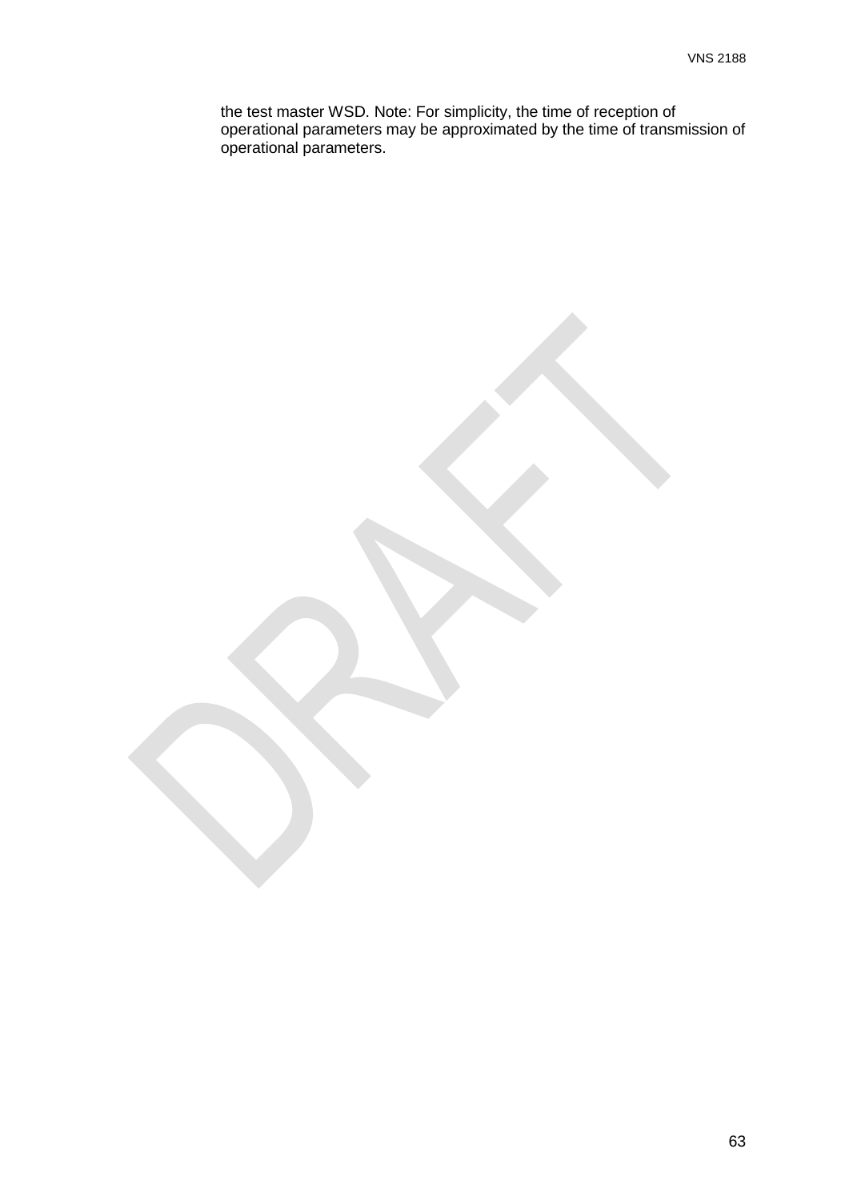the test master WSD. Note: For simplicity, the time of reception of operational parameters may be approximated by the time of transmission of operational parameters.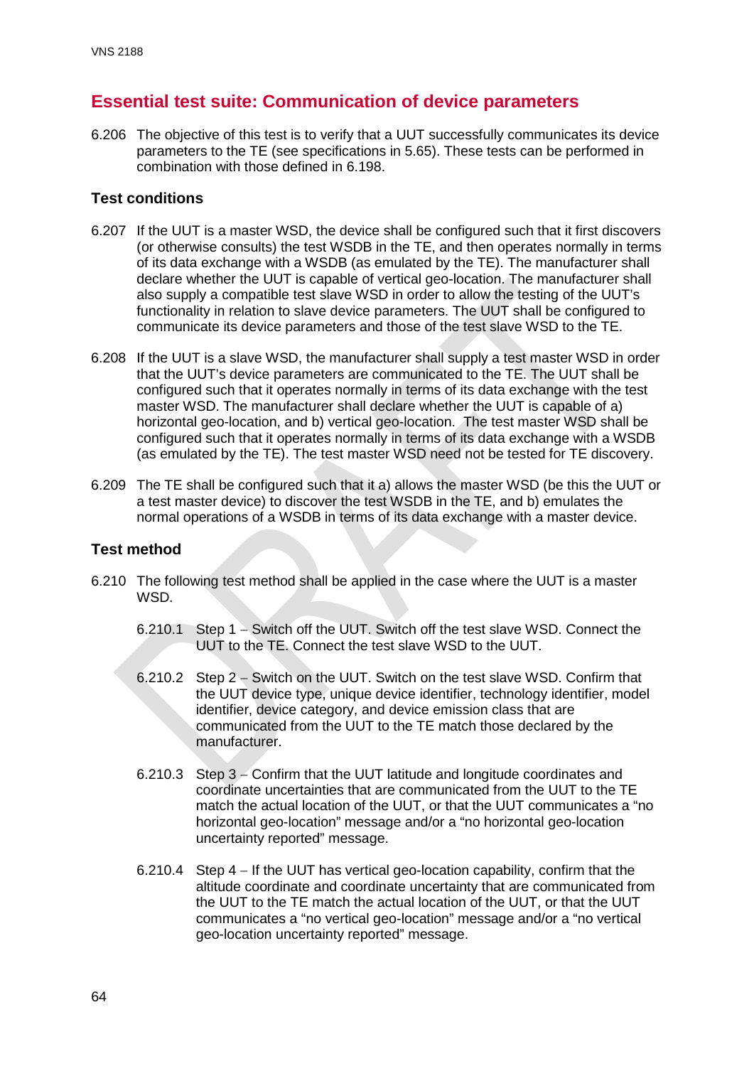## Essential test suite: Communication of device parameters

6.206 The objective of this test is to verify that a UUT successfully communicates its device parameters to the TE (see specifications in 5.65). These tests can be performed in combination with those defined in 6.198.

### Test conditions

6.207 If the UUT is a master WSD, the device shall be configured such that it first discovers (or otherwise consults) the test WSDB in the TE, and then operates normally in terms of its data exchange with a WSDB (as emulated by the TE). The manufacturer shall declare whether the UUT is capable of vertical geo-location. The manufacturer shall also supply a compatible test slave WSD in order to allow the testing of the UUT's functionality in relation to slave device parameters. The UUT shall be configured to communicate its device parameters and those of the test slave WSD to the TE.

6.208 If the UUT is a slave WSD, the manufacturer shall supply a test master WSD in order that the UUT's device parameters are communicated to the TE. The UUT shall be configured such that it operates normally in terms of its data exchange with the test master WSD. The manufacturer shall declare whether the UUT is capable of a) horizontal geo-location, and b) vertical geo-location. The test master WSD shall be configured such that it operates normally in terms of its data exchange with a WSDB (as emulated by the TE). The test master WSD need not be tested for TE discovery.

6.209 The TE shall be configured such that it a) allows the master WSD (be this the UUT or a test master device) to discover the test WSDB in the TE, and b) emulates the normal operations of a WSDB in terms of its data exchange with a master device.

### Test method

6.210 The following test method shall be applied in the case where the UUT is a master WSD.

6.210.1 Step 1 – Switch off the UUT. Switch off the test slave WSD. Connect the UUT to the TE. Connect the test slave WSD to the UUT.

6.210.2 Step 2 – Switch on the UUT. Switch on the test slave WSD. Confirm that the UUT device type, unique device identifier, technology identifier, model identifier, device category, and device emission class that are communicated from the UUT to the TE match those declared by the manufacturer.

6.210.3 Step 3 – Confirm that the UUT latitude and longitude coordinates and coordinate uncertainties that are communicated from the UUT to the TE match the actual location of the UUT, or that the UUT communicates a "no horizontal geo-location" message and/or a "no horizontal geo-location uncertainty reported" message.

6.210.4 Step 4 – If the UUT has vertical geo-location capability, confirm that the altitude coordinate and coordinate uncertainty that are communicated from the UUT to the TE match the actual location of the UUT, or that the UUT communicates a "no vertical geo-location" message and/or a "no vertical geo-location uncertainty reported" message.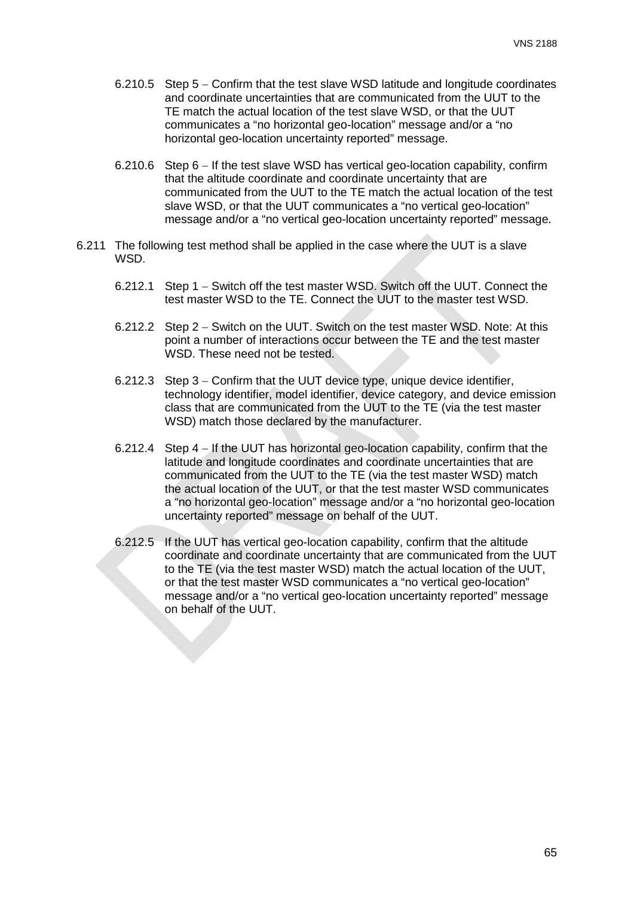6.210.5 Step 5 – Confirm that the test slave WSD latitude and longitude coordinates and coordinate uncertainties that are communicated from the UUT to the TE match the actual location of the test slave WSD, or that the UUT communicates a "no horizontal geo-location" message and/or a "no horizontal geo-location uncertainty reported" message.

6.210.6 Step 6 – If the test slave WSD has vertical geo-location capability, confirm that the altitude coordinate and coordinate uncertainty that are communicated from the UUT to the TE match the actual location of the test slave WSD, or that the UUT communicates a "no vertical geo-location" message and/or a "no vertical geo-location uncertainty reported" message.

6.211 The following test method shall be applied in the case where the UUT is a slave WSD.

6.212.1 Step 1 – Switch off the test master WSD. Switch off the UUT. Connect the test master WSD to the TE. Connect the UUT to the master test WSD.

6.212.2 Step 2 – Switch on the UUT. Switch on the test master WSD. Note: At this point a number of interactions occur between the TE and the test master WSD. These need not be tested.

6.212.3 Step 3 – Confirm that the UUT device type, unique device identifier, technology identifier, model identifier, device category, and device emission class that are communicated from the UUT to the TE (via the test master WSD) match those declared by the manufacturer.

6.212.4 Step 4 – If the UUT has horizontal geo-location capability, confirm that the latitude and longitude coordinates and coordinate uncertainties that are communicated from the UUT to the TE (via the test master WSD) match the actual location of the UUT, or that the test master WSD communicates a "no horizontal geo-location" message and/or a "no horizontal geo-location uncertainty reported" message on behalf of the UUT.

6.212.5 If the UUT has vertical geo-location capability, confirm that the altitude coordinate and coordinate uncertainty that are communicated from the UUT to the TE (via the test master WSD) match the actual location of the UUT, or that the test master WSD communicates a "no vertical geo-location" message and/or a "no vertical geo-location uncertainty reported" message on behalf of the UUT.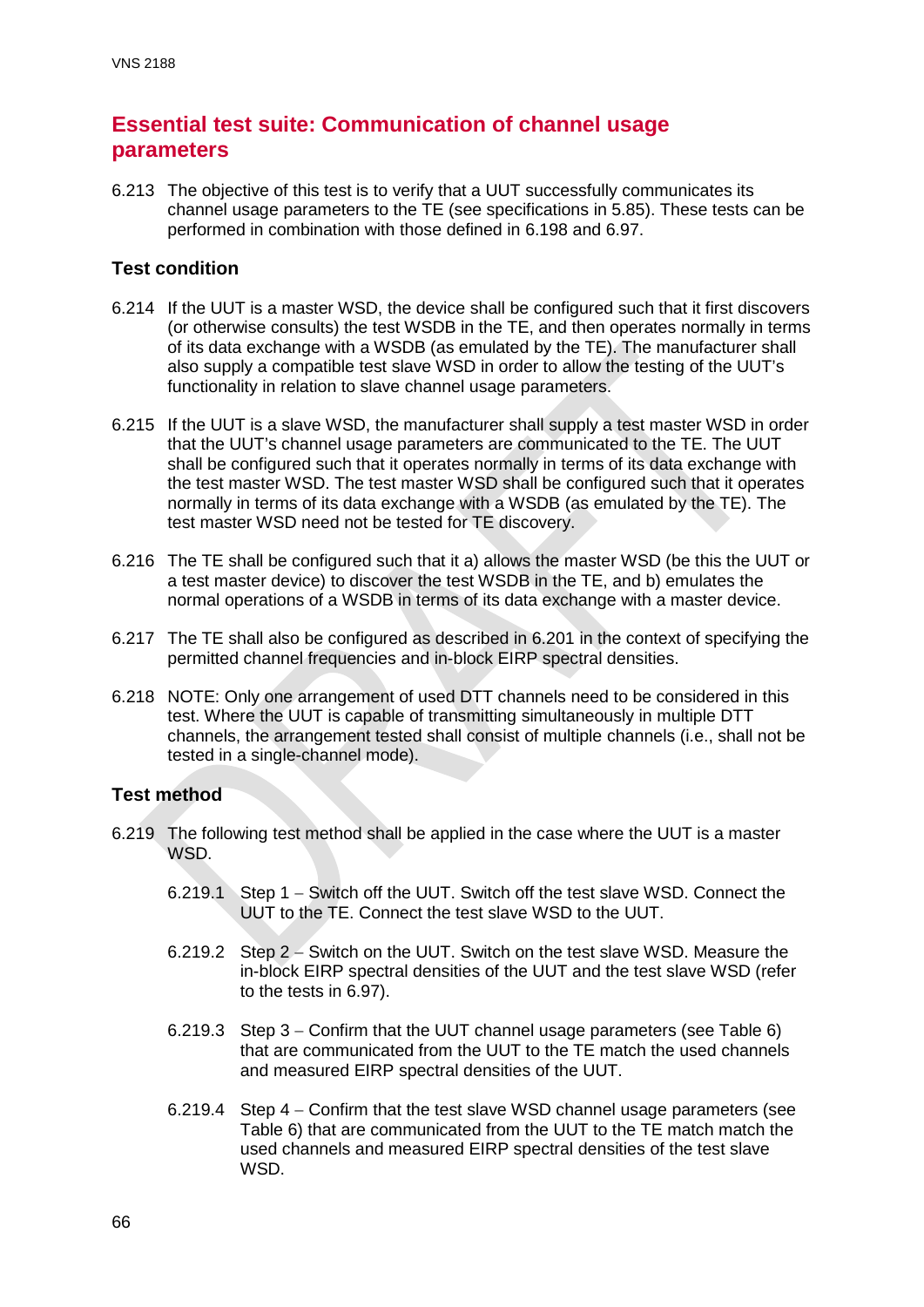## Essential test suite: Communication of channel usage parameters

6.213 The objective of this test is to verify that a UUT successfully communicates its channel usage parameters to the TE (see specifications in 5.85). These tests can be performed in combination with those defined in 6.198 and 6.97.

### Test condition

6.214 If the UUT is a master WSD, the device shall be configured such that it first discovers (or otherwise consults) the test WSDB in the TE, and then operates normally in terms of its data exchange with a WSDB (as emulated by the TE). The manufacturer shall also supply a compatible test slave WSD in order to allow the testing of the UUT's functionality in relation to slave channel usage parameters.

6.215 If the UUT is a slave WSD, the manufacturer shall supply a test master WSD in order that the UUT's channel usage parameters are communicated to the TE. The UUT shall be configured such that it operates normally in terms of its data exchange with the test master WSD. The test master WSD shall be configured such that it operates normally in terms of its data exchange with a WSDB (as emulated by the TE). The test master WSD need not be tested for TE discovery.

6.216 The TE shall be configured such that it a) allows the master WSD (be this the UUT or a test master device) to discover the test WSDB in the TE, and b) emulates the normal operations of a WSDB in terms of its data exchange with a master device.

6.217 The TE shall also be configured as described in 6.201 in the context of specifying the permitted channel frequencies and in-block EIRP spectral densities.

6.218 NOTE: Only one arrangement of used DTT channels need to be considered in this test. Where the UUT is capable of transmitting simultaneously in multiple DTT channels, the arrangement tested shall consist of multiple channels (i.e., shall not be tested in a single-channel mode).

### Test method

6.219 The following test method shall be applied in the case where the UUT is a master WSD.

6.219.1 Step 1 – Switch off the UUT. Switch off the test slave WSD. Connect the UUT to the TE. Connect the test slave WSD to the UUT.

6.219.2 Step 2 – Switch on the UUT. Switch on the test slave WSD. Measure the in-block EIRP spectral densities of the UUT and the test slave WSD (refer to the tests in 6.97).

6.219.3 Step 3 – Confirm that the UUT channel usage parameters (see Table 6) that are communicated from the UUT to the TE match the used channels and measured EIRP spectral densities of the UUT.

6.219.4 Step 4 – Confirm that the test slave WSD channel usage parameters (see Table 6) that are communicated from the UUT to the TE match match the used channels and measured EIRP spectral densities of the test slave WSD.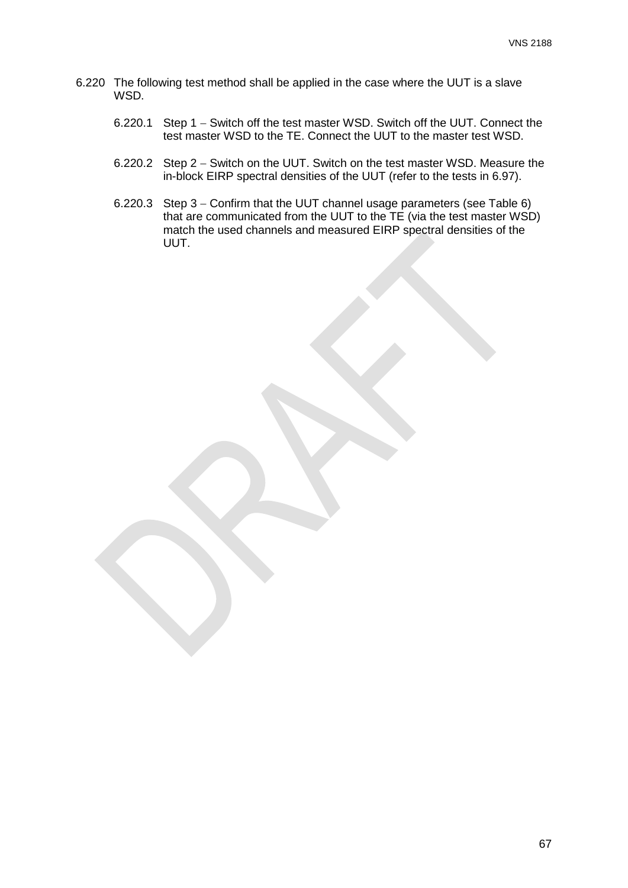6.220 The following test method shall be applied in the case where the UUT is a slave WSD.

6.220.1 Step 1 – Switch off the test master WSD. Switch off the UUT. Connect the test master WSD to the TE. Connect the UUT to the master test WSD.

6.220.2 Step 2 – Switch on the UUT. Switch on the test master WSD. Measure the in-block EIRP spectral densities of the UUT (refer to the tests in 6.97).

6.220.3 Step 3 – Confirm that the UUT channel usage parameters (see Table 6) that are communicated from the UUT to the TE (via the test master WSD) match the used channels and measured EIRP spectral densities of the UUT.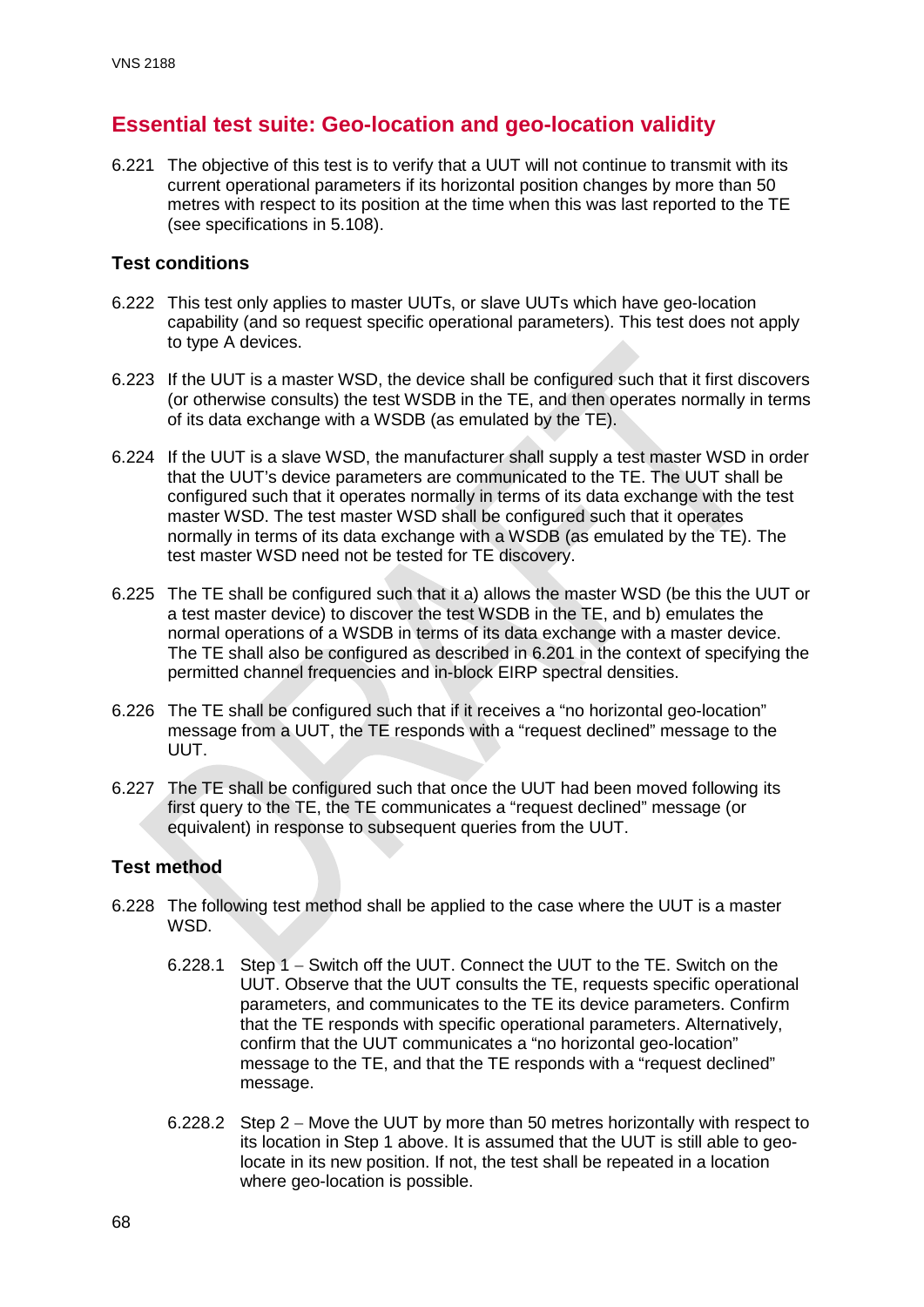## Essential test suite: Geo-location and geo-location validity

6.221 The objective of this test is to verify that a UUT will not continue to transmit with its current operational parameters if its horizontal position changes by more than 50 metres with respect to its position at the time when this was last reported to the TE (see specifications in 5.108).

### Test conditions

6.222 This test only applies to master UUTs, or slave UUTs which have geo-location capability (and so request specific operational parameters). This test does not apply to type A devices.

6.223 If the UUT is a master WSD, the device shall be configured such that it first discovers (or otherwise consults) the test WSDB in the TE, and then operates normally in terms of its data exchange with a WSDB (as emulated by the TE).

6.224 If the UUT is a slave WSD, the manufacturer shall supply a test master WSD in order that the UUT's device parameters are communicated to the TE. The UUT shall be configured such that it operates normally in terms of its data exchange with the test master WSD. The test master WSD shall be configured such that it operates normally in terms of its data exchange with a WSDB (as emulated by the TE). The test master WSD need not be tested for TE discovery.

6.225 The TE shall be configured such that it a) allows the master WSD (be this the UUT or a test master device) to discover the test WSDB in the TE, and b) emulates the normal operations of a WSDB in terms of its data exchange with a master device. The TE shall also be configured as described in 6.201 in the context of specifying the permitted channel frequencies and in-block EIRP spectral densities.

6.226 The TE shall be configured such that if it receives a "no horizontal geo-location" message from a UUT, the TE responds with a "request declined" message to the UUT.

6.227 The TE shall be configured such that once the UUT had been moved following its first query to the TE, the TE communicates a "request declined" message (or equivalent) in response to subsequent queries from the UUT.

### Test method

6.228 The following test method shall be applied to the case where the UUT is a master WSD.

6.228.1 Step 1 – Switch off the UUT. Connect the UUT to the TE. Switch on the UUT. Observe that the UUT consults the TE, requests specific operational parameters, and communicates to the TE its device parameters. Confirm that the TE responds with specific operational parameters. Alternatively, confirm that the UUT communicates a "no horizontal geo-location" message to the TE, and that the TE responds with a "request declined" message.

6.228.2 Step 2 – Move the UUT by more than 50 metres horizontally with respect to its location in Step 1 above. It is assumed that the UUT is still able to geo-locate in its new position. If not, the test shall be repeated in a location where geo-location is possible.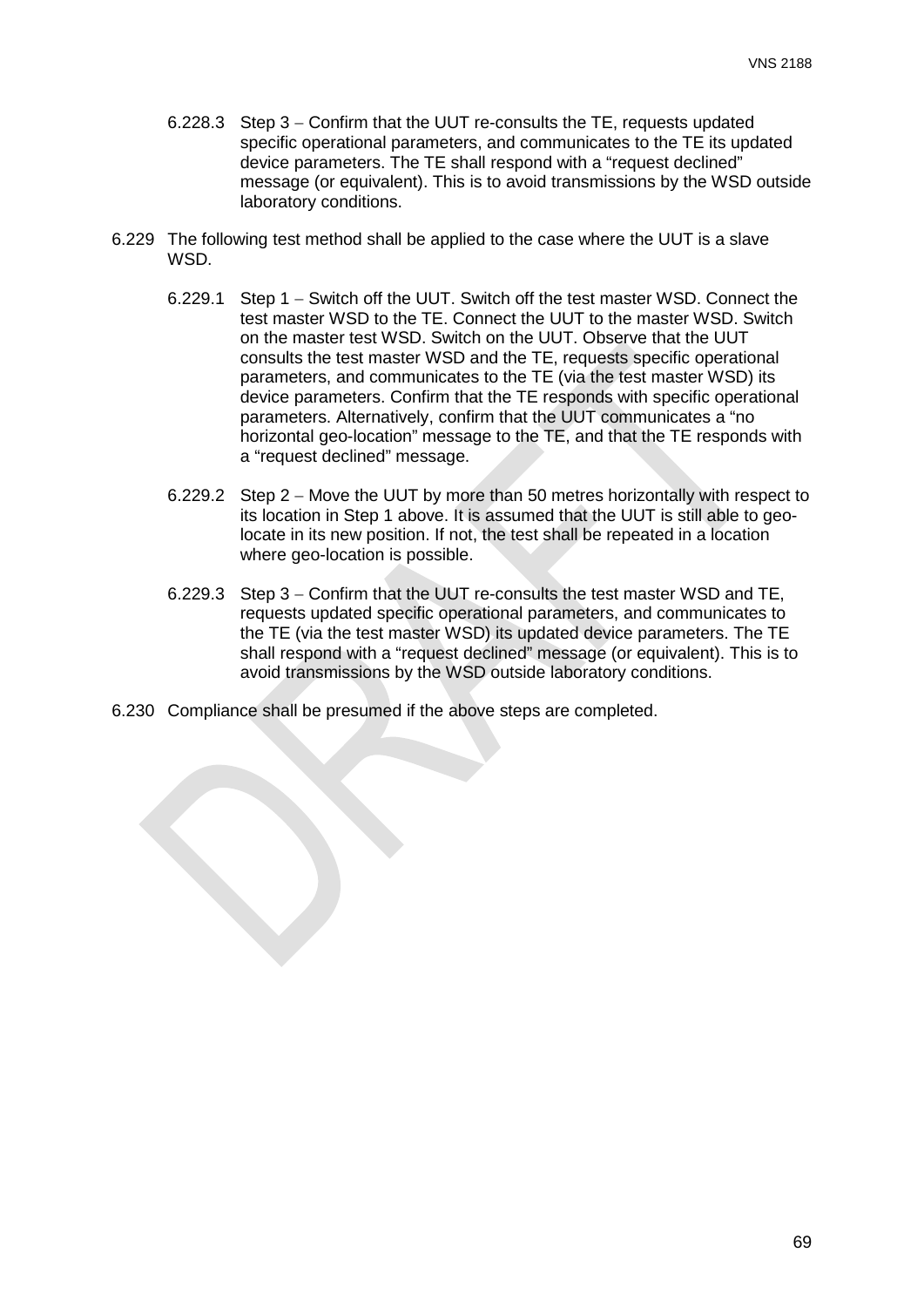6.228.3 Step 3 – Confirm that the UUT re-consults the TE, requests updated specific operational parameters, and communicates to the TE its updated device parameters. The TE shall respond with a “request declined” message (or equivalent). This is to avoid transmissions by the WSD outside laboratory conditions.

6.229 The following test method shall be applied to the case where the UUT is a slave WSD.

6.229.1 Step 1 – Switch off the UUT. Switch off the test master WSD. Connect the test master WSD to the TE. Connect the UUT to the master WSD. Switch on the master test WSD. Switch on the UUT. Observe that the UUT consults the test master WSD and the TE, requests specific operational parameters, and communicates to the TE (via the test master WSD) its device parameters. Confirm that the TE responds with specific operational parameters. Alternatively, confirm that the UUT communicates a “no horizontal geo-location” message to the TE, and that the TE responds with a “request declined” message.

6.229.2 Step 2 – Move the UUT by more than 50 metres horizontally with respect to its location in Step 1 above. It is assumed that the UUT is still able to geo-locate in its new position. If not, the test shall be repeated in a location where geo-location is possible.

6.229.3 Step 3 – Confirm that the UUT re-consults the test master WSD and TE, requests updated specific operational parameters, and communicates to the TE (via the test master WSD) its updated device parameters. The TE shall respond with a “request declined” message (or equivalent). This is to avoid transmissions by the WSD outside laboratory conditions.

6.230 Compliance shall be presumed if the above steps are completed.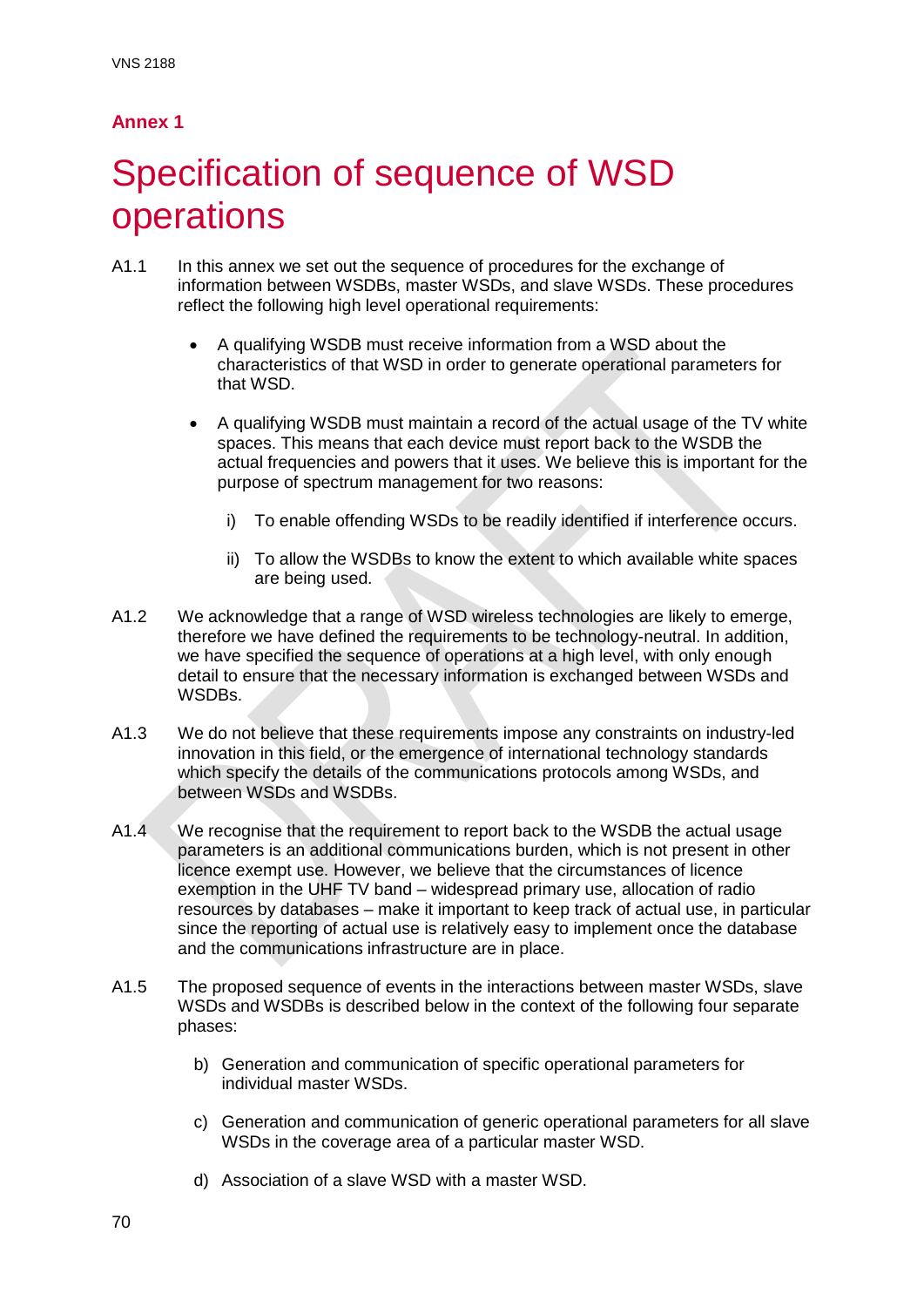## Annex 1

# Specification of sequence of WSD operations

A1.1 In this annex we set out the sequence of procedures for the exchange of information between WSDBs, master WSDs, and slave WSDs. These procedures reflect the following high level operational requirements:

- A qualifying WSDB must receive information from a WSD about the characteristics of that WSD in order to generate operational parameters for that WSD.
- A qualifying WSDB must maintain a record of the actual usage of the TV white spaces. This means that each device must report back to the WSDB the actual frequencies and powers that it uses. We believe this is important for the purpose of spectrum management for two reasons:
  - i) To enable offending WSDs to be readily identified if interference occurs.
  - ii) To allow the WSDBs to know the extent to which available white spaces are being used.

A1.2 We acknowledge that a range of WSD wireless technologies are likely to emerge, therefore we have defined the requirements to be technology-neutral. In addition, we have specified the sequence of operations at a high level, with only enough detail to ensure that the necessary information is exchanged between WSDs and WSDBs.

A1.3 We do not believe that these requirements impose any constraints on industry-led innovation in this field, or the emergence of international technology standards which specify the details of the communications protocols among WSDs, and between WSDs and WSDBs.

A1.4 We recognise that the requirement to report back to the WSDB the actual usage parameters is an additional communications burden, which is not present in other licence exempt use. However, we believe that the circumstances of licence exemption in the UHF TV band – widespread primary use, allocation of radio resources by databases – make it important to keep track of actual use, in particular since the reporting of actual use is relatively easy to implement once the database and the communications infrastructure are in place.

A1.5 The proposed sequence of events in the interactions between master WSDs, slave WSDs and WSDBs is described below in the context of the following four separate phases:

b) Generation and communication of specific operational parameters for individual master WSDs.

c) Generation and communication of generic operational parameters for all slave WSDs in the coverage area of a particular master WSD.

d) Association of a slave WSD with a master WSD.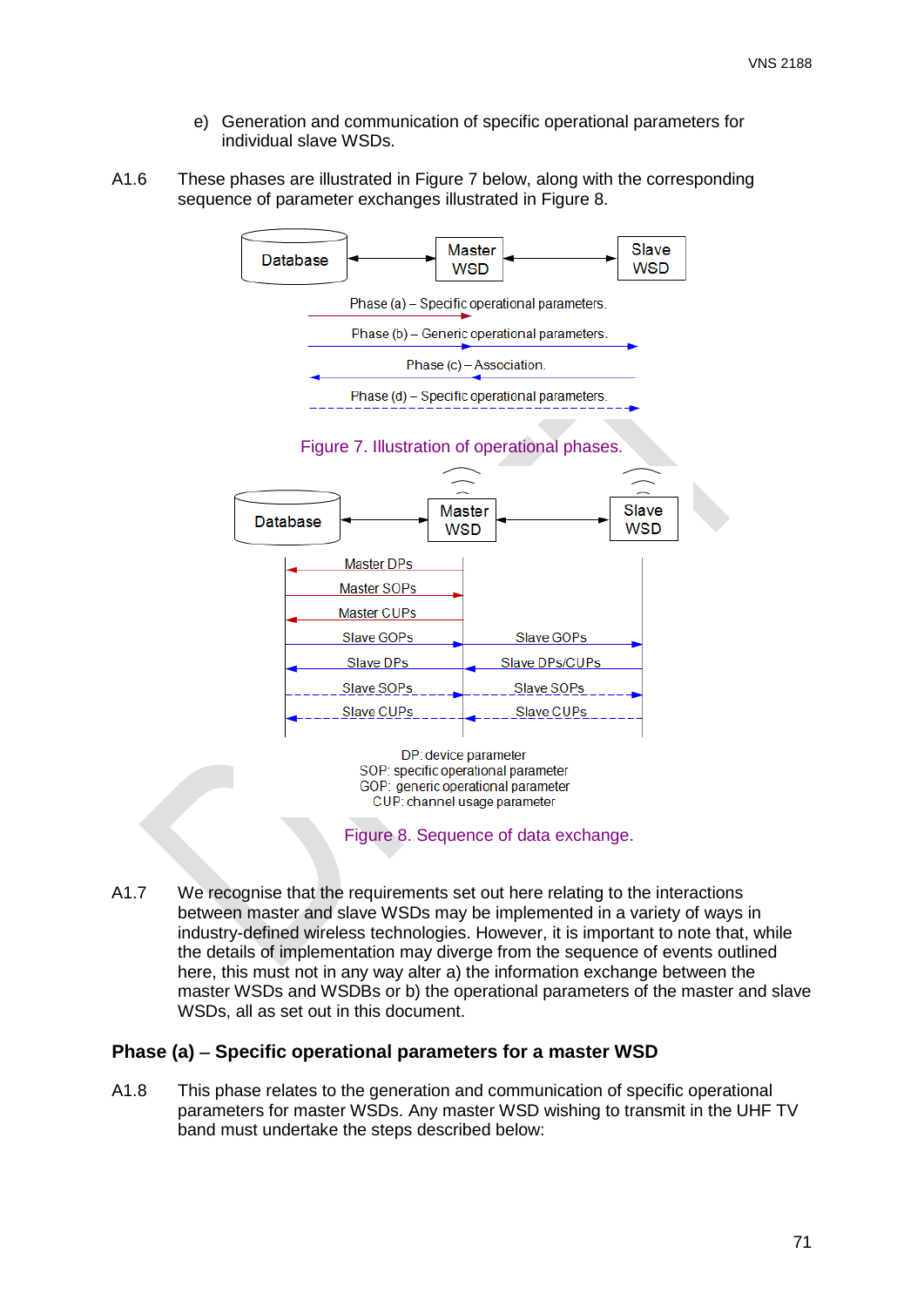e) Generation and communication of specific operational parameters for individual slave WSDs.

A1.6 These phases are illustrated in Figure 7 below, along with the corresponding sequence of parameter exchanges illustrated in Figure 8.

Figure 7. Illustration of operational phases.

Figure 8. Sequence of data exchange.

A1.7 We recognise that the requirements set out here relating to the interactions between master and slave WSDs may be implemented in a variety of ways in industry-defined wireless technologies. However, it is important to note that, while the details of implementation may diverge from the sequence of events outlined here, this must not in any way alter a) the information exchange between the master WSDs and WSDBs or b) the operational parameters of the master and slave WSDs, all as set out in this document.

### Phase (a) – Specific operational parameters for a master WSD

A1.8 This phase relates to the generation and communication of specific operational parameters for master WSDs. Any master WSD wishing to transmit in the UHF TV band must undertake the steps described below: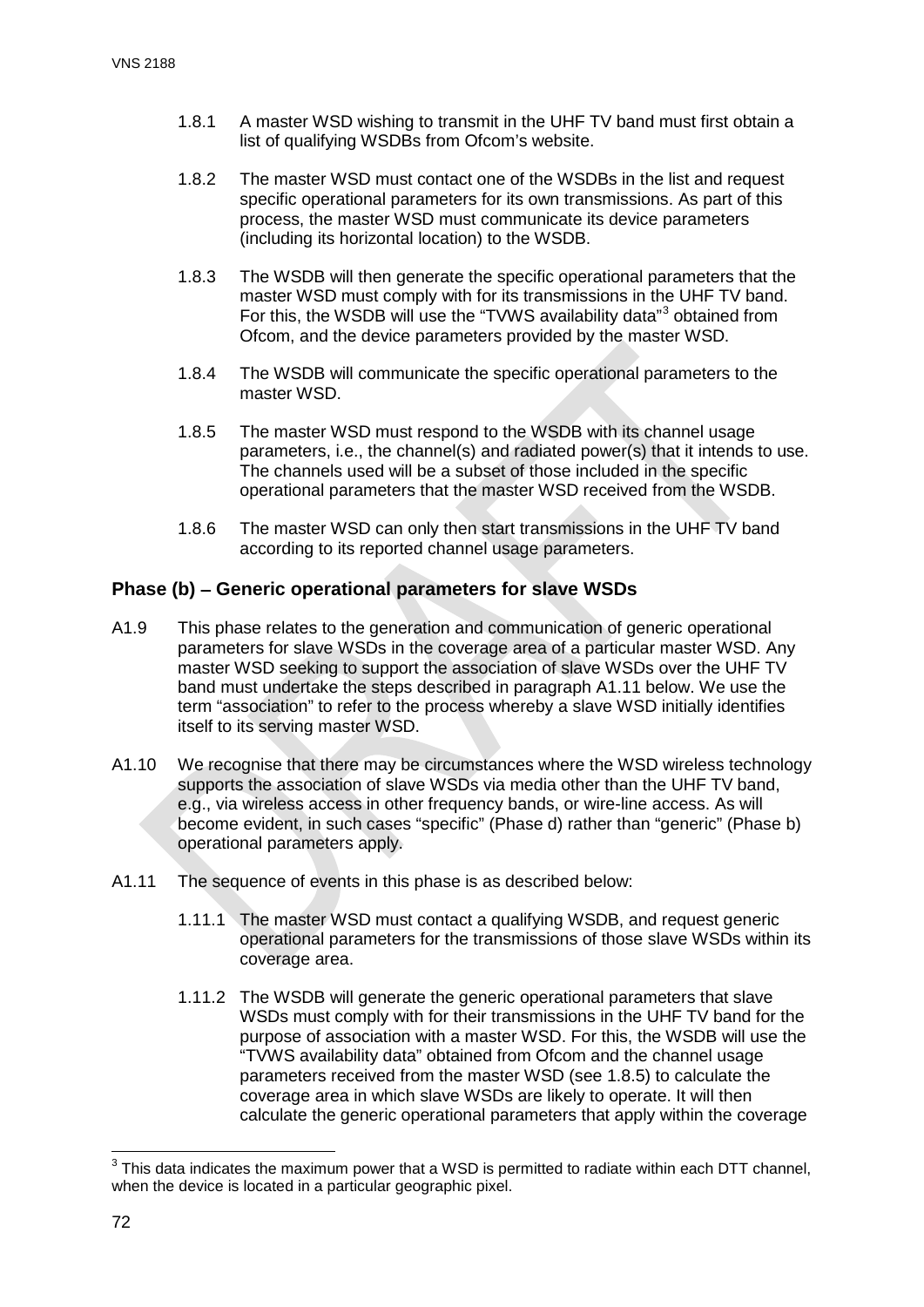1.8.1 A master WSD wishing to transmit in the UHF TV band must first obtain a list of qualifying WSDBs from Ofcom's website.

1.8.2 The master WSD must contact one of the WSDBs in the list and request specific operational parameters for its own transmissions. As part of this process, the master WSD must communicate its device parameters (including its horizontal location) to the WSDB.

1.8.3 The WSDB will then generate the specific operational parameters that the master WSD must comply with for its transmissions in the UHF TV band. For this, the WSDB will use the "TVWS availability data"[3] obtained from Ofcom, and the device parameters provided by the master WSD.

1.8.4 The WSDB will communicate the specific operational parameters to the master WSD.

1.8.5 The master WSD must respond to the WSDB with its channel usage parameters, i.e., the channel(s) and radiated power(s) that it intends to use. The channels used will be a subset of those included in the specific operational parameters that the master WSD received from the WSDB.

1.8.6 The master WSD can only then start transmissions in the UHF TV band according to its reported channel usage parameters.

### Phase (b) – Generic operational parameters for slave WSDs

A1.9 This phase relates to the generation and communication of generic operational parameters for slave WSDs in the coverage area of a particular master WSD. Any master WSD seeking to support the association of slave WSDs over the UHF TV band must undertake the steps described in paragraph A1.11 below. We use the term "association" to refer to the process whereby a slave WSD initially identifies itself to its serving master WSD.

A1.10 We recognise that there may be circumstances where the WSD wireless technology supports the association of slave WSDs via media other than the UHF TV band, e.g., via wireless access in other frequency bands, or wire-line access. As will become evident, in such cases "specific" (Phase d) rather than "generic" (Phase b) operational parameters apply.

A1.11 The sequence of events in this phase is as described below:

1.11.1 The master WSD must contact a qualifying WSDB, and request generic operational parameters for the transmissions of those slave WSDs within its coverage area.

1.11.2 The WSDB will generate the generic operational parameters that slave WSDs must comply with for their transmissions in the UHF TV band for the purpose of association with a master WSD. For this, the WSDB will use the "TVWS availability data" obtained from Ofcom and the channel usage parameters received from the master WSD (see 1.8.5) to calculate the coverage area in which slave WSDs are likely to operate. It will then calculate the generic operational parameters that apply within the coverage

[3] This data indicates the maximum power that a WSD is permitted to radiate within each DTT channel, when the device is located in a particular geographic pixel.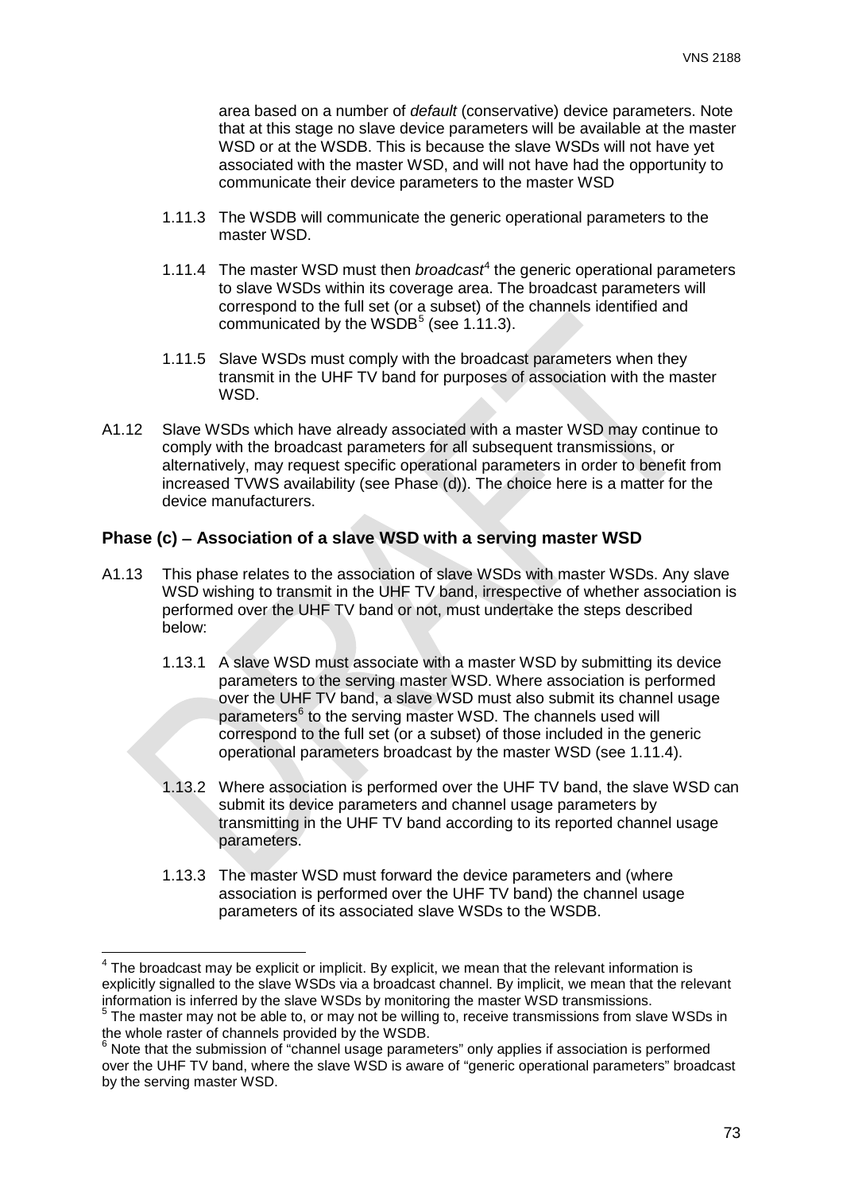area based on a number of *default* (conservative) device parameters. Note that at this stage no slave device parameters will be available at the master WSD or at the WSDB. This is because the slave WSDs will not have yet associated with the master WSD, and will not have had the opportunity to communicate their device parameters to the master WSD

1.11.3 The WSDB will communicate the generic operational parameters to the master WSD.

1.11.4 The master WSD must then *broadcast*[4] the generic operational parameters to slave WSDs within its coverage area. The broadcast parameters will correspond to the full set (or a subset) of the channels identified and communicated by the WSDB[5] (see 1.11.3).

1.11.5 Slave WSDs must comply with the broadcast parameters when they transmit in the UHF TV band for purposes of association with the master WSD.

A1.12 Slave WSDs which have already associated with a master WSD may continue to comply with the broadcast parameters for all subsequent transmissions, or alternatively, may request specific operational parameters in order to benefit from increased TVWS availability (see Phase (d)). The choice here is a matter for the device manufacturers.

### Phase (c) – Association of a slave WSD with a serving master WSD

A1.13 This phase relates to the association of slave WSDs with master WSDs. Any slave WSD wishing to transmit in the UHF TV band, irrespective of whether association is performed over the UHF TV band or not, must undertake the steps described below:

1.13.1 A slave WSD must associate with a master WSD by submitting its device parameters to the serving master WSD. Where association is performed over the UHF TV band, a slave WSD must also submit its channel usage parameters[6] to the serving master WSD. The channels used will correspond to the full set (or a subset) of those included in the generic operational parameters broadcast by the master WSD (see 1.11.4).

1.13.2 Where association is performed over the UHF TV band, the slave WSD can submit its device parameters and channel usage parameters by transmitting in the UHF TV band according to its reported channel usage parameters.

1.13.3 The master WSD must forward the device parameters and (where association is performed over the UHF TV band) the channel usage parameters of its associated slave WSDs to the WSDB.

---

[4] The broadcast may be explicit or implicit. By explicit, we mean that the relevant information is explicitly signalled to the slave WSDs via a broadcast channel. By implicit, we mean that the relevant information is inferred by the slave WSDs by monitoring the master WSD transmissions.

[5] The master may not be able to, or may not be willing to, receive transmissions from slave WSDs in the whole raster of channels provided by the WSDB.

[6] Note that the submission of "channel usage parameters" only applies if association is performed over the UHF TV band, where the slave WSD is aware of "generic operational parameters" broadcast by the serving master WSD.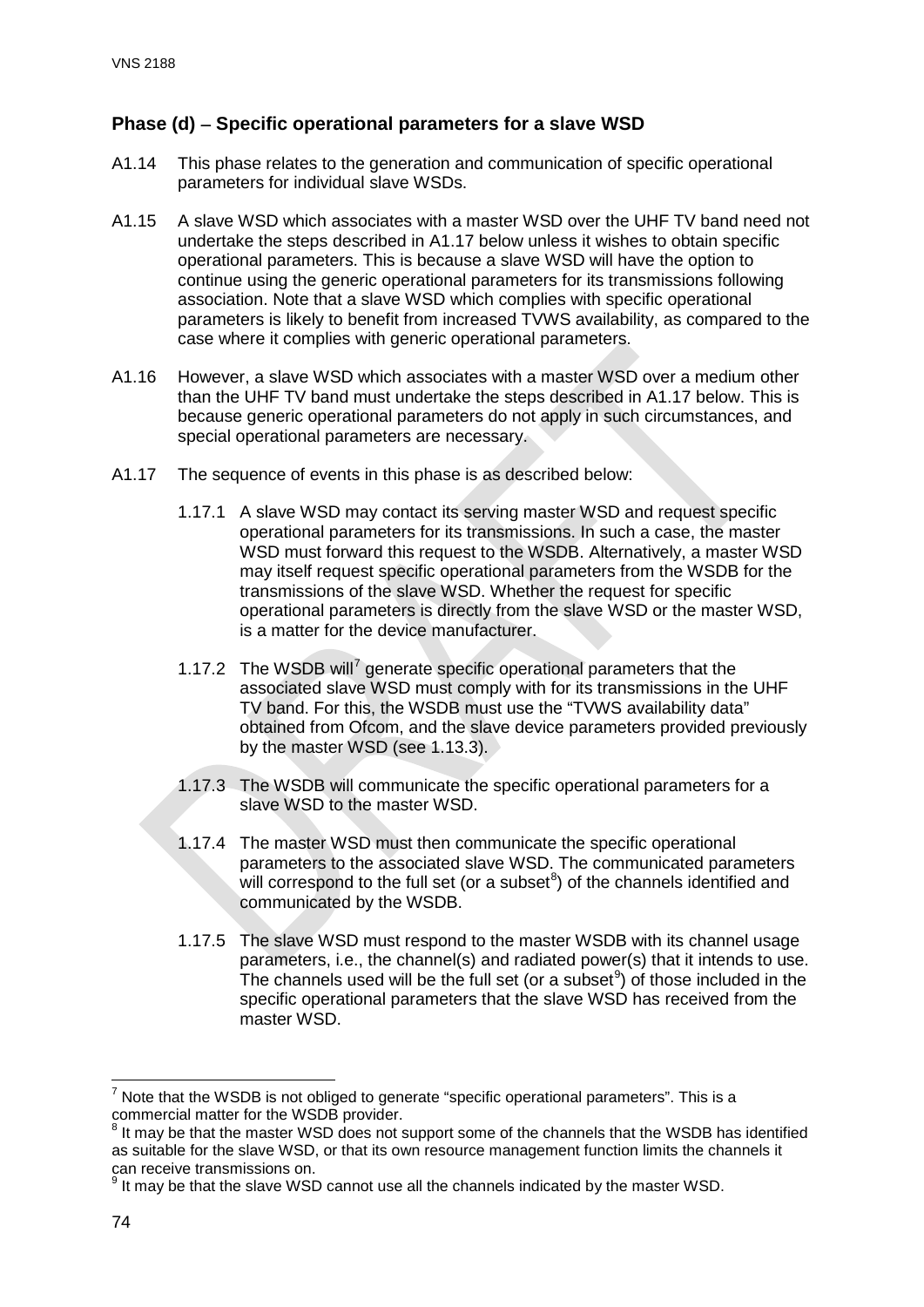### Phase (d) – Specific operational parameters for a slave WSD

A1.14 This phase relates to the generation and communication of specific operational parameters for individual slave WSDs.

A1.15 A slave WSD which associates with a master WSD over the UHF TV band need not undertake the steps described in A1.17 below unless it wishes to obtain specific operational parameters. This is because a slave WSD will have the option to continue using the generic operational parameters for its transmissions following association. Note that a slave WSD which complies with specific operational parameters is likely to benefit from increased TVWS availability, as compared to the case where it complies with generic operational parameters.

A1.16 However, a slave WSD which associates with a master WSD over a medium other than the UHF TV band must undertake the steps described in A1.17 below. This is because generic operational parameters do not apply in such circumstances, and special operational parameters are necessary.

A1.17 The sequence of events in this phase is as described below:

1.17.1 A slave WSD may contact its serving master WSD and request specific operational parameters for its transmissions. In such a case, the master WSD must forward this request to the WSDB. Alternatively, a master WSD may itself request specific operational parameters from the WSDB for the transmissions of the slave WSD. Whether the request for specific operational parameters is directly from the slave WSD or the master WSD, is a matter for the device manufacturer.

1.17.2 The WSDB will[7] generate specific operational parameters that the associated slave WSD must comply with for its transmissions in the UHF TV band. For this, the WSDB must use the "TVWS availability data" obtained from Ofcom, and the slave device parameters provided previously by the master WSD (see 1.13.3).

1.17.3 The WSDB will communicate the specific operational parameters for a slave WSD to the master WSD.

1.17.4 The master WSD must then communicate the specific operational parameters to the associated slave WSD. The communicated parameters will correspond to the full set (or a subset[8]) of the channels identified and communicated by the WSDB.

1.17.5 The slave WSD must respond to the master WSDB with its channel usage parameters, i.e., the channel(s) and radiated power(s) that it intends to use. The channels used will be the full set (or a subset[9]) of those included in the specific operational parameters that the slave WSD has received from the master WSD.

---

[7] Note that the WSDB is not obliged to generate "specific operational parameters". This is a commercial matter for the WSDB provider.

[8] It may be that the master WSD does not support some of the channels that the WSDB has identified as suitable for the slave WSD, or that its own resource management function limits the channels it can receive transmissions on.

[9] It may be that the slave WSD cannot use all the channels indicated by the master WSD.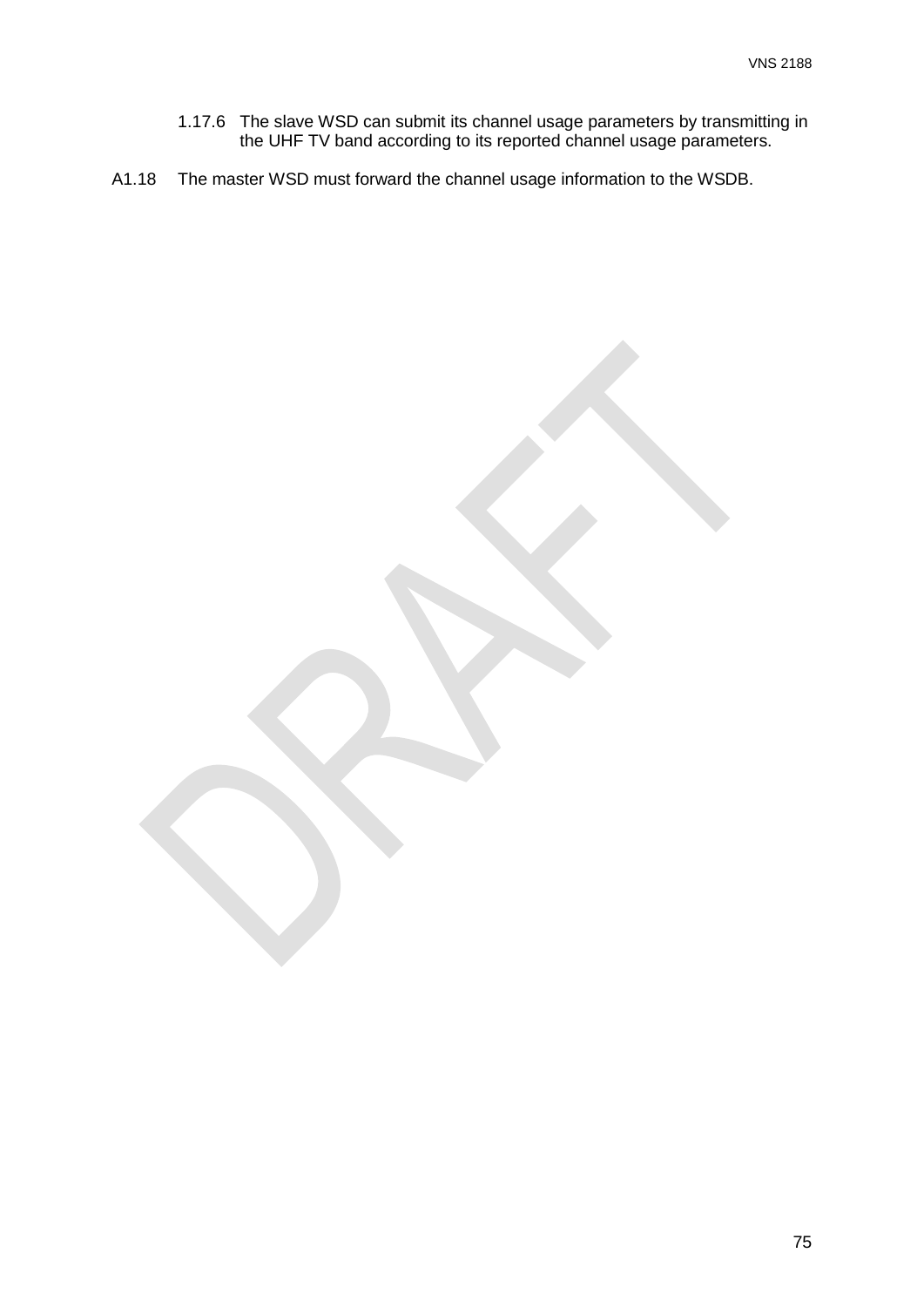1.17.6 The slave WSD can submit its channel usage parameters by transmitting in the UHF TV band according to its reported channel usage parameters.

A1.18 The master WSD must forward the channel usage information to the WSDB.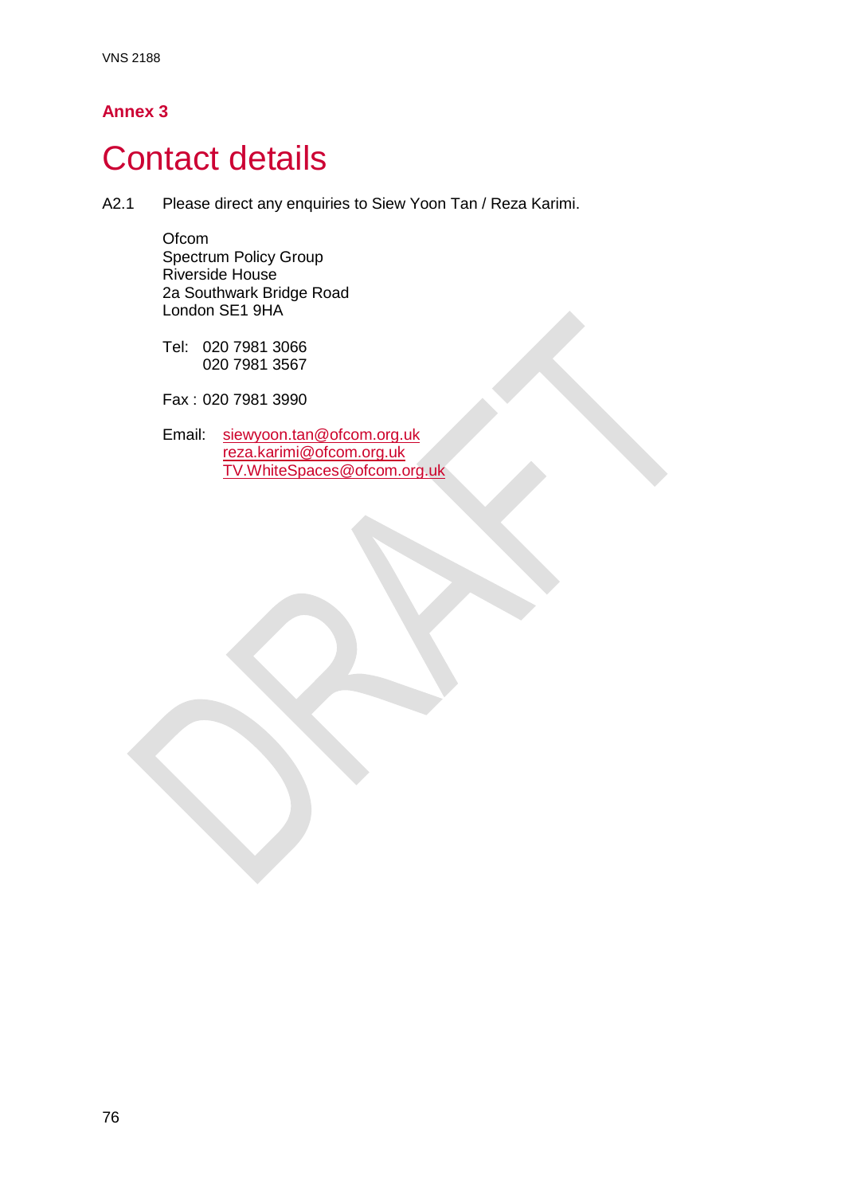## Annex 3

# Contact details

A2.1 Please direct any enquiries to Siew Yoon Tan / Reza Karimi.

Ofcom
Spectrum Policy Group
Riverside House
2a Southwark Bridge Road
London SE1 9HA

Tel: 020 7981 3066
020 7981 3567

Fax : 020 7981 3990

Email: siewyoon.tan@ofcom.org.uk
reza.karimi@ofcom.org.uk
TV.WhiteSpaces@ofcom.org.uk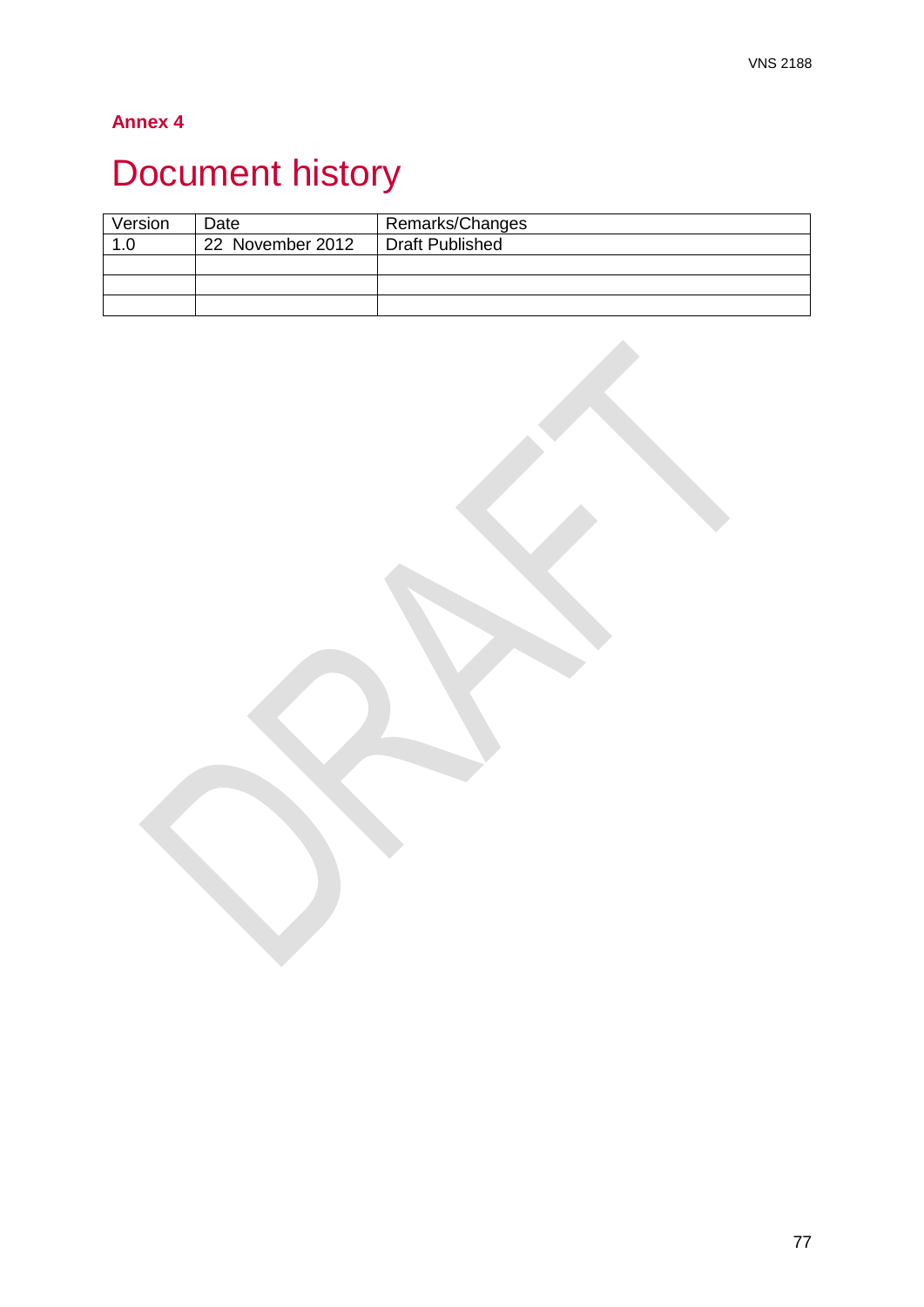**Annex 4**

# Document history

| Version | Date | Remarks/Changes |
|---|---|---|
| 1.0 | 22 November 2012 | Draft Published |
| | | |
| | | |
| | | |